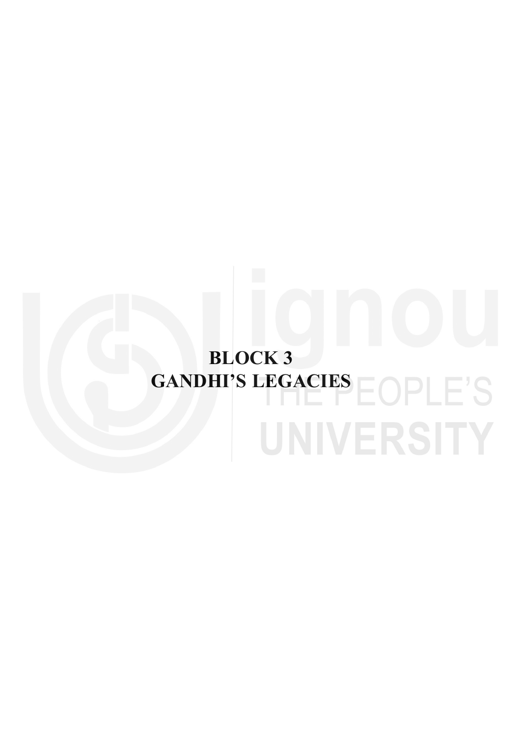# BLOCK 3
# GANDHI'S LEGACIES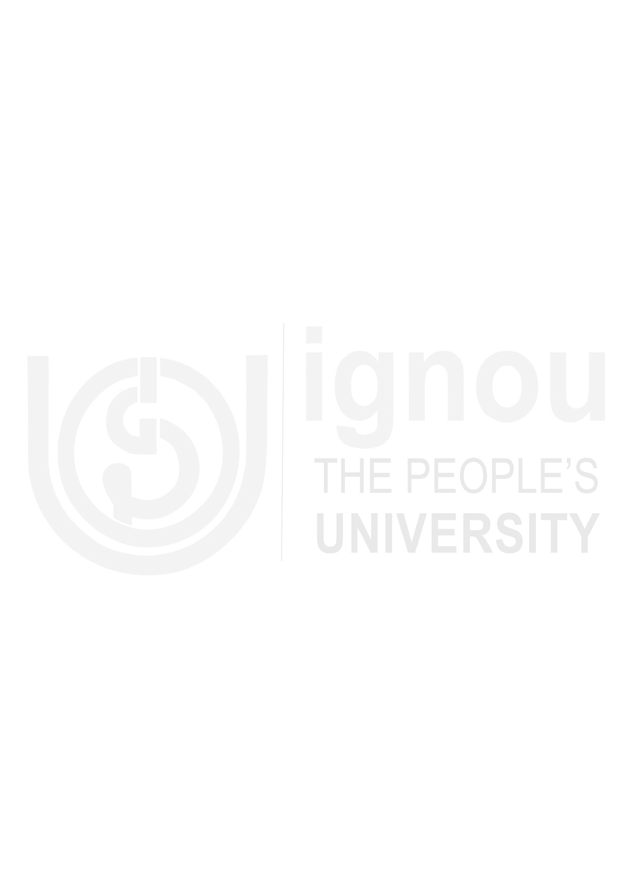ignou

THE PEOPLE'S

UNIVERSITY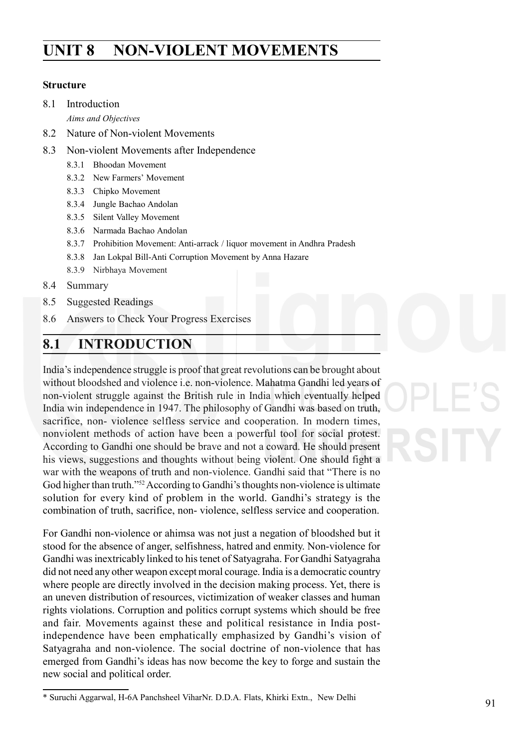# UNIT 8 NON-VIOLENT MOVEMENTS

**Structure**

8.1 Introduction

*Aims and Objectives*

8.2 Nature of Non-violent Movements

8.3 Non-violent Movements after Independence

- 8.3.1 Bhoodan Movement
- 8.3.2 New Farmers' Movement
- 8.3.3 Chipko Movement
- 8.3.4 Jungle Bachao Andolan
- 8.3.5 Silent Valley Movement
- 8.3.6 Narmada Bachao Andolan
- 8.3.7 Prohibition Movement: Anti-arrack / liquor movement in Andhra Pradesh
- 8.3.8 Jan Lokpal Bill-Anti Corruption Movement by Anna Hazare
- 8.3.9 Nirbhaya Movement

8.4 Summary

8.5 Suggested Readings

8.6 Answers to Check Your Progress Exercises

## 8.1 INTRODUCTION

India's independence struggle is proof that great revolutions can be brought about without bloodshed and violence i.e. non-violence. Mahatma Gandhi led years of non-violent struggle against the British rule in India which eventually helped India win independence in 1947. The philosophy of Gandhi was based on truth, sacrifice, non- violence selfless service and cooperation. In modern times, nonviolent methods of action have been a powerful tool for social protest. According to Gandhi one should be brave and not a coward. He should present his views, suggestions and thoughts without being violent. One should fight a war with the weapons of truth and non-violence. Gandhi said that "There is no God higher than truth."[52] According to Gandhi's thoughts non-violence is ultimate solution for every kind of problem in the world. Gandhi's strategy is the combination of truth, sacrifice, non- violence, selfless service and cooperation.

For Gandhi non-violence or ahimsa was not just a negation of bloodshed but it stood for the absence of anger, selfishness, hatred and enmity. Non-violence for Gandhi was inextricably linked to his tenet of Satyagraha. For Gandhi Satyagraha did not need any other weapon except moral courage. India is a democratic country where people are directly involved in the decision making process. Yet, there is an uneven distribution of resources, victimization of weaker classes and human rights violations. Corruption and politics corrupt systems which should be free and fair. Movements against these and political resistance in India post-independence have been emphatically emphasized by Gandhi's vision of Satyagraha and non-violence. The social doctrine of non-violence that has emerged from Gandhi's ideas has now become the key to forge and sustain the new social and political order.

---

\* Suruchi Aggarwal, H-6A Panchsheel ViharNr. D.D.A. Flats, Khirki Extn., New Delhi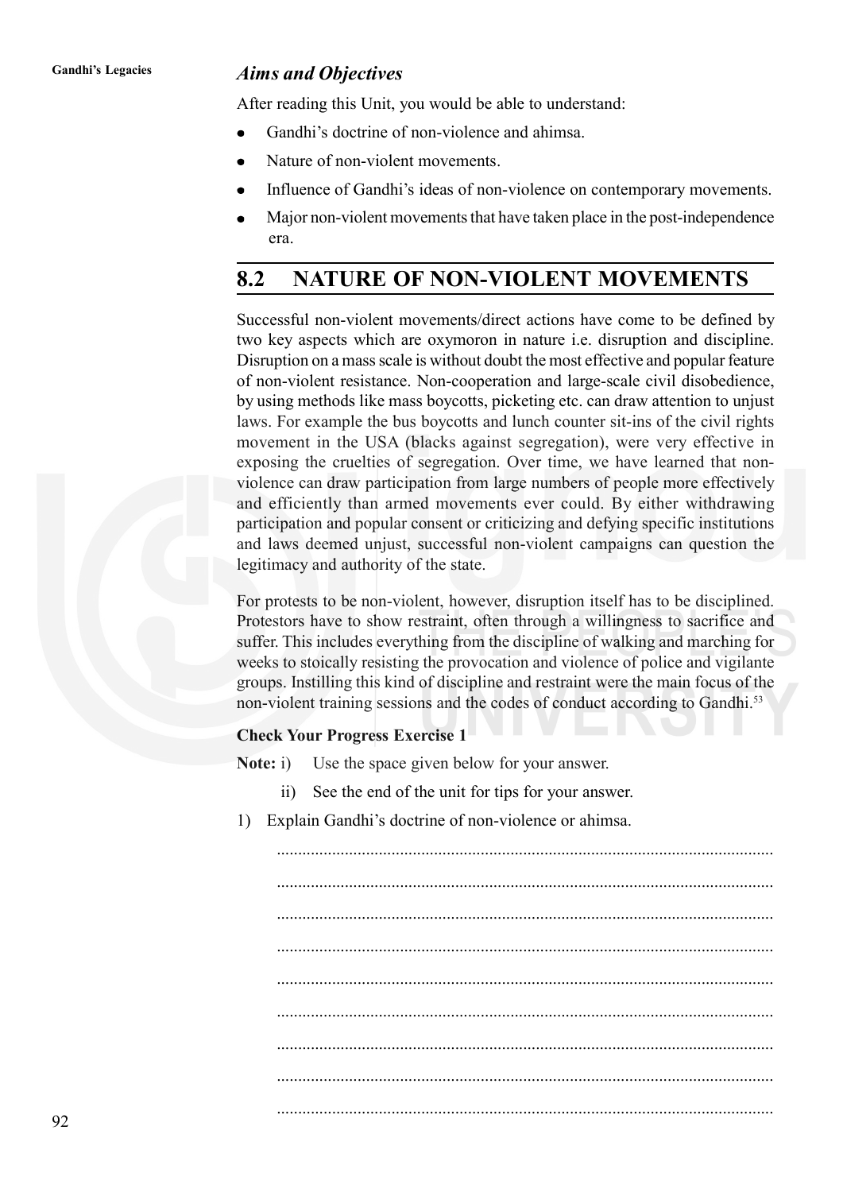### *Aims and Objectives*

After reading this Unit, you would be able to understand:

- Gandhi's doctrine of non-violence and ahimsa.
- Nature of non-violent movements.
- Influence of Gandhi's ideas of non-violence on contemporary movements.
- Major non-violent movements that have taken place in the post-independence era.

## 8.2 NATURE OF NON-VIOLENT MOVEMENTS

Successful non-violent movements/direct actions have come to be defined by two key aspects which are oxymoron in nature i.e. disruption and discipline. Disruption on a mass scale is without doubt the most effective and popular feature of non-violent resistance. Non-cooperation and large-scale civil disobedience, by using methods like mass boycotts, picketing etc. can draw attention to unjust laws. For example the bus boycotts and lunch counter sit-ins of the civil rights movement in the USA (blacks against segregation), were very effective in exposing the cruelties of segregation. Over time, we have learned that non-violence can draw participation from large numbers of people more effectively and efficiently than armed movements ever could. By either withdrawing participation and popular consent or criticizing and defying specific institutions and laws deemed unjust, successful non-violent campaigns can question the legitimacy and authority of the state.

For protests to be non-violent, however, disruption itself has to be disciplined. Protestors have to show restraint, often through a willingness to sacrifice and suffer. This includes everything from the discipline of walking and marching for weeks to stoically resisting the provocation and violence of police and vigilante groups. Instilling this kind of discipline and restraint were the main focus of the non-violent training sessions and the codes of conduct according to Gandhi.[53]

**Check Your Progress Exercise 1**

**Note:** i) Use the space given below for your answer.

ii) See the end of the unit for tips for your answer.

1) Explain Gandhi's doctrine of non-violence or ahimsa.

..................................................................................................................

..................................................................................................................

..................................................................................................................

..................................................................................................................

..................................................................................................................

..................................................................................................................

..................................................................................................................

..................................................................................................................

..................................................................................................................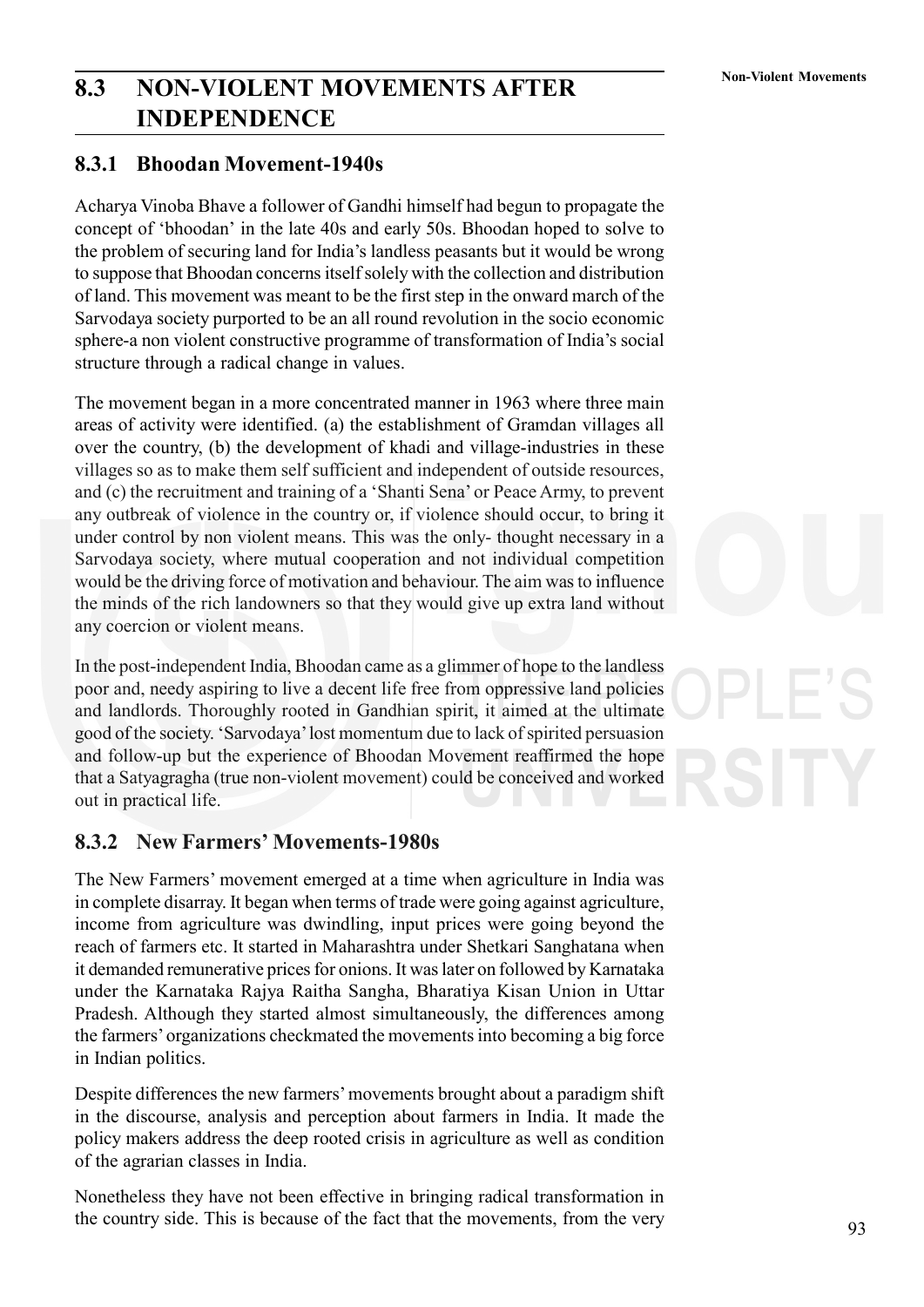## 8.3 NON-VIOLENT MOVEMENTS AFTER INDEPENDENCE

### 8.3.1 Bhoodan Movement-1940s

Acharya Vinoba Bhave a follower of Gandhi himself had begun to propagate the concept of 'bhoodan' in the late 40s and early 50s. Bhoodan hoped to solve to the problem of securing land for India's landless peasants but it would be wrong to suppose that Bhoodan concerns itself solely with the collection and distribution of land. This movement was meant to be the first step in the onward march of the Sarvodaya society purported to be an all round revolution in the socio economic sphere-a non violent constructive programme of transformation of India's social structure through a radical change in values.

The movement began in a more concentrated manner in 1963 where three main areas of activity were identified. (a) the establishment of Gramdan villages all over the country, (b) the development of khadi and village-industries in these villages so as to make them self sufficient and independent of outside resources, and (c) the recruitment and training of a 'Shanti Sena' or Peace Army, to prevent any outbreak of violence in the country or, if violence should occur, to bring it under control by non violent means. This was the only- thought necessary in a Sarvodaya society, where mutual cooperation and not individual competition would be the driving force of motivation and behaviour. The aim was to influence the minds of the rich landowners so that they would give up extra land without any coercion or violent means.

In the post-independent India, Bhoodan came as a glimmer of hope to the landless poor and, needy aspiring to live a decent life free from oppressive land policies and landlords. Thoroughly rooted in Gandhian spirit, it aimed at the ultimate good of the society. 'Sarvodaya' lost momentum due to lack of spirited persuasion and follow-up but the experience of Bhoodan Movement reaffirmed the hope that a Satyagragha (true non-violent movement) could be conceived and worked out in practical life.

### 8.3.2 New Farmers' Movements-1980s

The New Farmers' movement emerged at a time when agriculture in India was in complete disarray. It began when terms of trade were going against agriculture, income from agriculture was dwindling, input prices were going beyond the reach of farmers etc. It started in Maharashtra under Shetkari Sanghatana when it demanded remunerative prices for onions. It was later on followed by Karnataka under the Karnataka Rajya Raitha Sangha, Bharatiya Kisan Union in Uttar Pradesh. Although they started almost simultaneously, the differences among the farmers' organizations checkmated the movements into becoming a big force in Indian politics.

Despite differences the new farmers' movements brought about a paradigm shift in the discourse, analysis and perception about farmers in India. It made the policy makers address the deep rooted crisis in agriculture as well as condition of the agrarian classes in India.

Nonetheless they have not been effective in bringing radical transformation in the country side. This is because of the fact that the movements, from the very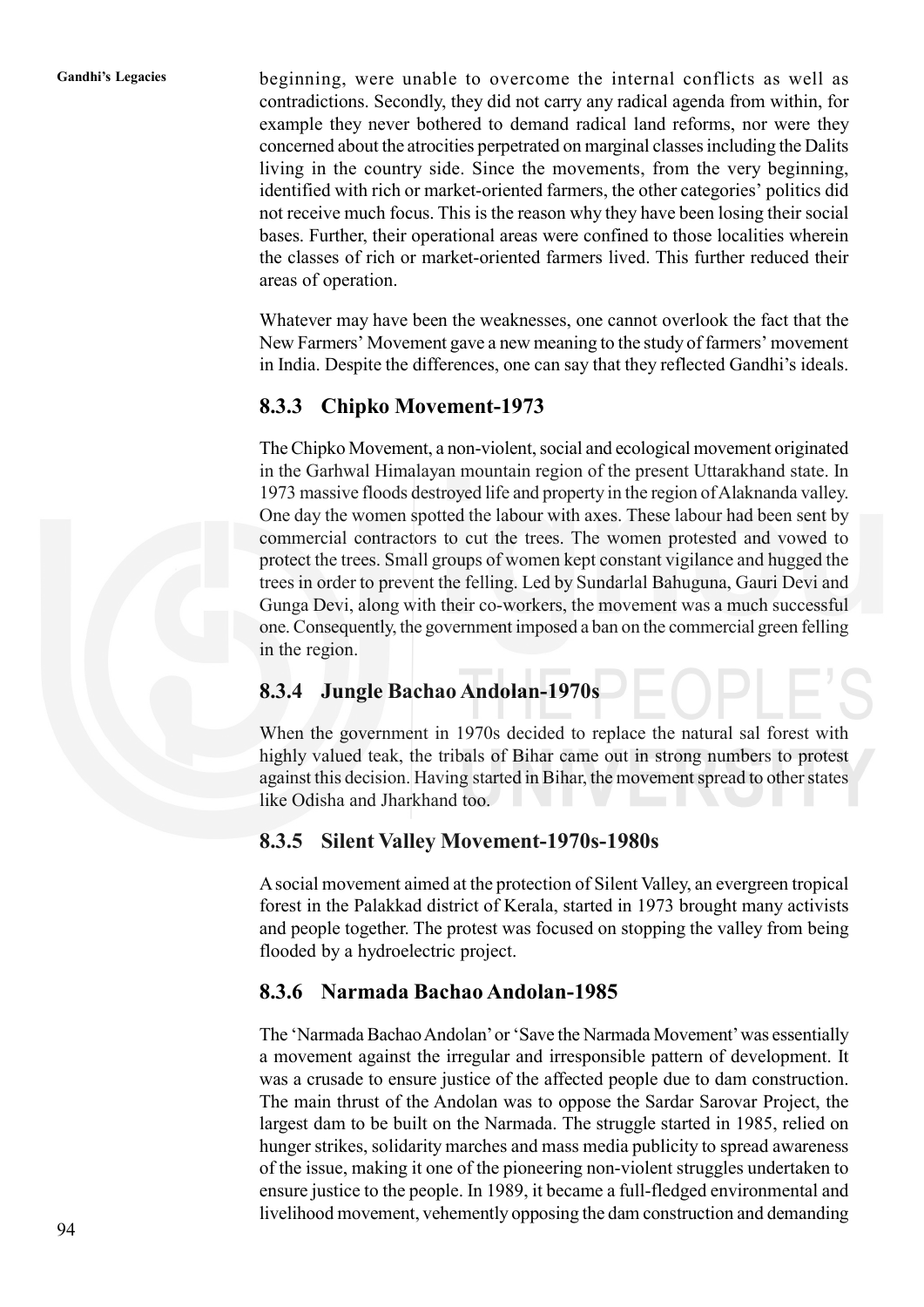beginning, were unable to overcome the internal conflicts as well as contradictions. Secondly, they did not carry any radical agenda from within, for example they never bothered to demand radical land reforms, nor were they concerned about the atrocities perpetrated on marginal classes including the Dalits living in the country side. Since the movements, from the very beginning, identified with rich or market-oriented farmers, the other categories' politics did not receive much focus. This is the reason why they have been losing their social bases. Further, their operational areas were confined to those localities wherein the classes of rich or market-oriented farmers lived. This further reduced their areas of operation.

Whatever may have been the weaknesses, one cannot overlook the fact that the New Farmers' Movement gave a new meaning to the study of farmers' movement in India. Despite the differences, one can say that they reflected Gandhi's ideals.

### 8.3.3 Chipko Movement-1973

The Chipko Movement, a non-violent, social and ecological movement originated in the Garhwal Himalayan mountain region of the present Uttarakhand state. In 1973 massive floods destroyed life and property in the region of Alaknanda valley. One day the women spotted the labour with axes. These labour had been sent by commercial contractors to cut the trees. The women protested and vowed to protect the trees. Small groups of women kept constant vigilance and hugged the trees in order to prevent the felling. Led by Sundarlal Bahuguna, Gauri Devi and Gunga Devi, along with their co-workers, the movement was a much successful one. Consequently, the government imposed a ban on the commercial green felling in the region.

### 8.3.4 Jungle Bachao Andolan-1970s

When the government in 1970s decided to replace the natural sal forest with highly valued teak, the tribals of Bihar came out in strong numbers to protest against this decision. Having started in Bihar, the movement spread to other states like Odisha and Jharkhand too.

### 8.3.5 Silent Valley Movement-1970s-1980s

A social movement aimed at the protection of Silent Valley, an evergreen tropical forest in the Palakkad district of Kerala, started in 1973 brought many activists and people together. The protest was focused on stopping the valley from being flooded by a hydroelectric project.

### 8.3.6 Narmada Bachao Andolan-1985

The 'Narmada Bachao Andolan' or 'Save the Narmada Movement' was essentially a movement against the irregular and irresponsible pattern of development. It was a crusade to ensure justice of the affected people due to dam construction. The main thrust of the Andolan was to oppose the Sardar Sarovar Project, the largest dam to be built on the Narmada. The struggle started in 1985, relied on hunger strikes, solidarity marches and mass media publicity to spread awareness of the issue, making it one of the pioneering non-violent struggles undertaken to ensure justice to the people. In 1989, it became a full-fledged environmental and livelihood movement, vehemently opposing the dam construction and demanding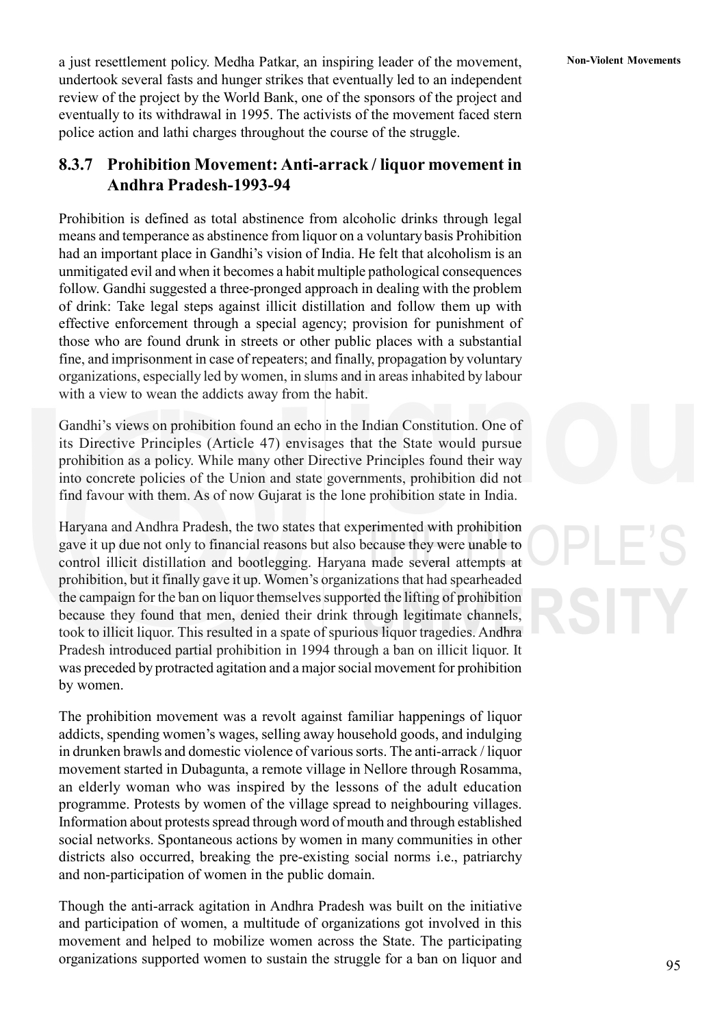a just resettlement policy. Medha Patkar, an inspiring leader of the movement, undertook several fasts and hunger strikes that eventually led to an independent review of the project by the World Bank, one of the sponsors of the project and eventually to its withdrawal in 1995. The activists of the movement faced stern police action and lathi charges throughout the course of the struggle.

### 8.3.7 Prohibition Movement: Anti-arrack / liquor movement in Andhra Pradesh-1993-94

Prohibition is defined as total abstinence from alcoholic drinks through legal means and temperance as abstinence from liquor on a voluntary basis Prohibition had an important place in Gandhi's vision of India. He felt that alcoholism is an unmitigated evil and when it becomes a habit multiple pathological consequences follow. Gandhi suggested a three-pronged approach in dealing with the problem of drink: Take legal steps against illicit distillation and follow them up with effective enforcement through a special agency; provision for punishment of those who are found drunk in streets or other public places with a substantial fine, and imprisonment in case of repeaters; and finally, propagation by voluntary organizations, especially led by women, in slums and in areas inhabited by labour with a view to wean the addicts away from the habit.

Gandhi's views on prohibition found an echo in the Indian Constitution. One of its Directive Principles (Article 47) envisages that the State would pursue prohibition as a policy. While many other Directive Principles found their way into concrete policies of the Union and state governments, prohibition did not find favour with them. As of now Gujarat is the lone prohibition state in India.

Haryana and Andhra Pradesh, the two states that experimented with prohibition gave it up due not only to financial reasons but also because they were unable to control illicit distillation and bootlegging. Haryana made several attempts at prohibition, but it finally gave it up. Women's organizations that had spearheaded the campaign for the ban on liquor themselves supported the lifting of prohibition because they found that men, denied their drink through legitimate channels, took to illicit liquor. This resulted in a spate of spurious liquor tragedies. Andhra Pradesh introduced partial prohibition in 1994 through a ban on illicit liquor. It was preceded by protracted agitation and a major social movement for prohibition by women.

The prohibition movement was a revolt against familiar happenings of liquor addicts, spending women's wages, selling away household goods, and indulging in drunken brawls and domestic violence of various sorts. The anti-arrack / liquor movement started in Dubagunta, a remote village in Nellore through Rosamma, an elderly woman who was inspired by the lessons of the adult education programme. Protests by women of the village spread to neighbouring villages. Information about protests spread through word of mouth and through established social networks. Spontaneous actions by women in many communities in other districts also occurred, breaking the pre-existing social norms i.e., patriarchy and non-participation of women in the public domain.

Though the anti-arrack agitation in Andhra Pradesh was built on the initiative and participation of women, a multitude of organizations got involved in this movement and helped to mobilize women across the State. The participating organizations supported women to sustain the struggle for a ban on liquor and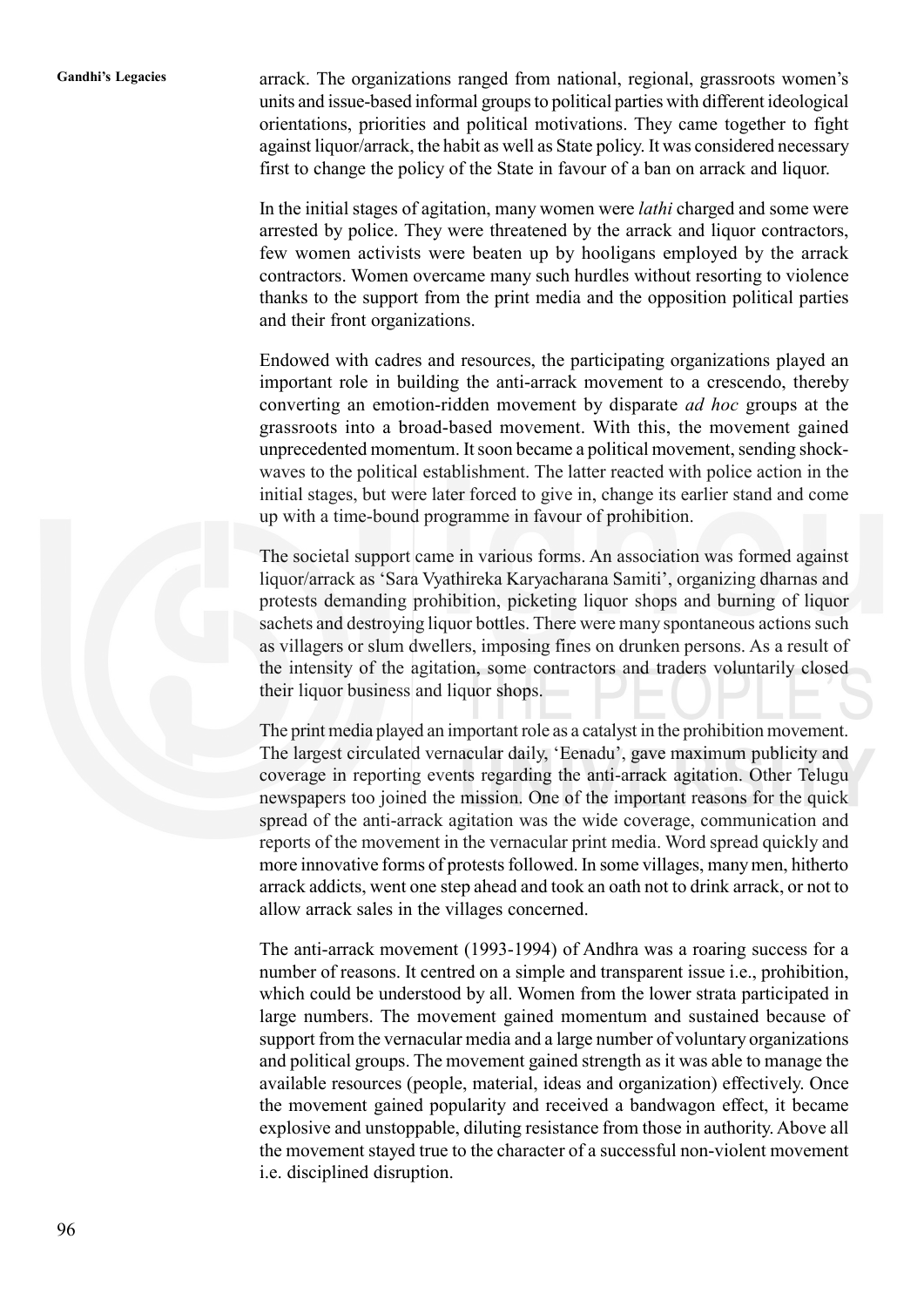arrack. The organizations ranged from national, regional, grassroots women's units and issue-based informal groups to political parties with different ideological orientations, priorities and political motivations. They came together to fight against liquor/arrack, the habit as well as State policy. It was considered necessary first to change the policy of the State in favour of a ban on arrack and liquor.

In the initial stages of agitation, many women were *lathi* charged and some were arrested by police. They were threatened by the arrack and liquor contractors, few women activists were beaten up by hooligans employed by the arrack contractors. Women overcame many such hurdles without resorting to violence thanks to the support from the print media and the opposition political parties and their front organizations.

Endowed with cadres and resources, the participating organizations played an important role in building the anti-arrack movement to a crescendo, thereby converting an emotion-ridden movement by disparate *ad hoc* groups at the grassroots into a broad-based movement. With this, the movement gained unprecedented momentum. It soon became a political movement, sending shock-waves to the political establishment. The latter reacted with police action in the initial stages, but were later forced to give in, change its earlier stand and come up with a time-bound programme in favour of prohibition.

The societal support came in various forms. An association was formed against liquor/arrack as 'Sara Vyathireka Karyacharana Samiti', organizing dharnas and protests demanding prohibition, picketing liquor shops and burning of liquor sachets and destroying liquor bottles. There were many spontaneous actions such as villagers or slum dwellers, imposing fines on drunken persons. As a result of the intensity of the agitation, some contractors and traders voluntarily closed their liquor business and liquor shops.

The print media played an important role as a catalyst in the prohibition movement. The largest circulated vernacular daily, 'Eenadu', gave maximum publicity and coverage in reporting events regarding the anti-arrack agitation. Other Telugu newspapers too joined the mission. One of the important reasons for the quick spread of the anti-arrack agitation was the wide coverage, communication and reports of the movement in the vernacular print media. Word spread quickly and more innovative forms of protests followed. In some villages, many men, hitherto arrack addicts, went one step ahead and took an oath not to drink arrack, or not to allow arrack sales in the villages concerned.

The anti-arrack movement (1993-1994) of Andhra was a roaring success for a number of reasons. It centred on a simple and transparent issue i.e., prohibition, which could be understood by all. Women from the lower strata participated in large numbers. The movement gained momentum and sustained because of support from the vernacular media and a large number of voluntary organizations and political groups. The movement gained strength as it was able to manage the available resources (people, material, ideas and organization) effectively. Once the movement gained popularity and received a bandwagon effect, it became explosive and unstoppable, diluting resistance from those in authority. Above all the movement stayed true to the character of a successful non-violent movement i.e. disciplined disruption.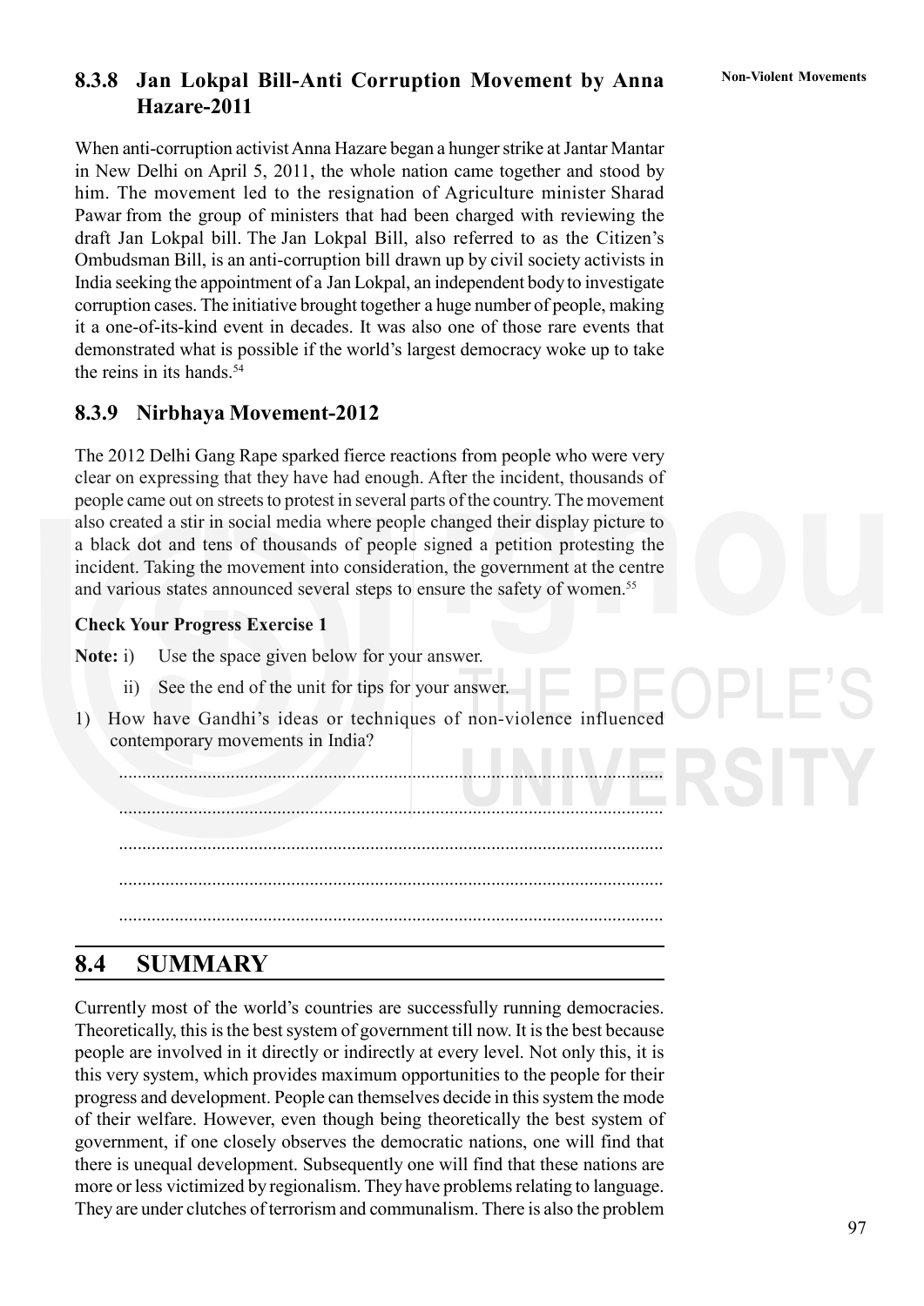### 8.3.8 Jan Lokpal Bill-Anti Corruption Movement by Anna Hazare-2011

When anti-corruption activist Anna Hazare began a hunger strike at Jantar Mantar in New Delhi on April 5, 2011, the whole nation came together and stood by him. The movement led to the resignation of Agriculture minister Sharad Pawar from the group of ministers that had been charged with reviewing the draft Jan Lokpal bill. The Jan Lokpal Bill, also referred to as the Citizen's Ombudsman Bill, is an anti-corruption bill drawn up by civil society activists in India seeking the appointment of a Jan Lokpal, an independent body to investigate corruption cases. The initiative brought together a huge number of people, making it a one-of-its-kind event in decades. It was also one of those rare events that demonstrated what is possible if the world's largest democracy woke up to take the reins in its hands.[54]

### 8.3.9 Nirbhaya Movement-2012

The 2012 Delhi Gang Rape sparked fierce reactions from people who were very clear on expressing that they have had enough. After the incident, thousands of people came out on streets to protest in several parts of the country. The movement also created a stir in social media where people changed their display picture to a black dot and tens of thousands of people signed a petition protesting the incident. Taking the movement into consideration, the government at the centre and various states announced several steps to ensure the safety of women.[55]

**Check Your Progress Exercise 1**

**Note:** i) Use the space given below for your answer.

ii) See the end of the unit for tips for your answer.

1) How have Gandhi's ideas or techniques of non-violence influenced contemporary movements in India?

..................................................................................................................

..................................................................................................................

..................................................................................................................

..................................................................................................................

..................................................................................................................

## 8.4 SUMMARY

Currently most of the world's countries are successfully running democracies. Theoretically, this is the best system of government till now. It is the best because people are involved in it directly or indirectly at every level. Not only this, it is this very system, which provides maximum opportunities to the people for their progress and development. People can themselves decide in this system the mode of their welfare. However, even though being theoretically the best system of government, if one closely observes the democratic nations, one will find that there is unequal development. Subsequently one will find that these nations are more or less victimized by regionalism. They have problems relating to language. They are under clutches of terrorism and communalism. There is also the problem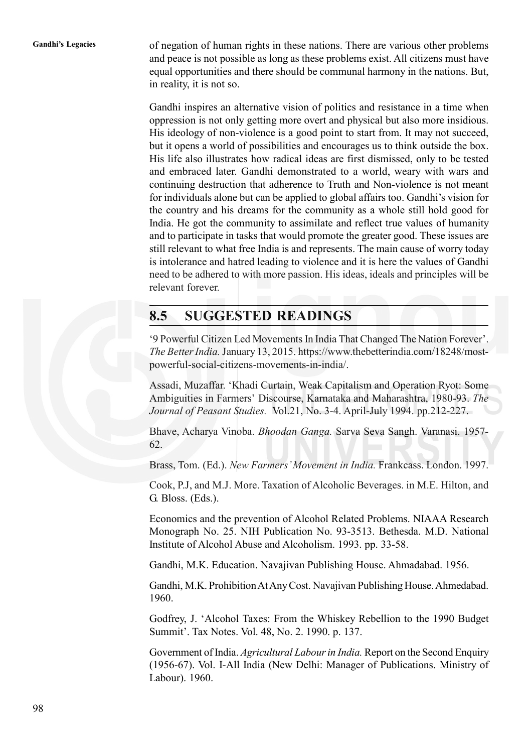of negation of human rights in these nations. There are various other problems and peace is not possible as long as these problems exist. All citizens must have equal opportunities and there should be communal harmony in the nations. But, in reality, it is not so.

Gandhi inspires an alternative vision of politics and resistance in a time when oppression is not only getting more overt and physical but also more insidious. His ideology of non-violence is a good point to start from. It may not succeed, but it opens a world of possibilities and encourages us to think outside the box. His life also illustrates how radical ideas are first dismissed, only to be tested and embraced later. Gandhi demonstrated to a world, weary with wars and continuing destruction that adherence to Truth and Non-violence is not meant for individuals alone but can be applied to global affairs too. Gandhi's vision for the country and his dreams for the community as a whole still hold good for India. He got the community to assimilate and reflect true values of humanity and to participate in tasks that would promote the greater good. These issues are still relevant to what free India is and represents. The main cause of worry today is intolerance and hatred leading to violence and it is here the values of Gandhi need to be adhered to with more passion. His ideas, ideals and principles will be relevant forever.

## 8.5 SUGGESTED READINGS

'9 Powerful Citizen Led Movements In India That Changed The Nation Forever'. *The Better India.* January 13, 2015. https://www.thebetterindia.com/18248/most-powerful-social-citizens-movements-in-india/.

Assadi, Muzaffar. 'Khadi Curtain, Weak Capitalism and Operation Ryot: Some Ambiguities in Farmers' Discourse, Karnataka and Maharashtra, 1980-93. *The Journal of Peasant Studies.* Vol.21, No. 3-4. April-July 1994. pp.212-227.

Bhave, Acharya Vinoba. *Bhoodan Ganga.* Sarva Seva Sangh. Varanasi. 1957-62.

Brass, Tom. (Ed.). *New Farmers' Movement in India.* Frankcass. London. 1997.

Cook, P.J, and M.J. More. Taxation of Alcoholic Beverages. in M.E. Hilton, and G. Bloss. (Eds.).

Economics and the prevention of Alcohol Related Problems. NIAAA Research Monograph No. 25. NIH Publication No. 93-3513. Bethesda. M.D. National Institute of Alcohol Abuse and Alcoholism. 1993. pp. 33-58.

Gandhi, M.K. Education. Navajivan Publishing House. Ahmadabad. 1956.

Gandhi, M.K. Prohibition At Any Cost. Navajivan Publishing House. Ahmedabad. 1960.

Godfrey, J. 'Alcohol Taxes: From the Whiskey Rebellion to the 1990 Budget Summit'. Tax Notes. Vol. 48, No. 2. 1990. p. 137.

Government of India. *Agricultural Labour in India.* Report on the Second Enquiry (1956-67). Vol. I-All India (New Delhi: Manager of Publications. Ministry of Labour). 1960.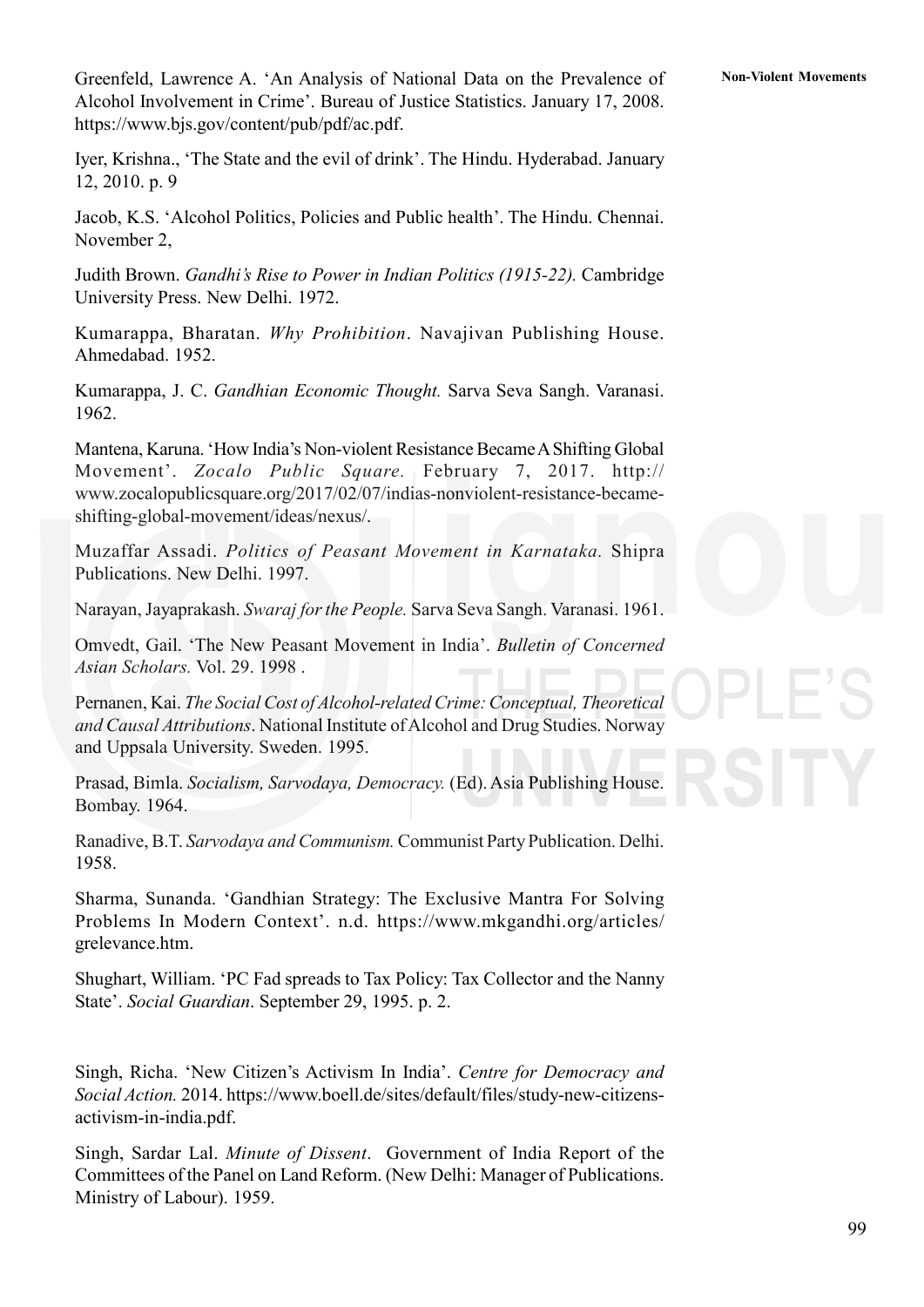Greenfeld, Lawrence A. 'An Analysis of National Data on the Prevalence of Alcohol Involvement in Crime'. Bureau of Justice Statistics. January 17, 2008. https://www.bjs.gov/content/pub/pdf/ac.pdf.

Iyer, Krishna., 'The State and the evil of drink'. The Hindu. Hyderabad. January 12, 2010. p. 9

Jacob, K.S. 'Alcohol Politics, Policies and Public health'. The Hindu. Chennai. November 2,

Judith Brown. *Gandhi's Rise to Power in Indian Politics (1915-22).* Cambridge University Press. New Delhi. 1972.

Kumarappa, Bharatan. *Why Prohibition*. Navajivan Publishing House. Ahmedabad. 1952.

Kumarappa, J. C. *Gandhian Economic Thought.* Sarva Seva Sangh. Varanasi. 1962.

Mantena, Karuna. 'How India's Non-violent Resistance Became A Shifting Global Movement'. *Zocalo Public Square.* February 7, 2017. http://www.zocalopublicsquare.org/2017/02/07/indias-nonviolent-resistance-became-shifting-global-movement/ideas/nexus/.

Muzaffar Assadi. *Politics of Peasant Movement in Karnataka.* Shipra Publications. New Delhi. 1997.

Narayan, Jayaprakash. *Swaraj for the People.* Sarva Seva Sangh. Varanasi. 1961.

Omvedt, Gail. 'The New Peasant Movement in India'. *Bulletin of Concerned Asian Scholars.* Vol. 29. 1998 .

Pernanen, Kai. *The Social Cost of Alcohol-related Crime: Conceptual, Theoretical and Causal Attributions*. National Institute of Alcohol and Drug Studies. Norway and Uppsala University. Sweden. 1995.

Prasad, Bimla. *Socialism, Sarvodaya, Democracy.* (Ed). Asia Publishing House. Bombay. 1964.

Ranadive, B.T. *Sarvodaya and Communism.* Communist Party Publication. Delhi. 1958.

Sharma, Sunanda. 'Gandhian Strategy: The Exclusive Mantra For Solving Problems In Modern Context'. n.d. https://www.mkgandhi.org/articles/grelevance.htm.

Shughart, William. 'PC Fad spreads to Tax Policy: Tax Collector and the Nanny State'. *Social Guardian*. September 29, 1995. p. 2.

Singh, Richa. 'New Citizen's Activism In India'. *Centre for Democracy and Social Action.* 2014. https://www.boell.de/sites/default/files/study-new-citizens-activism-in-india.pdf.

Singh, Sardar Lal. *Minute of Dissent*. Government of India Report of the Committees of the Panel on Land Reform. (New Delhi: Manager of Publications. Ministry of Labour). 1959.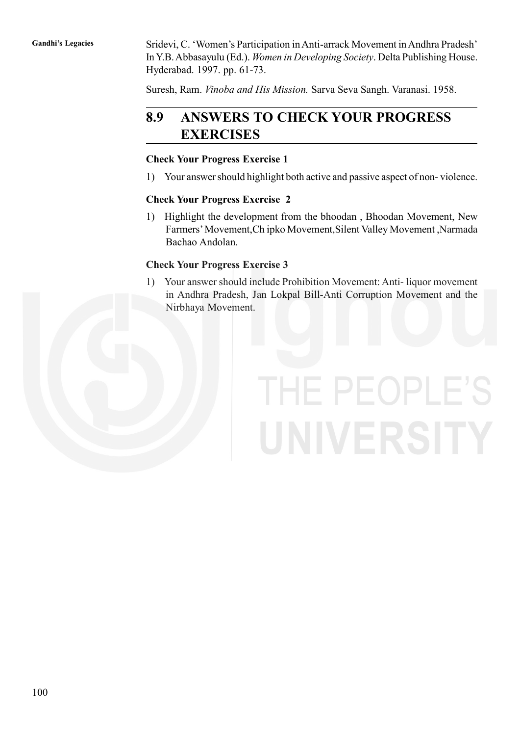Sridevi, C. 'Women's Participation in Anti-arrack Movement in Andhra Pradesh' In Y.B. Abbasayulu (Ed.). *Women in Developing Society*. Delta Publishing House. Hyderabad. 1997. pp. 61-73.

Suresh, Ram. *Vinoba and His Mission.* Sarva Seva Sangh. Varanasi. 1958.

## 8.9 ANSWERS TO CHECK YOUR PROGRESS EXERCISES

**Check Your Progress Exercise 1**

1) Your answer should highlight both active and passive aspect of non- violence.

**Check Your Progress Exercise 2**

1) Highlight the development from the bhoodan , Bhoodan Movement, New Farmers' Movement,Ch ipko Movement,Silent Valley Movement ,Narmada Bachao Andolan.

**Check Your Progress Exercise 3**

1) Your answer should include Prohibition Movement: Anti- liquor movement in Andhra Pradesh, Jan Lokpal Bill-Anti Corruption Movement and the Nirbhaya Movement.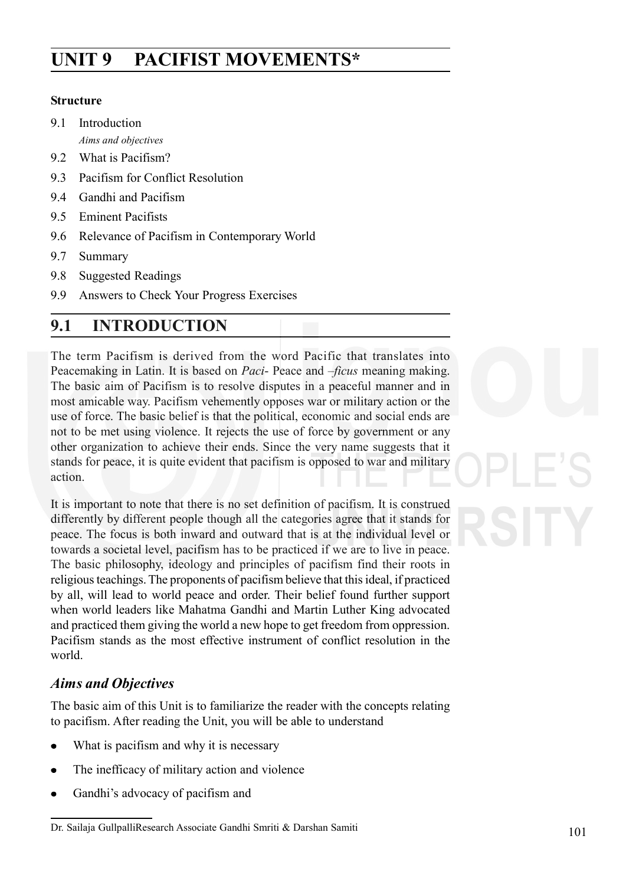# UNIT 9 PACIFIST MOVEMENTS*

**Structure**

9.1 Introduction

*Aims and objectives*

9.2 What is Pacifism?

9.3 Pacifism for Conflict Resolution

9.4 Gandhi and Pacifism

9.5 Eminent Pacifists

9.6 Relevance of Pacifism in Contemporary World

9.7 Summary

9.8 Suggested Readings

9.9 Answers to Check Your Progress Exercises

## 9.1 INTRODUCTION

The term Pacifism is derived from the word Pacific that translates into Peacemaking in Latin. It is based on *Paci*- Peace and *–ficus* meaning making. The basic aim of Pacifism is to resolve disputes in a peaceful manner and in most amicable way. Pacifism vehemently opposes war or military action or the use of force. The basic belief is that the political, economic and social ends are not to be met using violence. It rejects the use of force by government or any other organization to achieve their ends. Since the very name suggests that it stands for peace, it is quite evident that pacifism is opposed to war and military action.

It is important to note that there is no set definition of pacifism. It is construed differently by different people though all the categories agree that it stands for peace. The focus is both inward and outward that is at the individual level or towards a societal level, pacifism has to be practiced if we are to live in peace. The basic philosophy, ideology and principles of pacifism find their roots in religious teachings. The proponents of pacifism believe that this ideal, if practiced by all, will lead to world peace and order. Their belief found further support when world leaders like Mahatma Gandhi and Martin Luther King advocated and practiced them giving the world a new hope to get freedom from oppression. Pacifism stands as the most effective instrument of conflict resolution in the world.

### *Aims and Objectives*

The basic aim of this Unit is to familiarize the reader with the concepts relating to pacifism. After reading the Unit, you will be able to understand

- What is pacifism and why it is necessary
- The inefficacy of military action and violence
- Gandhi's advocacy of pacifism and

---

Dr. Sailaja GullpalliResearch Associate Gandhi Smriti & Darshan Samiti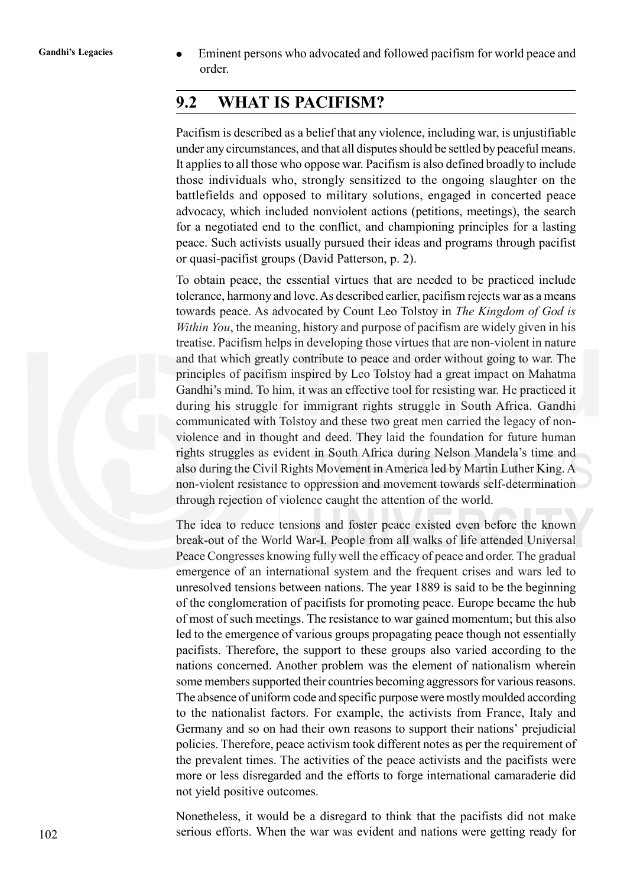- Eminent persons who advocated and followed pacifism for world peace and order.

## 9.2 WHAT IS PACIFISM?

Pacifism is described as a belief that any violence, including war, is unjustifiable under any circumstances, and that all disputes should be settled by peaceful means. It applies to all those who oppose war. Pacifism is also defined broadly to include those individuals who, strongly sensitized to the ongoing slaughter on the battlefields and opposed to military solutions, engaged in concerted peace advocacy, which included nonviolent actions (petitions, meetings), the search for a negotiated end to the conflict, and championing principles for a lasting peace. Such activists usually pursued their ideas and programs through pacifist or quasi-pacifist groups (David Patterson, p. 2).

To obtain peace, the essential virtues that are needed to be practiced include tolerance, harmony and love. As described earlier, pacifism rejects war as a means towards peace. As advocated by Count Leo Tolstoy in *The Kingdom of God is Within You*, the meaning, history and purpose of pacifism are widely given in his treatise. Pacifism helps in developing those virtues that are non-violent in nature and that which greatly contribute to peace and order without going to war. The principles of pacifism inspired by Leo Tolstoy had a great impact on Mahatma Gandhi's mind. To him, it was an effective tool for resisting war. He practiced it during his struggle for immigrant rights struggle in South Africa. Gandhi communicated with Tolstoy and these two great men carried the legacy of non-violence and in thought and deed. They laid the foundation for future human rights struggles as evident in South Africa during Nelson Mandela's time and also during the Civil Rights Movement in America led by Martin Luther King. A non-violent resistance to oppression and movement towards self-determination through rejection of violence caught the attention of the world.

The idea to reduce tensions and foster peace existed even before the known break-out of the World War-I. People from all walks of life attended Universal Peace Congresses knowing fully well the efficacy of peace and order. The gradual emergence of an international system and the frequent crises and wars led to unresolved tensions between nations. The year 1889 is said to be the beginning of the conglomeration of pacifists for promoting peace. Europe became the hub of most of such meetings. The resistance to war gained momentum; but this also led to the emergence of various groups propagating peace though not essentially pacifists. Therefore, the support to these groups also varied according to the nations concerned. Another problem was the element of nationalism wherein some members supported their countries becoming aggressors for various reasons. The absence of uniform code and specific purpose were mostly moulded according to the nationalist factors. For example, the activists from France, Italy and Germany and so on had their own reasons to support their nations' prejudicial policies. Therefore, peace activism took different notes as per the requirement of the prevalent times. The activities of the peace activists and the pacifists were more or less disregarded and the efforts to forge international camaraderie did not yield positive outcomes.

Nonetheless, it would be a disregard to think that the pacifists did not make serious efforts. When the war was evident and nations were getting ready for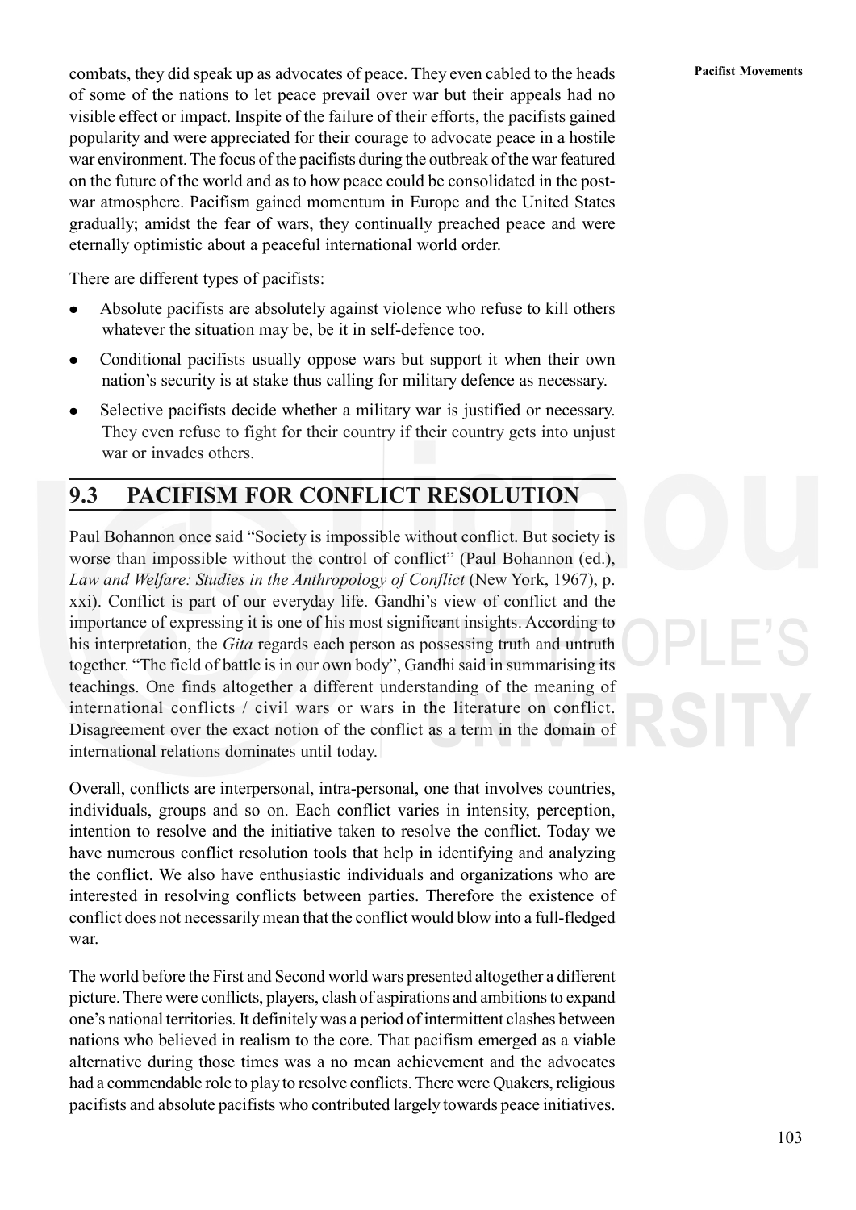combats, they did speak up as advocates of peace. They even cabled to the heads of some of the nations to let peace prevail over war but their appeals had no visible effect or impact. Inspite of the failure of their efforts, the pacifists gained popularity and were appreciated for their courage to advocate peace in a hostile war environment. The focus of the pacifists during the outbreak of the war featured on the future of the world and as to how peace could be consolidated in the post-war atmosphere. Pacifism gained momentum in Europe and the United States gradually; amidst the fear of wars, they continually preached peace and were eternally optimistic about a peaceful international world order.

There are different types of pacifists:

- Absolute pacifists are absolutely against violence who refuse to kill others whatever the situation may be, be it in self-defence too.
- Conditional pacifists usually oppose wars but support it when their own nation's security is at stake thus calling for military defence as necessary.
- Selective pacifists decide whether a military war is justified or necessary. They even refuse to fight for their country if their country gets into unjust war or invades others.

## 9.3 PACIFISM FOR CONFLICT RESOLUTION

Paul Bohannon once said "Society is impossible without conflict. But society is worse than impossible without the control of conflict" (Paul Bohannon (ed.), *Law and Welfare: Studies in the Anthropology of Conflict* (New York, 1967), p. xxi). Conflict is part of our everyday life. Gandhi's view of conflict and the importance of expressing it is one of his most significant insights. According to his interpretation, the *Gita* regards each person as possessing truth and untruth together. "The field of battle is in our own body", Gandhi said in summarising its teachings. One finds altogether a different understanding of the meaning of international conflicts / civil wars or wars in the literature on conflict. Disagreement over the exact notion of the conflict as a term in the domain of international relations dominates until today.

Overall, conflicts are interpersonal, intra-personal, one that involves countries, individuals, groups and so on. Each conflict varies in intensity, perception, intention to resolve and the initiative taken to resolve the conflict. Today we have numerous conflict resolution tools that help in identifying and analyzing the conflict. We also have enthusiastic individuals and organizations who are interested in resolving conflicts between parties. Therefore the existence of conflict does not necessarily mean that the conflict would blow into a full-fledged war.

The world before the First and Second world wars presented altogether a different picture. There were conflicts, players, clash of aspirations and ambitions to expand one's national territories. It definitely was a period of intermittent clashes between nations who believed in realism to the core. That pacifism emerged as a viable alternative during those times was a no mean achievement and the advocates had a commendable role to play to resolve conflicts. There were Quakers, religious pacifists and absolute pacifists who contributed largely towards peace initiatives.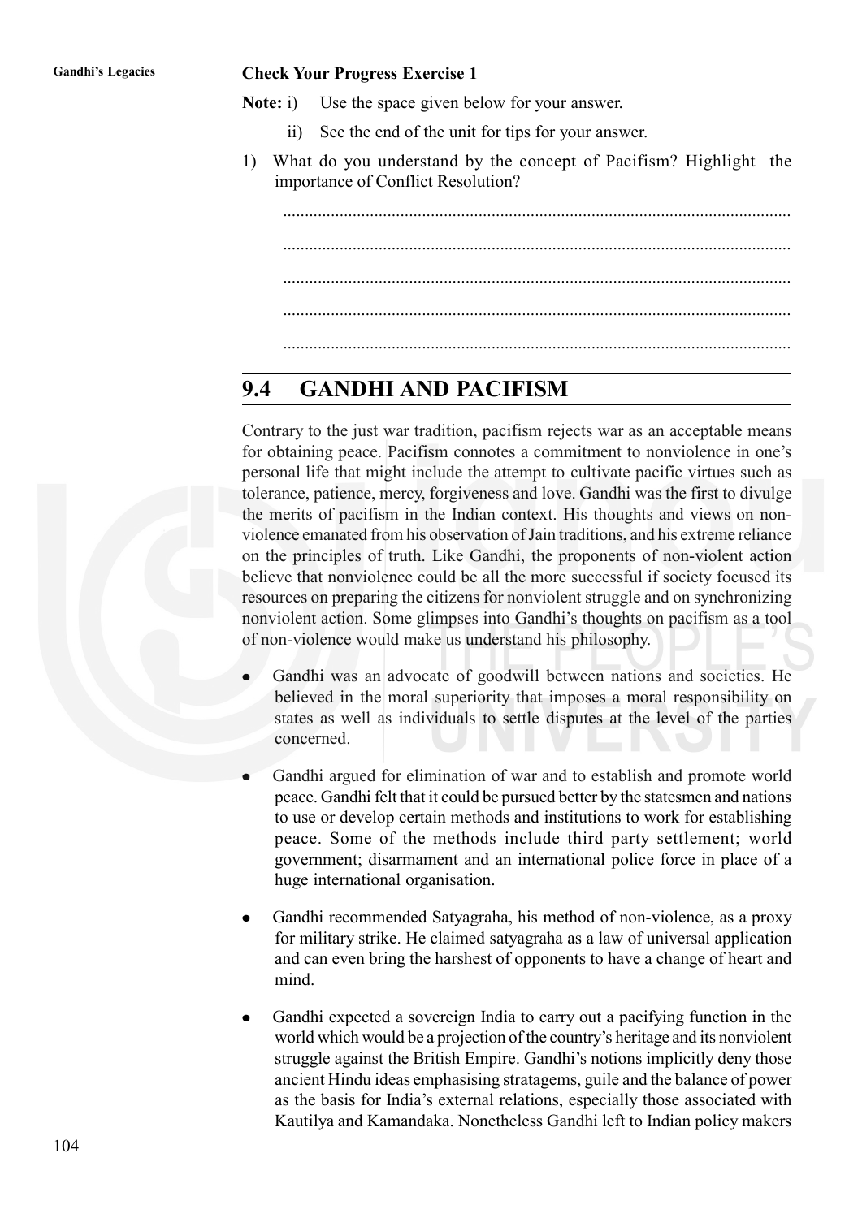**Check Your Progress Exercise 1**

**Note:** i) Use the space given below for your answer.

ii) See the end of the unit for tips for your answer.

1) What do you understand by the concept of Pacifism? Highlight the importance of Conflict Resolution?

.......................................................................................................................

.......................................................................................................................

.......................................................................................................................

.......................................................................................................................

.......................................................................................................................

## 9.4 GANDHI AND PACIFISM

Contrary to the just war tradition, pacifism rejects war as an acceptable means for obtaining peace. Pacifism connotes a commitment to nonviolence in one's personal life that might include the attempt to cultivate pacific virtues such as tolerance, patience, mercy, forgiveness and love. Gandhi was the first to divulge the merits of pacifism in the Indian context. His thoughts and views on non-violence emanated from his observation of Jain traditions, and his extreme reliance on the principles of truth. Like Gandhi, the proponents of non-violent action believe that nonviolence could be all the more successful if society focused its resources on preparing the citizens for nonviolent struggle and on synchronizing nonviolent action. Some glimpses into Gandhi's thoughts on pacifism as a tool of non-violence would make us understand his philosophy.

- Gandhi was an advocate of goodwill between nations and societies. He believed in the moral superiority that imposes a moral responsibility on states as well as individuals to settle disputes at the level of the parties concerned.
- Gandhi argued for elimination of war and to establish and promote world peace. Gandhi felt that it could be pursued better by the statesmen and nations to use or develop certain methods and institutions to work for establishing peace. Some of the methods include third party settlement; world government; disarmament and an international police force in place of a huge international organisation.
- Gandhi recommended Satyagraha, his method of non-violence, as a proxy for military strike. He claimed satyagraha as a law of universal application and can even bring the harshest of opponents to have a change of heart and mind.
- Gandhi expected a sovereign India to carry out a pacifying function in the world which would be a projection of the country's heritage and its nonviolent struggle against the British Empire. Gandhi's notions implicitly deny those ancient Hindu ideas emphasising stratagems, guile and the balance of power as the basis for India's external relations, especially those associated with Kautilya and Kamandaka. Nonetheless Gandhi left to Indian policy makers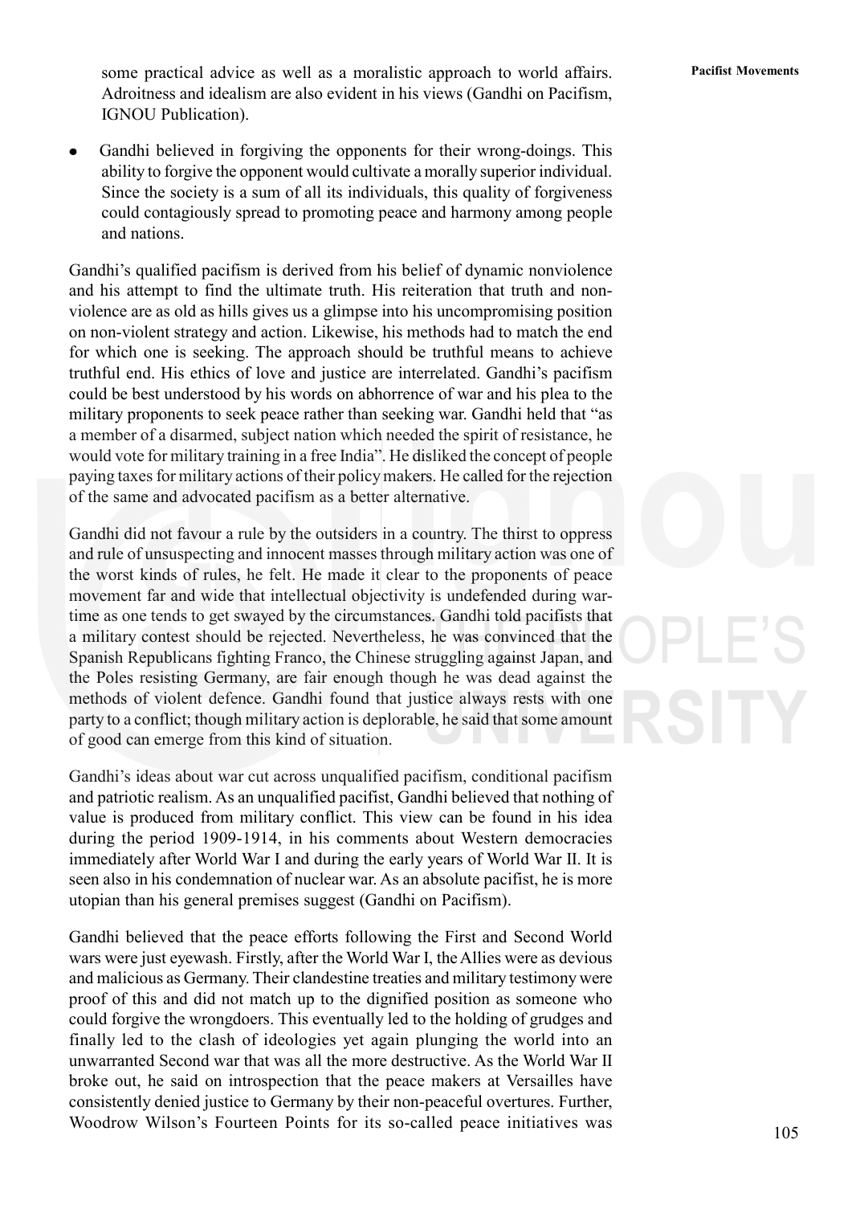some practical advice as well as a moralistic approach to world affairs. Adroitness and idealism are also evident in his views (Gandhi on Pacifism, IGNOU Publication).

- Gandhi believed in forgiving the opponents for their wrong-doings. This ability to forgive the opponent would cultivate a morally superior individual. Since the society is a sum of all its individuals, this quality of forgiveness could contagiously spread to promoting peace and harmony among people and nations.

Gandhi's qualified pacifism is derived from his belief of dynamic nonviolence and his attempt to find the ultimate truth. His reiteration that truth and non-violence are as old as hills gives us a glimpse into his uncompromising position on non-violent strategy and action. Likewise, his methods had to match the end for which one is seeking. The approach should be truthful means to achieve truthful end. His ethics of love and justice are interrelated. Gandhi's pacifism could be best understood by his words on abhorrence of war and his plea to the military proponents to seek peace rather than seeking war. Gandhi held that "as a member of a disarmed, subject nation which needed the spirit of resistance, he would vote for military training in a free India". He disliked the concept of people paying taxes for military actions of their policy makers. He called for the rejection of the same and advocated pacifism as a better alternative.

Gandhi did not favour a rule by the outsiders in a country. The thirst to oppress and rule of unsuspecting and innocent masses through military action was one of the worst kinds of rules, he felt. He made it clear to the proponents of peace movement far and wide that intellectual objectivity is undefended during war-time as one tends to get swayed by the circumstances. Gandhi told pacifists that a military contest should be rejected. Nevertheless, he was convinced that the Spanish Republicans fighting Franco, the Chinese struggling against Japan, and the Poles resisting Germany, are fair enough though he was dead against the methods of violent defence. Gandhi found that justice always rests with one party to a conflict; though military action is deplorable, he said that some amount of good can emerge from this kind of situation.

Gandhi's ideas about war cut across unqualified pacifism, conditional pacifism and patriotic realism. As an unqualified pacifist, Gandhi believed that nothing of value is produced from military conflict. This view can be found in his idea during the period 1909-1914, in his comments about Western democracies immediately after World War I and during the early years of World War II. It is seen also in his condemnation of nuclear war. As an absolute pacifist, he is more utopian than his general premises suggest (Gandhi on Pacifism).

Gandhi believed that the peace efforts following the First and Second World wars were just eyewash. Firstly, after the World War I, the Allies were as devious and malicious as Germany. Their clandestine treaties and military testimony were proof of this and did not match up to the dignified position as someone who could forgive the wrongdoers. This eventually led to the holding of grudges and finally led to the clash of ideologies yet again plunging the world into an unwarranted Second war that was all the more destructive. As the World War II broke out, he said on introspection that the peace makers at Versailles have consistently denied justice to Germany by their non-peaceful overtures. Further, Woodrow Wilson's Fourteen Points for its so-called peace initiatives was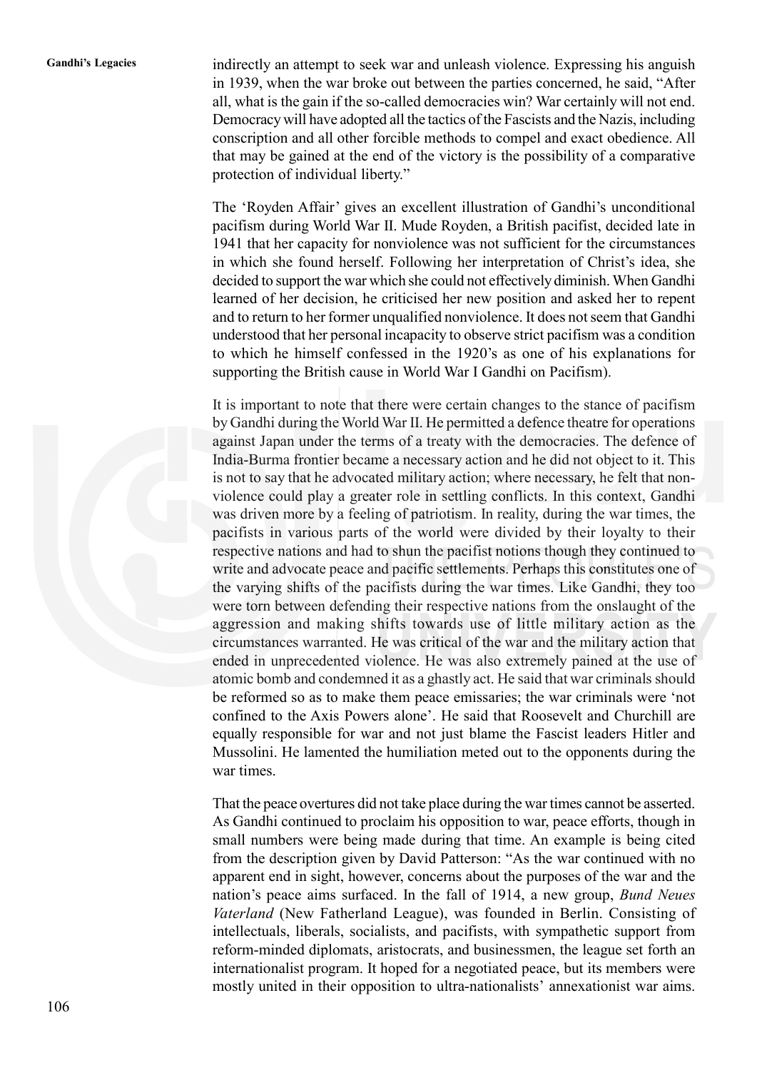indirectly an attempt to seek war and unleash violence. Expressing his anguish in 1939, when the war broke out between the parties concerned, he said, "After all, what is the gain if the so-called democracies win? War certainly will not end. Democracy will have adopted all the tactics of the Fascists and the Nazis, including conscription and all other forcible methods to compel and exact obedience. All that may be gained at the end of the victory is the possibility of a comparative protection of individual liberty."

The 'Royden Affair' gives an excellent illustration of Gandhi's unconditional pacifism during World War II. Mude Royden, a British pacifist, decided late in 1941 that her capacity for nonviolence was not sufficient for the circumstances in which she found herself. Following her interpretation of Christ's idea, she decided to support the war which she could not effectively diminish. When Gandhi learned of her decision, he criticised her new position and asked her to repent and to return to her former unqualified nonviolence. It does not seem that Gandhi understood that her personal incapacity to observe strict pacifism was a condition to which he himself confessed in the 1920's as one of his explanations for supporting the British cause in World War I Gandhi on Pacifism).

It is important to note that there were certain changes to the stance of pacifism by Gandhi during the World War II. He permitted a defence theatre for operations against Japan under the terms of a treaty with the democracies. The defence of India-Burma frontier became a necessary action and he did not object to it. This is not to say that he advocated military action; where necessary, he felt that non-violence could play a greater role in settling conflicts. In this context, Gandhi was driven more by a feeling of patriotism. In reality, during the war times, the pacifists in various parts of the world were divided by their loyalty to their respective nations and had to shun the pacifist notions though they continued to write and advocate peace and pacific settlements. Perhaps this constitutes one of the varying shifts of the pacifists during the war times. Like Gandhi, they too were torn between defending their respective nations from the onslaught of the aggression and making shifts towards use of little military action as the circumstances warranted. He was critical of the war and the military action that ended in unprecedented violence. He was also extremely pained at the use of atomic bomb and condemned it as a ghastly act. He said that war criminals should be reformed so as to make them peace emissaries; the war criminals were 'not confined to the Axis Powers alone'. He said that Roosevelt and Churchill are equally responsible for war and not just blame the Fascist leaders Hitler and Mussolini. He lamented the humiliation meted out to the opponents during the war times.

That the peace overtures did not take place during the war times cannot be asserted. As Gandhi continued to proclaim his opposition to war, peace efforts, though in small numbers were being made during that time. An example is being cited from the description given by David Patterson: "As the war continued with no apparent end in sight, however, concerns about the purposes of the war and the nation's peace aims surfaced. In the fall of 1914, a new group, *Bund Neues Vaterland* (New Fatherland League), was founded in Berlin. Consisting of intellectuals, liberals, socialists, and pacifists, with sympathetic support from reform-minded diplomats, aristocrats, and businessmen, the league set forth an internationalist program. It hoped for a negotiated peace, but its members were mostly united in their opposition to ultra-nationalists' annexationist war aims.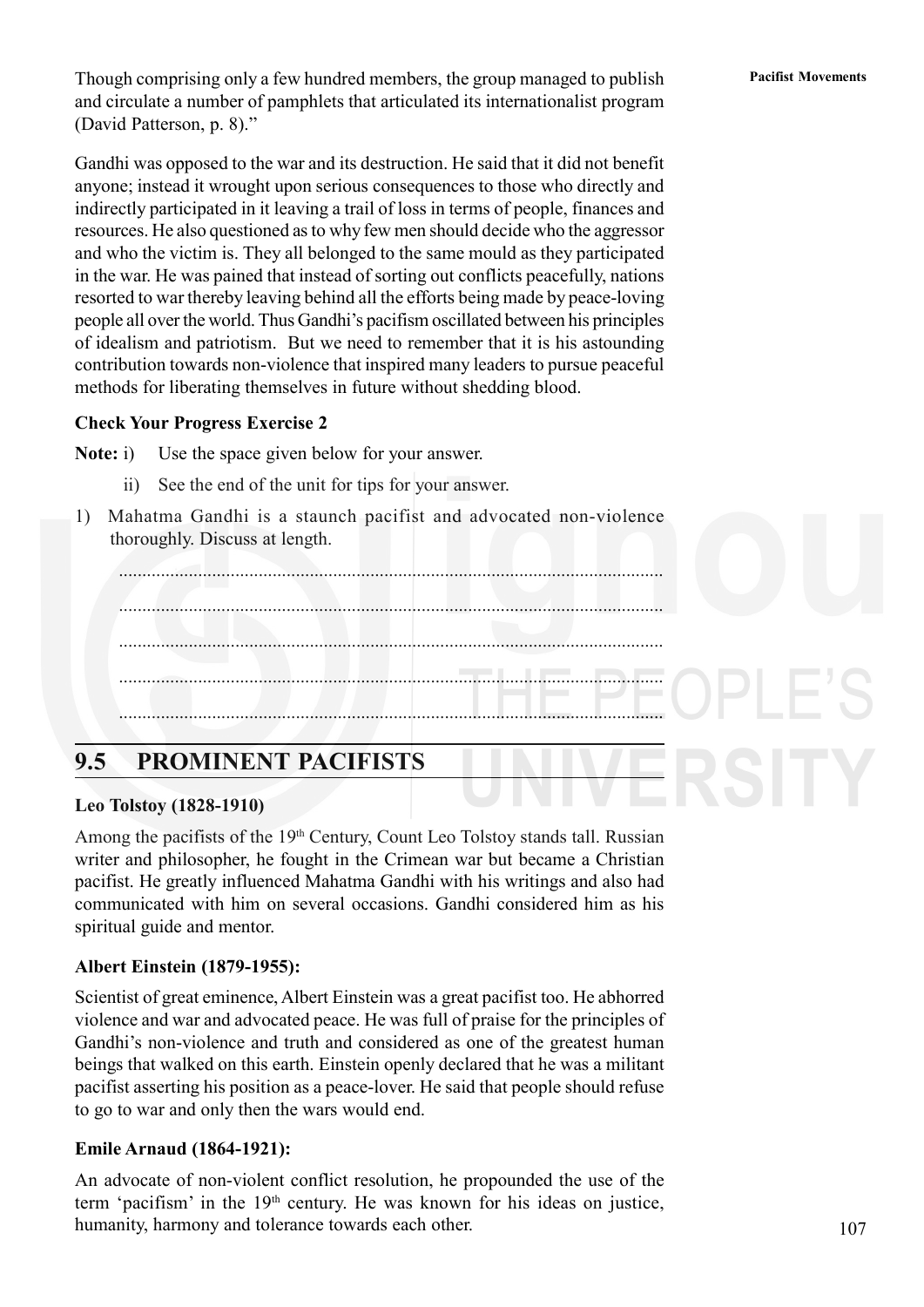Though comprising only a few hundred members, the group managed to publish and circulate a number of pamphlets that articulated its internationalist program (David Patterson, p. 8)."

Gandhi was opposed to the war and its destruction. He said that it did not benefit anyone; instead it wrought upon serious consequences to those who directly and indirectly participated in it leaving a trail of loss in terms of people, finances and resources. He also questioned as to why few men should decide who the aggressor and who the victim is. They all belonged to the same mould as they participated in the war. He was pained that instead of sorting out conflicts peacefully, nations resorted to war thereby leaving behind all the efforts being made by peace-loving people all over the world. Thus Gandhi's pacifism oscillated between his principles of idealism and patriotism. But we need to remember that it is his astounding contribution towards non-violence that inspired many leaders to pursue peaceful methods for liberating themselves in future without shedding blood.

**Check Your Progress Exercise 2**

**Note:** i) Use the space given below for your answer.

ii) See the end of the unit for tips for your answer.

1) Mahatma Gandhi is a staunch pacifist and advocated non-violence thoroughly. Discuss at length.

.....................................................................................................................

.....................................................................................................................

.....................................................................................................................

.....................................................................................................................

.....................................................................................................................

## 9.5 PROMINENT PACIFISTS

**Leo Tolstoy (1828-1910)**

Among the pacifists of the 19th Century, Count Leo Tolstoy stands tall. Russian writer and philosopher, he fought in the Crimean war but became a Christian pacifist. He greatly influenced Mahatma Gandhi with his writings and also had communicated with him on several occasions. Gandhi considered him as his spiritual guide and mentor.

**Albert Einstein (1879-1955):**

Scientist of great eminence, Albert Einstein was a great pacifist too. He abhorred violence and war and advocated peace. He was full of praise for the principles of Gandhi's non-violence and truth and considered as one of the greatest human beings that walked on this earth. Einstein openly declared that he was a militant pacifist asserting his position as a peace-lover. He said that people should refuse to go to war and only then the wars would end.

**Emile Arnaud (1864-1921):**

An advocate of non-violent conflict resolution, he propounded the use of the term 'pacifism' in the 19th century. He was known for his ideas on justice, humanity, harmony and tolerance towards each other.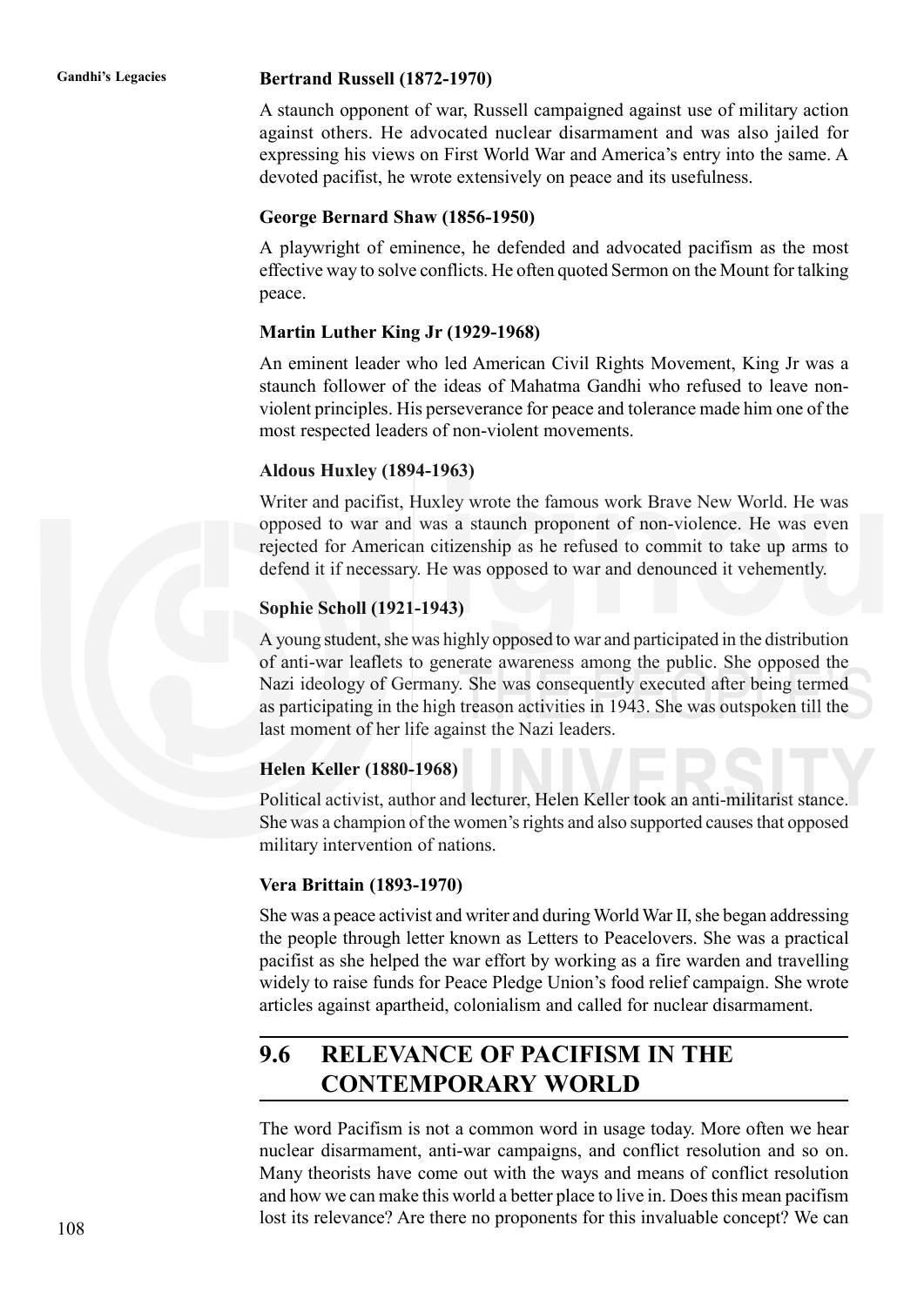**Bertrand Russell (1872-1970)**

A staunch opponent of war, Russell campaigned against use of military action against others. He advocated nuclear disarmament and was also jailed for expressing his views on First World War and America's entry into the same. A devoted pacifist, he wrote extensively on peace and its usefulness.

**George Bernard Shaw (1856-1950)**

A playwright of eminence, he defended and advocated pacifism as the most effective way to solve conflicts. He often quoted Sermon on the Mount for talking peace.

**Martin Luther King Jr (1929-1968)**

An eminent leader who led American Civil Rights Movement, King Jr was a staunch follower of the ideas of Mahatma Gandhi who refused to leave non-violent principles. His perseverance for peace and tolerance made him one of the most respected leaders of non-violent movements.

**Aldous Huxley (1894-1963)**

Writer and pacifist, Huxley wrote the famous work Brave New World. He was opposed to war and was a staunch proponent of non-violence. He was even rejected for American citizenship as he refused to commit to take up arms to defend it if necessary. He was opposed to war and denounced it vehemently.

**Sophie Scholl (1921-1943)**

A young student, she was highly opposed to war and participated in the distribution of anti-war leaflets to generate awareness among the public. She opposed the Nazi ideology of Germany. She was consequently executed after being termed as participating in the high treason activities in 1943. She was outspoken till the last moment of her life against the Nazi leaders.

**Helen Keller (1880-1968)**

Political activist, author and lecturer, Helen Keller took an anti-militarist stance. She was a champion of the women's rights and also supported causes that opposed military intervention of nations.

**Vera Brittain (1893-1970)**

She was a peace activist and writer and during World War II, she began addressing the people through letter known as Letters to Peacelovers. She was a practical pacifist as she helped the war effort by working as a fire warden and travelling widely to raise funds for Peace Pledge Union's food relief campaign. She wrote articles against apartheid, colonialism and called for nuclear disarmament.

## 9.6 RELEVANCE OF PACIFISM IN THE CONTEMPORARY WORLD

The word Pacifism is not a common word in usage today. More often we hear nuclear disarmament, anti-war campaigns, and conflict resolution and so on. Many theorists have come out with the ways and means of conflict resolution and how we can make this world a better place to live in. Does this mean pacifism lost its relevance? Are there no proponents for this invaluable concept? We can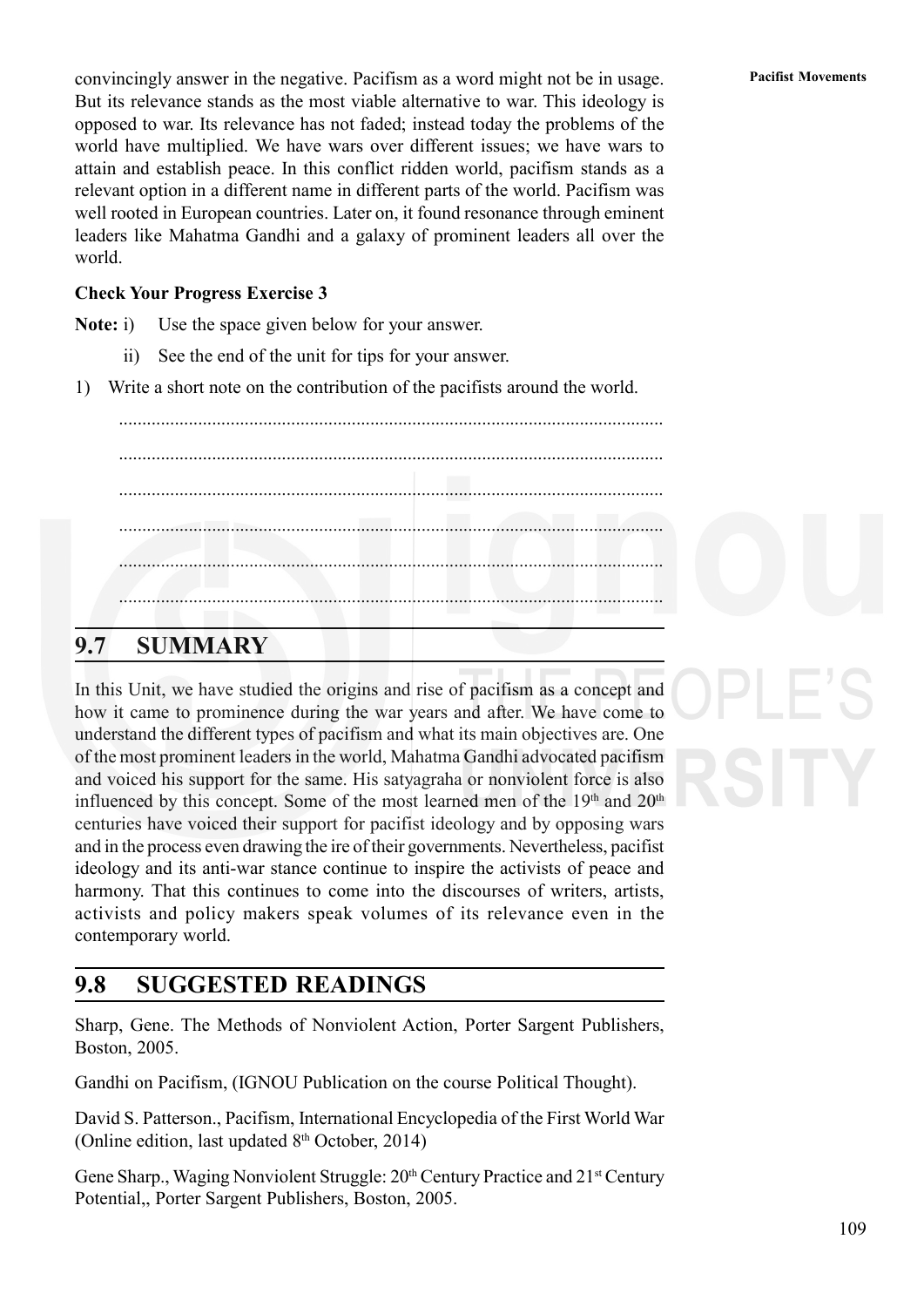convincingly answer in the negative. Pacifism as a word might not be in usage. But its relevance stands as the most viable alternative to war. This ideology is opposed to war. Its relevance has not faded; instead today the problems of the world have multiplied. We have wars over different issues; we have wars to attain and establish peace. In this conflict ridden world, pacifism stands as a relevant option in a different name in different parts of the world. Pacifism was well rooted in European countries. Later on, it found resonance through eminent leaders like Mahatma Gandhi and a galaxy of prominent leaders all over the world.

**Check Your Progress Exercise 3**

**Note:** i) Use the space given below for your answer.

ii) See the end of the unit for tips for your answer.

1) Write a short note on the contribution of the pacifists around the world.

.....................................................................................................................

.....................................................................................................................

.....................................................................................................................

.....................................................................................................................

.....................................................................................................................

.....................................................................................................................

## 9.7 SUMMARY

In this Unit, we have studied the origins and rise of pacifism as a concept and how it came to prominence during the war years and after. We have come to understand the different types of pacifism and what its main objectives are. One of the most prominent leaders in the world, Mahatma Gandhi advocated pacifism and voiced his support for the same. His satyagraha or nonviolent force is also influenced by this concept. Some of the most learned men of the 19th and 20th centuries have voiced their support for pacifist ideology and by opposing wars and in the process even drawing the ire of their governments. Nevertheless, pacifist ideology and its anti-war stance continue to inspire the activists of peace and harmony. That this continues to come into the discourses of writers, artists, activists and policy makers speak volumes of its relevance even in the contemporary world.

## 9.8 SUGGESTED READINGS

Sharp, Gene. The Methods of Nonviolent Action, Porter Sargent Publishers, Boston, 2005.

Gandhi on Pacifism, (IGNOU Publication on the course Political Thought).

David S. Patterson., Pacifism, International Encyclopedia of the First World War (Online edition, last updated 8th October, 2014)

Gene Sharp., Waging Nonviolent Struggle: 20th Century Practice and 21st Century Potential,, Porter Sargent Publishers, Boston, 2005.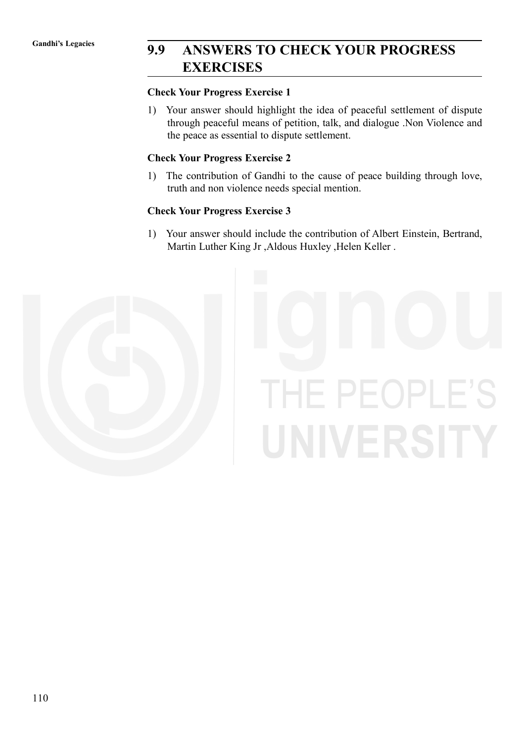## 9.9 ANSWERS TO CHECK YOUR PROGRESS EXERCISES

**Check Your Progress Exercise 1**

1) Your answer should highlight the idea of peaceful settlement of dispute through peaceful means of petition, talk, and dialogue .Non Violence and the peace as essential to dispute settlement.

**Check Your Progress Exercise 2**

1) The contribution of Gandhi to the cause of peace building through love, truth and non violence needs special mention.

**Check Your Progress Exercise 3**

1) Your answer should include the contribution of Albert Einstein, Bertrand, Martin Luther King Jr ,Aldous Huxley ,Helen Keller .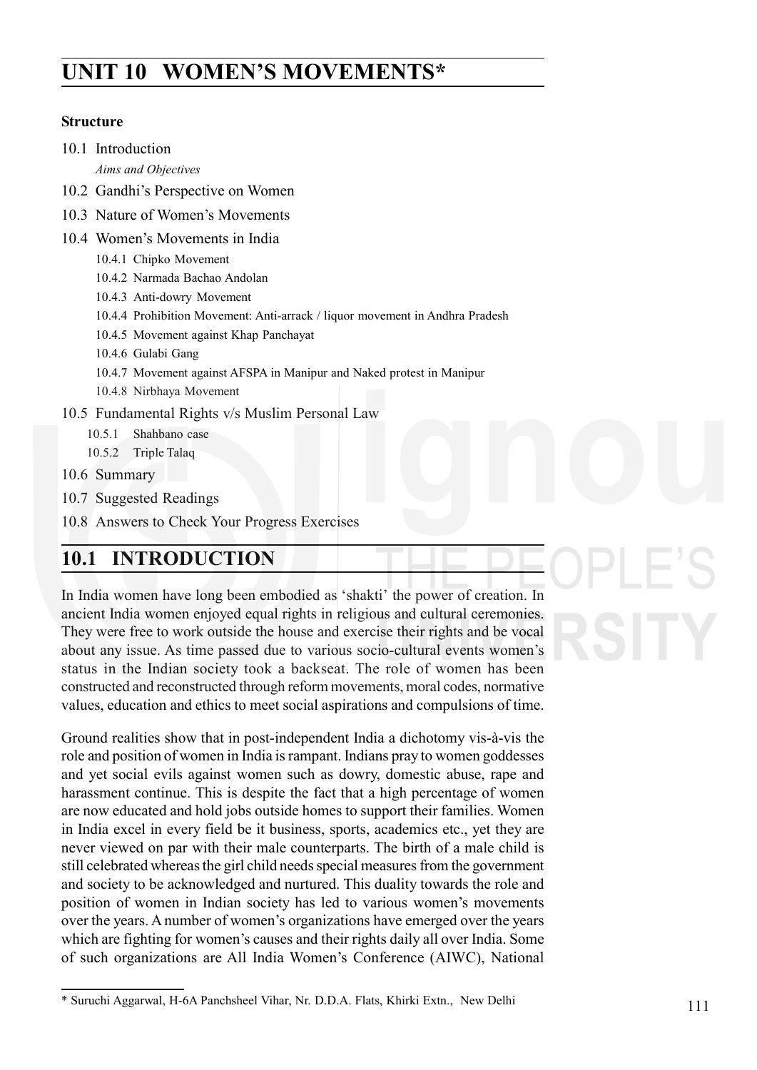# UNIT 10 WOMEN'S MOVEMENTS*

**Structure**

10.1 Introduction

*Aims and Objectives*

10.2 Gandhi's Perspective on Women

10.3 Nature of Women's Movements

10.4 Women's Movements in India

- 10.4.1 Chipko Movement
- 10.4.2 Narmada Bachao Andolan
- 10.4.3 Anti-dowry Movement
- 10.4.4 Prohibition Movement: Anti-arrack / liquor movement in Andhra Pradesh
- 10.4.5 Movement against Khap Panchayat
- 10.4.6 Gulabi Gang
- 10.4.7 Movement against AFSPA in Manipur and Naked protest in Manipur
- 10.4.8 Nirbhaya Movement

10.5 Fundamental Rights v/s Muslim Personal Law

- 10.5.1 Shahbano case
- 10.5.2 Triple Talaq

10.6 Summary

10.7 Suggested Readings

10.8 Answers to Check Your Progress Exercises

## 10.1 INTRODUCTION

In India women have long been embodied as 'shakti' the power of creation. In ancient India women enjoyed equal rights in religious and cultural ceremonies. They were free to work outside the house and exercise their rights and be vocal about any issue. As time passed due to various socio-cultural events women's status in the Indian society took a backseat. The role of women has been constructed and reconstructed through reform movements, moral codes, normative values, education and ethics to meet social aspirations and compulsions of time.

Ground realities show that in post-independent India a dichotomy vis-à-vis the role and position of women in India is rampant. Indians pray to women goddesses and yet social evils against women such as dowry, domestic abuse, rape and harassment continue. This is despite the fact that a high percentage of women are now educated and hold jobs outside homes to support their families. Women in India excel in every field be it business, sports, academics etc., yet they are never viewed on par with their male counterparts. The birth of a male child is still celebrated whereas the girl child needs special measures from the government and society to be acknowledged and nurtured. This duality towards the role and position of women in Indian society has led to various women's movements over the years. A number of women's organizations have emerged over the years which are fighting for women's causes and their rights daily all over India. Some of such organizations are All India Women's Conference (AIWC), National

---

\* Suruchi Aggarwal, H-6A Panchsheel Vihar, Nr. D.D.A. Flats, Khirki Extn., New Delhi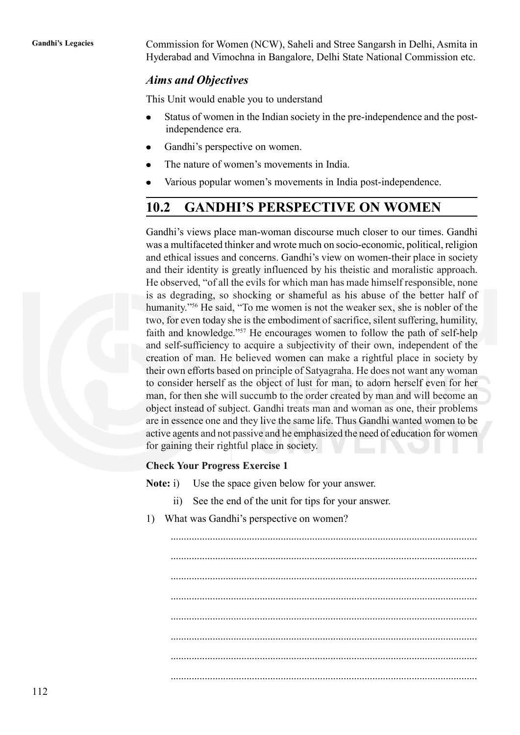Commission for Women (NCW), Saheli and Stree Sangarsh in Delhi, Asmita in Hyderabad and Vimochna in Bangalore, Delhi State National Commission etc.

### *Aims and Objectives*

This Unit would enable you to understand

- Status of women in the Indian society in the pre-independence and the post-independence era.
- Gandhi's perspective on women.
- The nature of women's movements in India.
- Various popular women's movements in India post-independence.

## 10.2 GANDHI'S PERSPECTIVE ON WOMEN

Gandhi's views place man-woman discourse much closer to our times. Gandhi was a multifaceted thinker and wrote much on socio-economic, political, religion and ethical issues and concerns. Gandhi's view on women-their place in society and their identity is greatly influenced by his theistic and moralistic approach. He observed, "of all the evils for which man has made himself responsible, none is as degrading, so shocking or shameful as his abuse of the better half of humanity."[56] He said, "To me women is not the weaker sex, she is nobler of the two, for even today she is the embodiment of sacrifice, silent suffering, humility, faith and knowledge."[57] He encourages women to follow the path of self-help and self-sufficiency to acquire a subjectivity of their own, independent of the creation of man. He believed women can make a rightful place in society by their own efforts based on principle of Satyagraha. He does not want any woman to consider herself as the object of lust for man, to adorn herself even for her man, for then she will succumb to the order created by man and will become an object instead of subject. Gandhi treats man and woman as one, their problems are in essence one and they live the same life. Thus Gandhi wanted women to be active agents and not passive and he emphasized the need of education for women for gaining their rightful place in society.

**Check Your Progress Exercise 1**

**Note:** i) Use the space given below for your answer.

ii) See the end of the unit for tips for your answer.

1) What was Gandhi's perspective on women?

..................................................................................................................

..................................................................................................................

..................................................................................................................

..................................................................................................................

..................................................................................................................

..................................................................................................................

..................................................................................................................

..................................................................................................................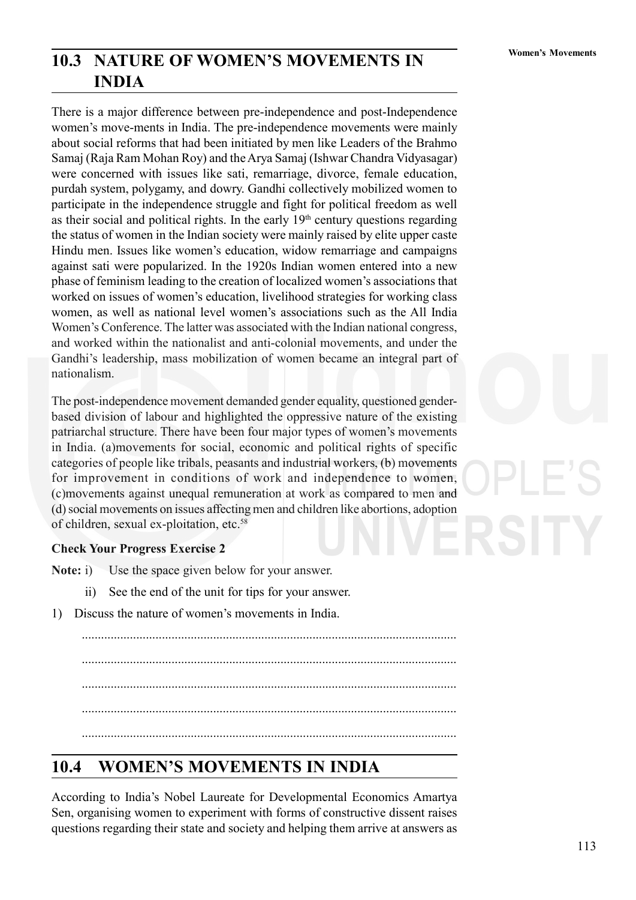## 10.3 NATURE OF WOMEN'S MOVEMENTS IN INDIA

There is a major difference between pre-independence and post-Independence women's move-ments in India. The pre-independence movements were mainly about social reforms that had been initiated by men like Leaders of the Brahmo Samaj (Raja Ram Mohan Roy) and the Arya Samaj (Ishwar Chandra Vidyasagar) were concerned with issues like sati, remarriage, divorce, female education, purdah system, polygamy, and dowry. Gandhi collectively mobilized women to participate in the independence struggle and fight for political freedom as well as their social and political rights. In the early 19th century questions regarding the status of women in the Indian society were mainly raised by elite upper caste Hindu men. Issues like women's education, widow remarriage and campaigns against sati were popularized. In the 1920s Indian women entered into a new phase of feminism leading to the creation of localized women's associations that worked on issues of women's education, livelihood strategies for working class women, as well as national level women's associations such as the All India Women's Conference. The latter was associated with the Indian national congress, and worked within the nationalist and anti-colonial movements, and under the Gandhi's leadership, mass mobilization of women became an integral part of nationalism.

The post-independence movement demanded gender equality, questioned gender-based division of labour and highlighted the oppressive nature of the existing patriarchal structure. There have been four major types of women's movements in India. (a)movements for social, economic and political rights of specific categories of people like tribals, peasants and industrial workers, (b) movements for improvement in conditions of work and independence to women, (c)movements against unequal remuneration at work as compared to men and (d) social movements on issues affecting men and children like abortions, adoption of children, sexual ex-ploitation, etc.[58]

**Check Your Progress Exercise 2**

**Note:** i) Use the space given below for your answer.

ii) See the end of the unit for tips for your answer.

1) Discuss the nature of women's movements in India.

....................................................................................................................

....................................................................................................................

....................................................................................................................

....................................................................................................................

....................................................................................................................

## 10.4 WOMEN'S MOVEMENTS IN INDIA

According to India's Nobel Laureate for Developmental Economics Amartya Sen, organising women to experiment with forms of constructive dissent raises questions regarding their state and society and helping them arrive at answers as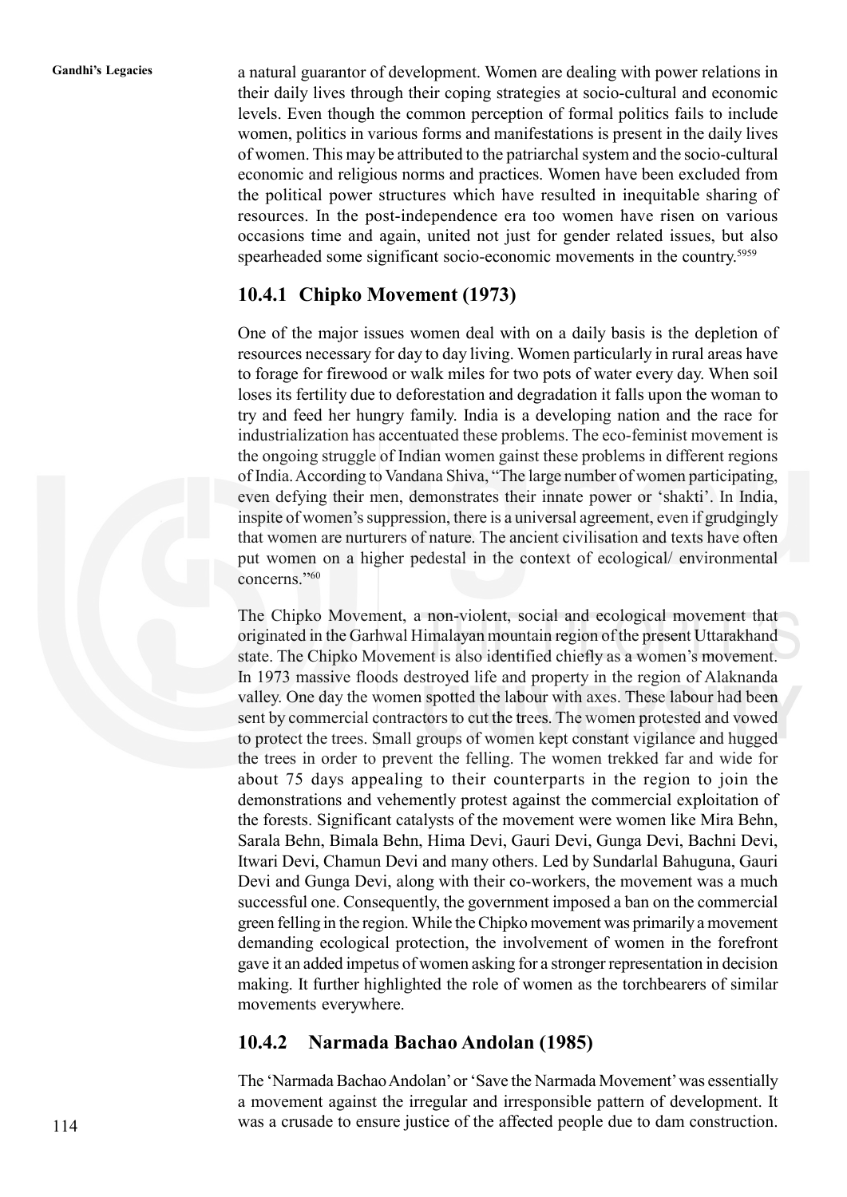a natural guarantor of development. Women are dealing with power relations in their daily lives through their coping strategies at socio-cultural and economic levels. Even though the common perception of formal politics fails to include women, politics in various forms and manifestations is present in the daily lives of women. This may be attributed to the patriarchal system and the socio-cultural economic and religious norms and practices. Women have been excluded from the political power structures which have resulted in inequitable sharing of resources. In the post-independence era too women have risen on various occasions time and again, united not just for gender related issues, but also spearheaded some significant socio-economic movements in the country.[5959]

### 10.4.1 Chipko Movement (1973)

One of the major issues women deal with on a daily basis is the depletion of resources necessary for day to day living. Women particularly in rural areas have to forage for firewood or walk miles for two pots of water every day. When soil loses its fertility due to deforestation and degradation it falls upon the woman to try and feed her hungry family. India is a developing nation and the race for industrialization has accentuated these problems. The eco-feminist movement is the ongoing struggle of Indian women gainst these problems in different regions of India. According to Vandana Shiva, "The large number of women participating, even defying their men, demonstrates their innate power or 'shakti'. In India, inspite of women's suppression, there is a universal agreement, even if grudgingly that women are nurturers of nature. The ancient civilisation and texts have often put women on a higher pedestal in the context of ecological/ environmental concerns."[60]

The Chipko Movement, a non-violent, social and ecological movement that originated in the Garhwal Himalayan mountain region of the present Uttarakhand state. The Chipko Movement is also identified chiefly as a women's movement. In 1973 massive floods destroyed life and property in the region of Alaknanda valley. One day the women spotted the labour with axes. These labour had been sent by commercial contractors to cut the trees. The women protested and vowed to protect the trees. Small groups of women kept constant vigilance and hugged the trees in order to prevent the felling. The women trekked far and wide for about 75 days appealing to their counterparts in the region to join the demonstrations and vehemently protest against the commercial exploitation of the forests. Significant catalysts of the movement were women like Mira Behn, Sarala Behn, Bimala Behn, Hima Devi, Gauri Devi, Gunga Devi, Bachni Devi, Itwari Devi, Chamun Devi and many others. Led by Sundarlal Bahuguna, Gauri Devi and Gunga Devi, along with their co-workers, the movement was a much successful one. Consequently, the government imposed a ban on the commercial green felling in the region. While the Chipko movement was primarily a movement demanding ecological protection, the involvement of women in the forefront gave it an added impetus of women asking for a stronger representation in decision making. It further highlighted the role of women as the torchbearers of similar movements everywhere.

### 10.4.2 Narmada Bachao Andolan (1985)

The 'Narmada Bachao Andolan' or 'Save the Narmada Movement' was essentially a movement against the irregular and irresponsible pattern of development. It was a crusade to ensure justice of the affected people due to dam construction.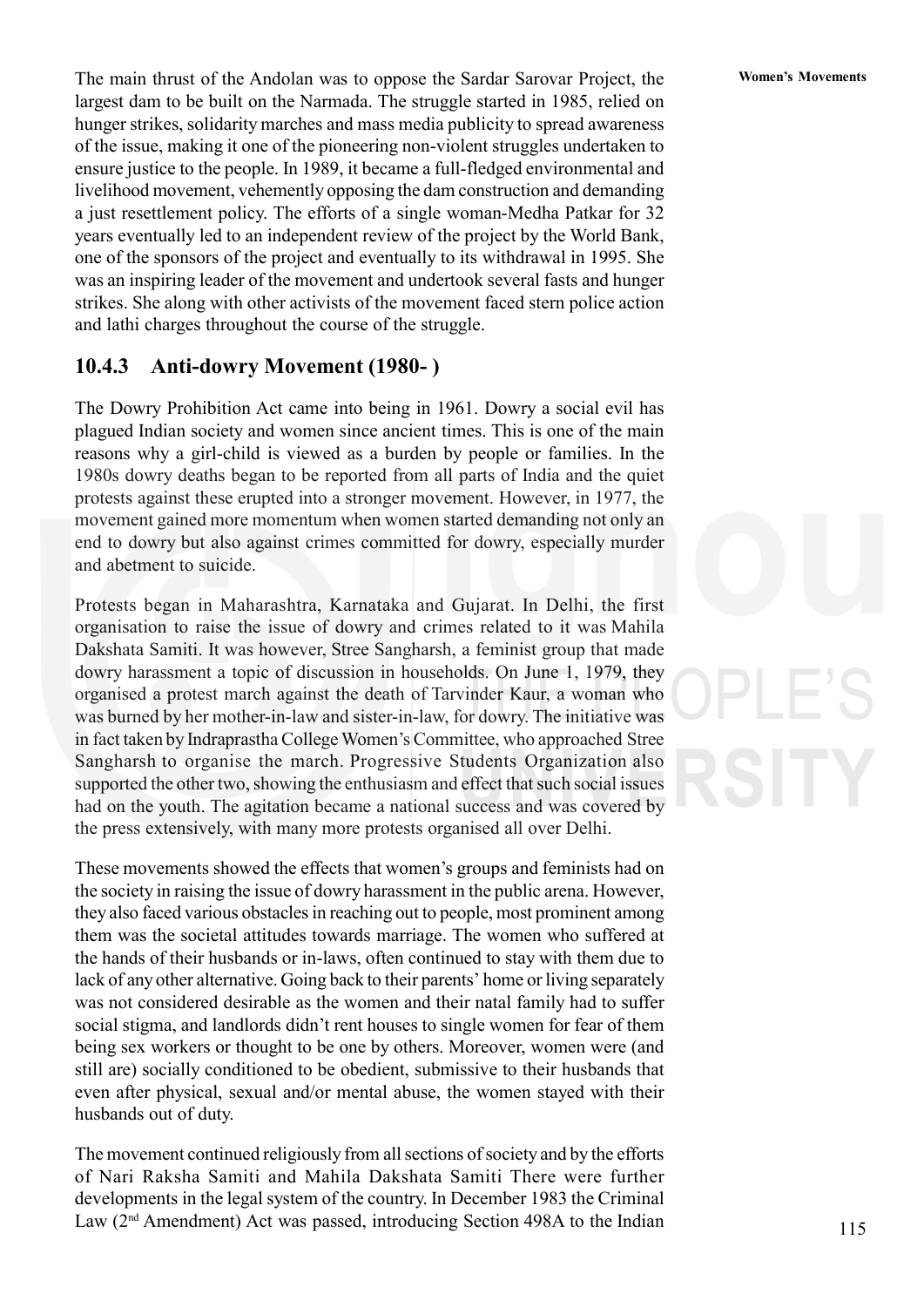The main thrust of the Andolan was to oppose the Sardar Sarovar Project, the largest dam to be built on the Narmada. The struggle started in 1985, relied on hunger strikes, solidarity marches and mass media publicity to spread awareness of the issue, making it one of the pioneering non-violent struggles undertaken to ensure justice to the people. In 1989, it became a full-fledged environmental and livelihood movement, vehemently opposing the dam construction and demanding a just resettlement policy. The efforts of a single woman-Medha Patkar for 32 years eventually led to an independent review of the project by the World Bank, one of the sponsors of the project and eventually to its withdrawal in 1995. She was an inspiring leader of the movement and undertook several fasts and hunger strikes. She along with other activists of the movement faced stern police action and lathi charges throughout the course of the struggle.

### 10.4.3 Anti-dowry Movement (1980- )

The Dowry Prohibition Act came into being in 1961. Dowry a social evil has plagued Indian society and women since ancient times. This is one of the main reasons why a girl-child is viewed as a burden by people or families. In the 1980s dowry deaths began to be reported from all parts of India and the quiet protests against these erupted into a stronger movement. However, in 1977, the movement gained more momentum when women started demanding not only an end to dowry but also against crimes committed for dowry, especially murder and abetment to suicide.

Protests began in Maharashtra, Karnataka and Gujarat. In Delhi, the first organisation to raise the issue of dowry and crimes related to it was Mahila Dakshata Samiti. It was however, Stree Sangharsh, a feminist group that made dowry harassment a topic of discussion in households. On June 1, 1979, they organised a protest march against the death of Tarvinder Kaur, a woman who was burned by her mother-in-law and sister-in-law, for dowry. The initiative was in fact taken by Indraprastha College Women's Committee, who approached Stree Sangharsh to organise the march. Progressive Students Organization also supported the other two, showing the enthusiasm and effect that such social issues had on the youth. The agitation became a national success and was covered by the press extensively, with many more protests organised all over Delhi.

These movements showed the effects that women's groups and feminists had on the society in raising the issue of dowry harassment in the public arena. However, they also faced various obstacles in reaching out to people, most prominent among them was the societal attitudes towards marriage. The women who suffered at the hands of their husbands or in-laws, often continued to stay with them due to lack of any other alternative. Going back to their parents' home or living separately was not considered desirable as the women and their natal family had to suffer social stigma, and landlords didn't rent houses to single women for fear of them being sex workers or thought to be one by others. Moreover, women were (and still are) socially conditioned to be obedient, submissive to their husbands that even after physical, sexual and/or mental abuse, the women stayed with their husbands out of duty.

The movement continued religiously from all sections of society and by the efforts of Nari Raksha Samiti and Mahila Dakshata Samiti There were further developments in the legal system of the country. In December 1983 the Criminal Law (2nd Amendment) Act was passed, introducing Section 498A to the Indian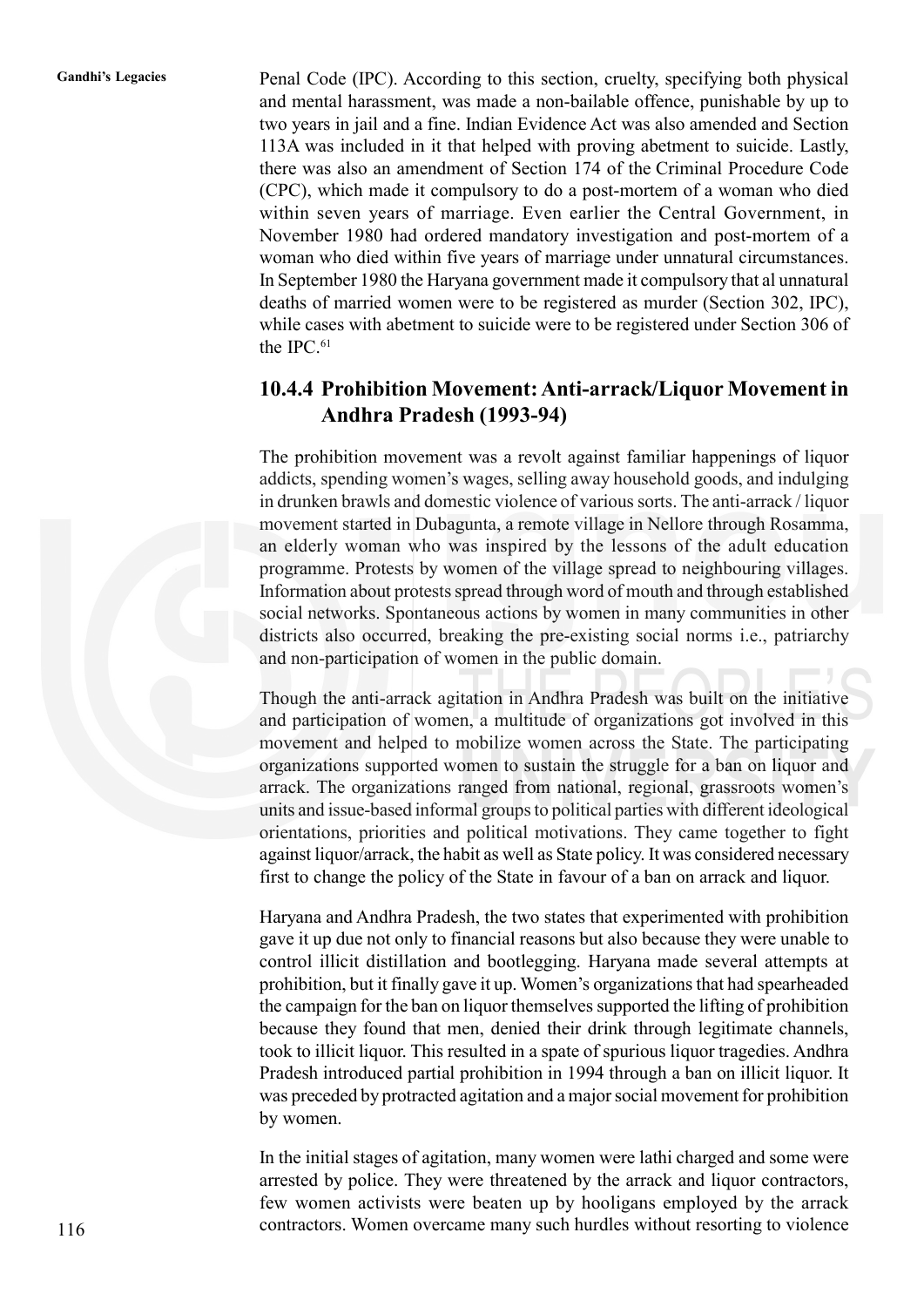Penal Code (IPC). According to this section, cruelty, specifying both physical and mental harassment, was made a non-bailable offence, punishable by up to two years in jail and a fine. Indian Evidence Act was also amended and Section 113A was included in it that helped with proving abetment to suicide. Lastly, there was also an amendment of Section 174 of the Criminal Procedure Code (CPC), which made it compulsory to do a post-mortem of a woman who died within seven years of marriage. Even earlier the Central Government, in November 1980 had ordered mandatory investigation and post-mortem of a woman who died within five years of marriage under unnatural circumstances. In September 1980 the Haryana government made it compulsory that al unnatural deaths of married women were to be registered as murder (Section 302, IPC), while cases with abetment to suicide were to be registered under Section 306 of the IPC.[61]

### 10.4.4 Prohibition Movement: Anti-arrack/Liquor Movement in Andhra Pradesh (1993-94)

The prohibition movement was a revolt against familiar happenings of liquor addicts, spending women's wages, selling away household goods, and indulging in drunken brawls and domestic violence of various sorts. The anti-arrack / liquor movement started in Dubagunta, a remote village in Nellore through Rosamma, an elderly woman who was inspired by the lessons of the adult education programme. Protests by women of the village spread to neighbouring villages. Information about protests spread through word of mouth and through established social networks. Spontaneous actions by women in many communities in other districts also occurred, breaking the pre-existing social norms i.e., patriarchy and non-participation of women in the public domain.

Though the anti-arrack agitation in Andhra Pradesh was built on the initiative and participation of women, a multitude of organizations got involved in this movement and helped to mobilize women across the State. The participating organizations supported women to sustain the struggle for a ban on liquor and arrack. The organizations ranged from national, regional, grassroots women's units and issue-based informal groups to political parties with different ideological orientations, priorities and political motivations. They came together to fight against liquor/arrack, the habit as well as State policy. It was considered necessary first to change the policy of the State in favour of a ban on arrack and liquor.

Haryana and Andhra Pradesh, the two states that experimented with prohibition gave it up due not only to financial reasons but also because they were unable to control illicit distillation and bootlegging. Haryana made several attempts at prohibition, but it finally gave it up. Women's organizations that had spearheaded the campaign for the ban on liquor themselves supported the lifting of prohibition because they found that men, denied their drink through legitimate channels, took to illicit liquor. This resulted in a spate of spurious liquor tragedies. Andhra Pradesh introduced partial prohibition in 1994 through a ban on illicit liquor. It was preceded by protracted agitation and a major social movement for prohibition by women.

In the initial stages of agitation, many women were lathi charged and some were arrested by police. They were threatened by the arrack and liquor contractors, few women activists were beaten up by hooligans employed by the arrack contractors. Women overcame many such hurdles without resorting to violence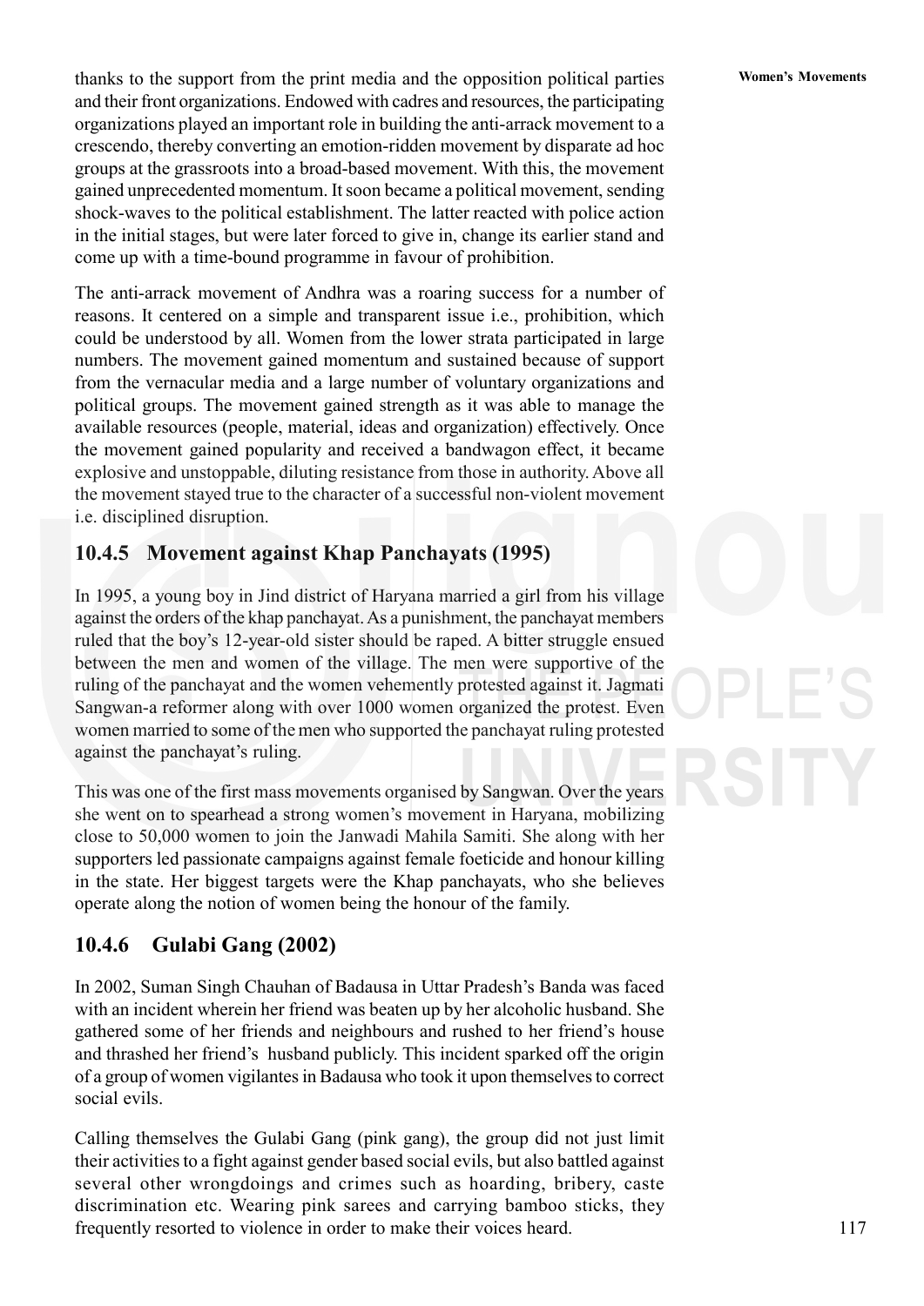thanks to the support from the print media and the opposition political parties and their front organizations. Endowed with cadres and resources, the participating organizations played an important role in building the anti-arrack movement to a crescendo, thereby converting an emotion-ridden movement by disparate ad hoc groups at the grassroots into a broad-based movement. With this, the movement gained unprecedented momentum. It soon became a political movement, sending shock-waves to the political establishment. The latter reacted with police action in the initial stages, but were later forced to give in, change its earlier stand and come up with a time-bound programme in favour of prohibition.

The anti-arrack movement of Andhra was a roaring success for a number of reasons. It centered on a simple and transparent issue i.e., prohibition, which could be understood by all. Women from the lower strata participated in large numbers. The movement gained momentum and sustained because of support from the vernacular media and a large number of voluntary organizations and political groups. The movement gained strength as it was able to manage the available resources (people, material, ideas and organization) effectively. Once the movement gained popularity and received a bandwagon effect, it became explosive and unstoppable, diluting resistance from those in authority. Above all the movement stayed true to the character of a successful non-violent movement i.e. disciplined disruption.

### 10.4.5 Movement against Khap Panchayats (1995)

In 1995, a young boy in Jind district of Haryana married a girl from his village against the orders of the khap panchayat. As a punishment, the panchayat members ruled that the boy's 12-year-old sister should be raped. A bitter struggle ensued between the men and women of the village. The men were supportive of the ruling of the panchayat and the women vehemently protested against it. Jagmati Sangwan-a reformer along with over 1000 women organized the protest. Even women married to some of the men who supported the panchayat ruling protested against the panchayat's ruling.

This was one of the first mass movements organised by Sangwan. Over the years she went on to spearhead a strong women's movement in Haryana, mobilizing close to 50,000 women to join the Janwadi Mahila Samiti. She along with her supporters led passionate campaigns against female foeticide and honour killing in the state. Her biggest targets were the Khap panchayats, who she believes operate along the notion of women being the honour of the family.

### 10.4.6 Gulabi Gang (2002)

In 2002, Suman Singh Chauhan of Badausa in Uttar Pradesh's Banda was faced with an incident wherein her friend was beaten up by her alcoholic husband. She gathered some of her friends and neighbours and rushed to her friend's house and thrashed her friend's husband publicly. This incident sparked off the origin of a group of women vigilantes in Badausa who took it upon themselves to correct social evils.

Calling themselves the Gulabi Gang (pink gang), the group did not just limit their activities to a fight against gender based social evils, but also battled against several other wrongdoings and crimes such as hoarding, bribery, caste discrimination etc. Wearing pink sarees and carrying bamboo sticks, they frequently resorted to violence in order to make their voices heard.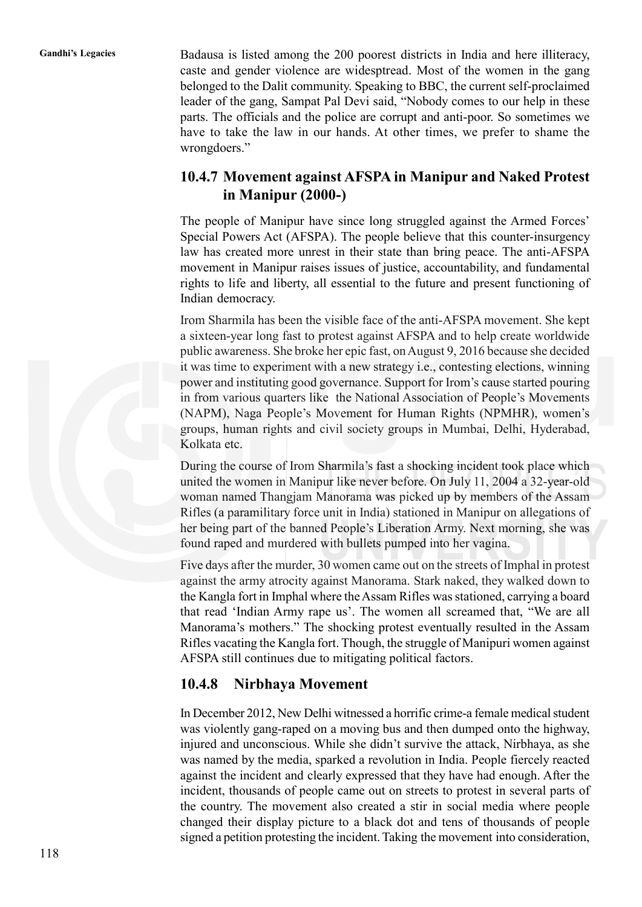Badausa is listed among the 200 poorest districts in India and here illiteracy, caste and gender violence are widesptread. Most of the women in the gang belonged to the Dalit community. Speaking to BBC, the current self-proclaimed leader of the gang, Sampat Pal Devi said, "Nobody comes to our help in these parts. The officials and the police are corrupt and anti-poor. So sometimes we have to take the law in our hands. At other times, we prefer to shame the wrongdoers."

### 10.4.7 Movement against AFSPA in Manipur and Naked Protest in Manipur (2000-)

The people of Manipur have since long struggled against the Armed Forces' Special Powers Act (AFSPA). The people believe that this counter-insurgency law has created more unrest in their state than bring peace. The anti-AFSPA movement in Manipur raises issues of justice, accountability, and fundamental rights to life and liberty, all essential to the future and present functioning of Indian democracy.

Irom Sharmila has been the visible face of the anti-AFSPA movement. She kept a sixteen-year long fast to protest against AFSPA and to help create worldwide public awareness. She broke her epic fast, on August 9, 2016 because she decided it was time to experiment with a new strategy i.e., contesting elections, winning power and instituting good governance. Support for Irom's cause started pouring in from various quarters like the National Association of People's Movements (NAPM), Naga People's Movement for Human Rights (NPMHR), women's groups, human rights and civil society groups in Mumbai, Delhi, Hyderabad, Kolkata etc.

During the course of Irom Sharmila's fast a shocking incident took place which united the women in Manipur like never before. On July 11, 2004 a 32-year-old woman named Thangjam Manorama was picked up by members of the Assam Rifles (a paramilitary force unit in India) stationed in Manipur on allegations of her being part of the banned People's Liberation Army. Next morning, she was found raped and murdered with bullets pumped into her vagina.

Five days after the murder, 30 women came out on the streets of Imphal in protest against the army atrocity against Manorama. Stark naked, they walked down to the Kangla fort in Imphal where the Assam Rifles was stationed, carrying a board that read 'Indian Army rape us'. The women all screamed that, "We are all Manorama's mothers." The shocking protest eventually resulted in the Assam Rifles vacating the Kangla fort. Though, the struggle of Manipuri women against AFSPA still continues due to mitigating political factors.

### 10.4.8 Nirbhaya Movement

In December 2012, New Delhi witnessed a horrific crime-a female medical student was violently gang-raped on a moving bus and then dumped onto the highway, injured and unconscious. While she didn't survive the attack, Nirbhaya, as she was named by the media, sparked a revolution in India. People fiercely reacted against the incident and clearly expressed that they have had enough. After the incident, thousands of people came out on streets to protest in several parts of the country. The movement also created a stir in social media where people changed their display picture to a black dot and tens of thousands of people signed a petition protesting the incident. Taking the movement into consideration,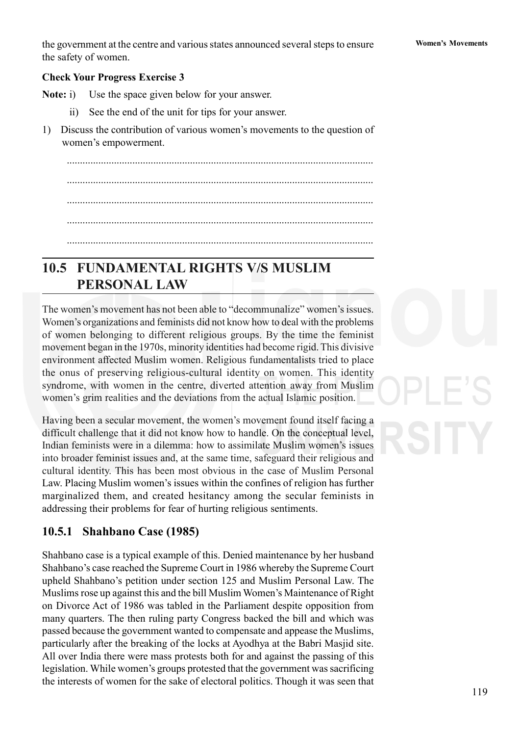the government at the centre and various states announced several steps to ensure the safety of women.

**Check Your Progress Exercise 3**

**Note:** i) Use the space given below for your answer.

ii) See the end of the unit for tips for your answer.

1) Discuss the contribution of various women's movements to the question of women's empowerment.

....................................................................................................................

....................................................................................................................

....................................................................................................................

....................................................................................................................

....................................................................................................................

## 10.5 FUNDAMENTAL RIGHTS V/S MUSLIM PERSONAL LAW

The women's movement has not been able to "decommunalize" women's issues. Women's organizations and feminists did not know how to deal with the problems of women belonging to different religious groups. By the time the feminist movement began in the 1970s, minority identities had become rigid. This divisive environment affected Muslim women. Religious fundamentalists tried to place the onus of preserving religious-cultural identity on women. This identity syndrome, with women in the centre, diverted attention away from Muslim women's grim realities and the deviations from the actual Islamic position.

Having been a secular movement, the women's movement found itself facing a difficult challenge that it did not know how to handle. On the conceptual level, Indian feminists were in a dilemma: how to assimilate Muslim women's issues into broader feminist issues and, at the same time, safeguard their religious and cultural identity. This has been most obvious in the case of Muslim Personal Law. Placing Muslim women's issues within the confines of religion has further marginalized them, and created hesitancy among the secular feminists in addressing their problems for fear of hurting religious sentiments.

### 10.5.1 Shahbano Case (1985)

Shahbano case is a typical example of this. Denied maintenance by her husband Shahbano's case reached the Supreme Court in 1986 whereby the Supreme Court upheld Shahbano's petition under section 125 and Muslim Personal Law. The Muslims rose up against this and the bill Muslim Women's Maintenance of Right on Divorce Act of 1986 was tabled in the Parliament despite opposition from many quarters. The then ruling party Congress backed the bill and which was passed because the government wanted to compensate and appease the Muslims, particularly after the breaking of the locks at Ayodhya at the Babri Masjid site. All over India there were mass protests both for and against the passing of this legislation. While women's groups protested that the government was sacrificing the interests of women for the sake of electoral politics. Though it was seen that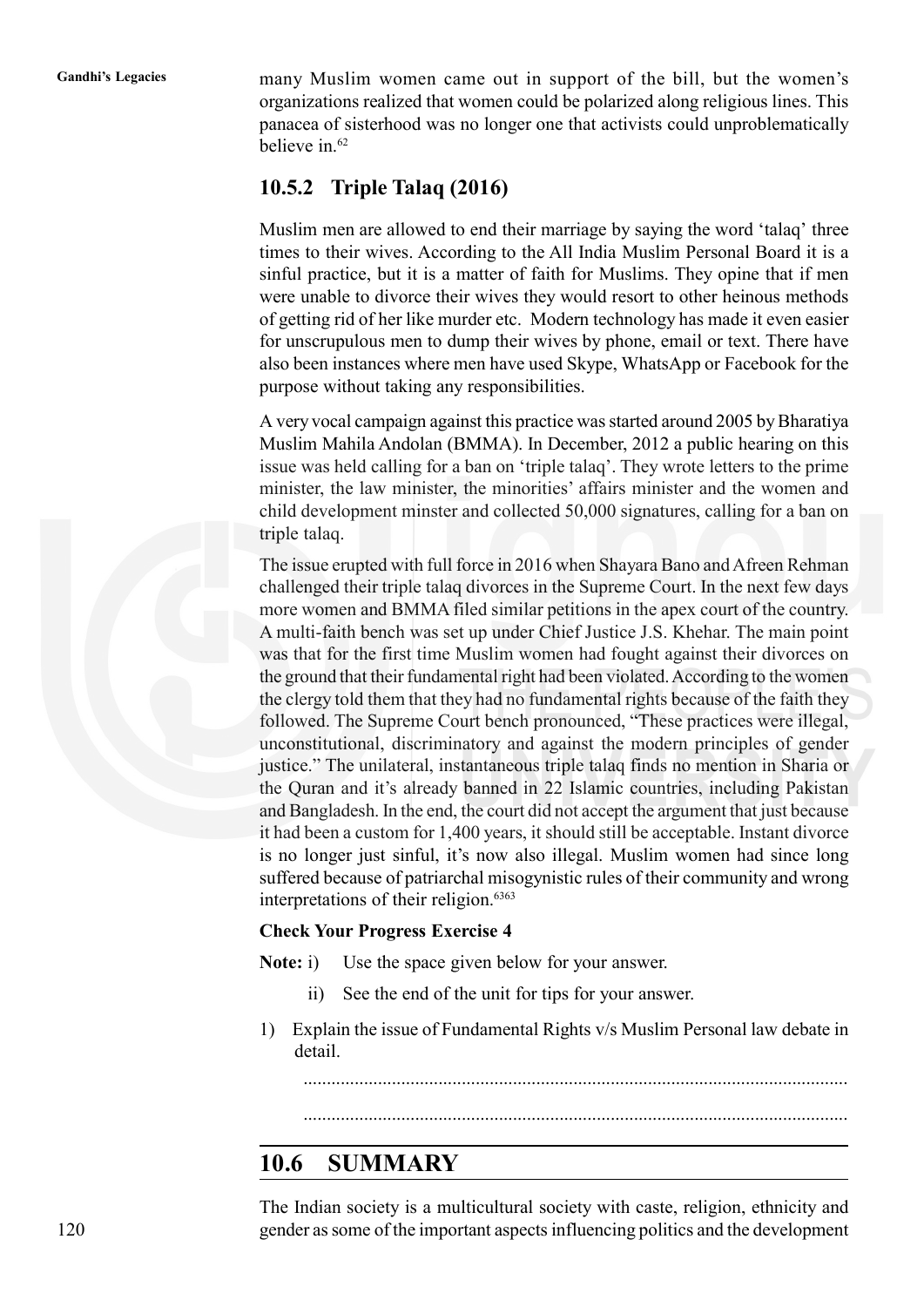many Muslim women came out in support of the bill, but the women's organizations realized that women could be polarized along religious lines. This panacea of sisterhood was no longer one that activists could unproblematically believe in.[62]

### 10.5.2 Triple Talaq (2016)

Muslim men are allowed to end their marriage by saying the word 'talaq' three times to their wives. According to the All India Muslim Personal Board it is a sinful practice, but it is a matter of faith for Muslims. They opine that if men were unable to divorce their wives they would resort to other heinous methods of getting rid of her like murder etc. Modern technology has made it even easier for unscrupulous men to dump their wives by phone, email or text. There have also been instances where men have used Skype, WhatsApp or Facebook for the purpose without taking any responsibilities.

A very vocal campaign against this practice was started around 2005 by Bharatiya Muslim Mahila Andolan (BMMA). In December, 2012 a public hearing on this issue was held calling for a ban on 'triple talaq'. They wrote letters to the prime minister, the law minister, the minorities' affairs minister and the women and child development minster and collected 50,000 signatures, calling for a ban on triple talaq.

The issue erupted with full force in 2016 when Shayara Bano and Afreen Rehman challenged their triple talaq divorces in the Supreme Court. In the next few days more women and BMMA filed similar petitions in the apex court of the country. A multi-faith bench was set up under Chief Justice J.S. Khehar. The main point was that for the first time Muslim women had fought against their divorces on the ground that their fundamental right had been violated. According to the women the clergy told them that they had no fundamental rights because of the faith they followed. The Supreme Court bench pronounced, "These practices were illegal, unconstitutional, discriminatory and against the modern principles of gender justice." The unilateral, instantaneous triple talaq finds no mention in Sharia or the Quran and it's already banned in 22 Islamic countries, including Pakistan and Bangladesh. In the end, the court did not accept the argument that just because it had been a custom for 1,400 years, it should still be acceptable. Instant divorce is no longer just sinful, it's now also illegal. Muslim women had since long suffered because of patriarchal misogynistic rules of their community and wrong interpretations of their religion.[6363]

**Check Your Progress Exercise 4**

**Note:** i) Use the space given below for your answer.

ii) See the end of the unit for tips for your answer.

1) Explain the issue of Fundamental Rights v/s Muslim Personal law debate in detail.

....................................................................................................................

....................................................................................................................

## 10.6 SUMMARY

The Indian society is a multicultural society with caste, religion, ethnicity and gender as some of the important aspects influencing politics and the development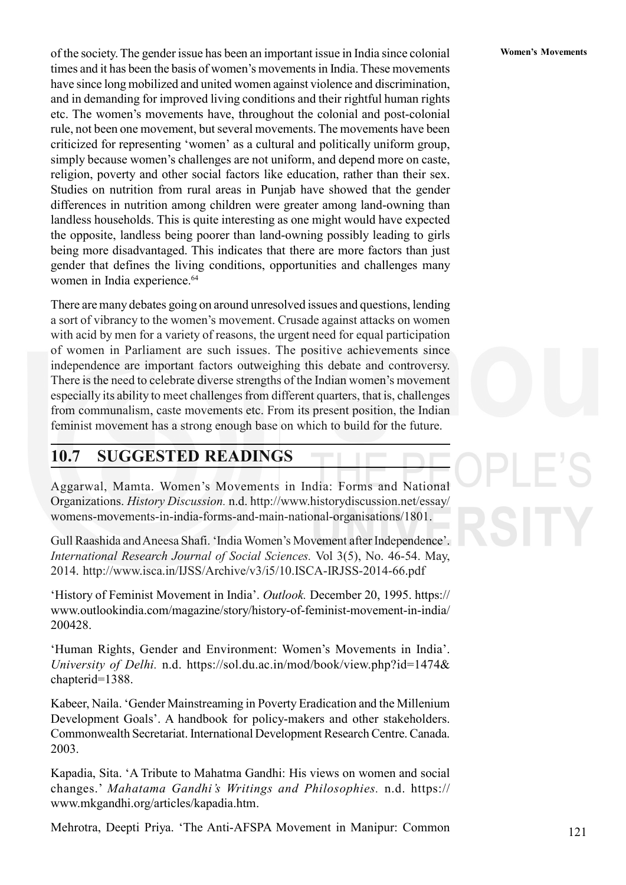of the society. The gender issue has been an important issue in India since colonial times and it has been the basis of women's movements in India. These movements have since long mobilized and united women against violence and discrimination, and in demanding for improved living conditions and their rightful human rights etc. The women's movements have, throughout the colonial and post-colonial rule, not been one movement, but several movements. The movements have been criticized for representing 'women' as a cultural and politically uniform group, simply because women's challenges are not uniform, and depend more on caste, religion, poverty and other social factors like education, rather than their sex. Studies on nutrition from rural areas in Punjab have showed that the gender differences in nutrition among children were greater among land-owning than landless households. This is quite interesting as one might would have expected the opposite, landless being poorer than land-owning possibly leading to girls being more disadvantaged. This indicates that there are more factors than just gender that defines the living conditions, opportunities and challenges many women in India experience.[64]

There are many debates going on around unresolved issues and questions, lending a sort of vibrancy to the women's movement. Crusade against attacks on women with acid by men for a variety of reasons, the urgent need for equal participation of women in Parliament are such issues. The positive achievements since independence are important factors outweighing this debate and controversy. There is the need to celebrate diverse strengths of the Indian women's movement especially its ability to meet challenges from different quarters, that is, challenges from communalism, caste movements etc. From its present position, the Indian feminist movement has a strong enough base on which to build for the future.

## 10.7 SUGGESTED READINGS

Aggarwal, Mamta. Women's Movements in India: Forms and National Organizations. *History Discussion.* n.d. http://www.historydiscussion.net/essay/womens-movements-in-india-forms-and-main-national-organisations/1801.

Gull Raashida and Aneesa Shafi. 'India Women's Movement after Independence'. *International Research Journal of Social Sciences.* Vol 3(5), No. 46-54. May, 2014. http://www.isca.in/IJSS/Archive/v3/i5/10.ISCA-IRJSS-2014-66.pdf

'History of Feminist Movement in India'. *Outlook.* December 20, 1995. https://www.outlookindia.com/magazine/story/history-of-feminist-movement-in-india/200428.

'Human Rights, Gender and Environment: Women's Movements in India'. *University of Delhi.* n.d. https://sol.du.ac.in/mod/book/view.php?id=1474&chapterid=1388.

Kabeer, Naila. 'Gender Mainstreaming in Poverty Eradication and the Millenium Development Goals'. A handbook for policy-makers and other stakeholders. Commonwealth Secretariat. International Development Research Centre. Canada. 2003.

Kapadia, Sita. 'A Tribute to Mahatma Gandhi: His views on women and social changes.' *Mahatama Gandhi's Writings and Philosophies.* n.d. https://www.mkgandhi.org/articles/kapadia.htm.

Mehrotra, Deepti Priya. 'The Anti-AFSPA Movement in Manipur: Common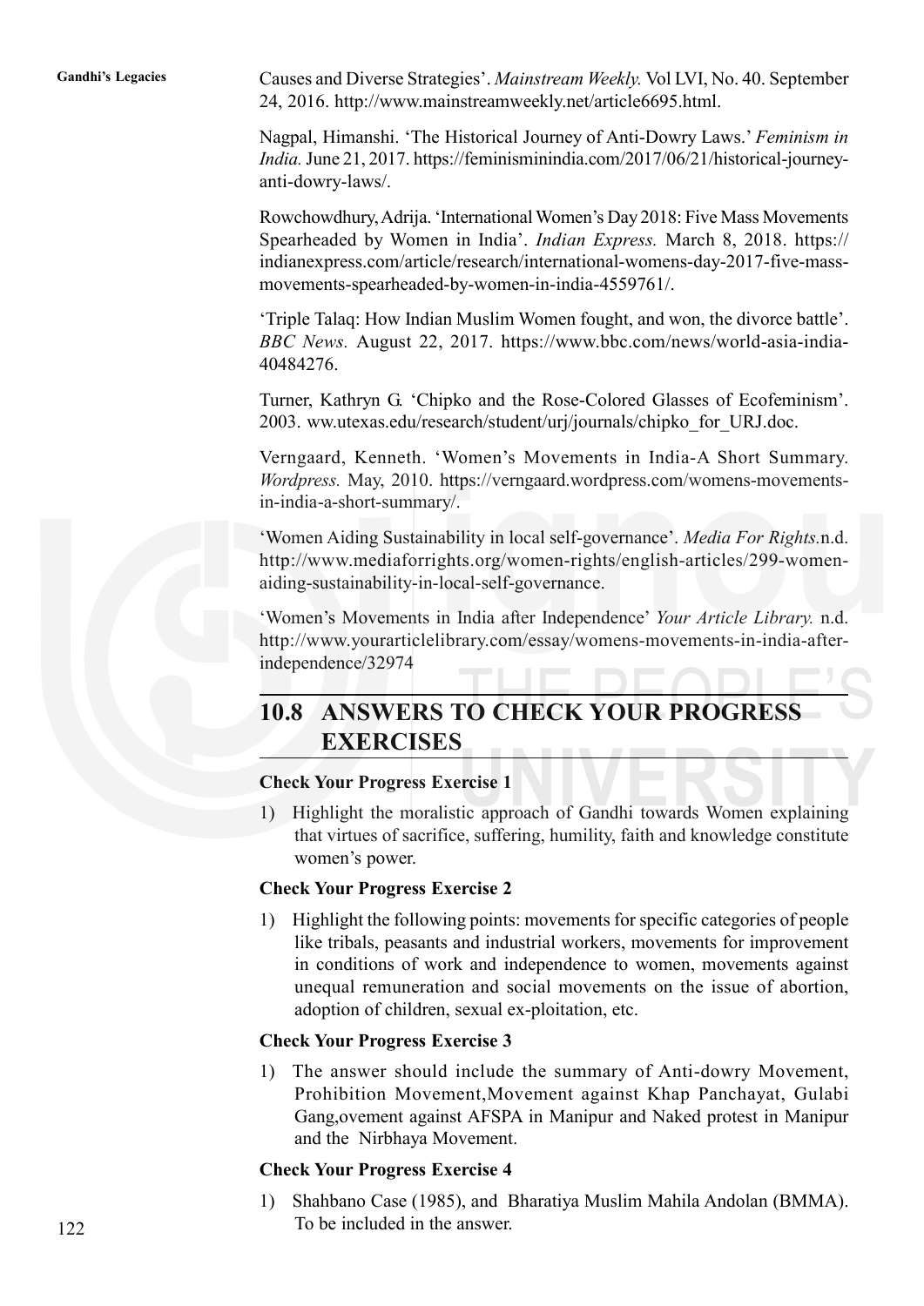Causes and Diverse Strategies'. *Mainstream Weekly.* Vol LVI, No. 40. September 24, 2016. http://www.mainstreamweekly.net/article6695.html.

Nagpal, Himanshi. 'The Historical Journey of Anti-Dowry Laws.' *Feminism in India.* June 21, 2017. https://feminisminindia.com/2017/06/21/historical-journey-anti-dowry-laws/.

Rowchowdhury, Adrija. 'International Women's Day 2018: Five Mass Movements Spearheaded by Women in India'. *Indian Express.* March 8, 2018. https://indianexpress.com/article/research/international-womens-day-2017-five-mass-movements-spearheaded-by-women-in-india-4559761/.

'Triple Talaq: How Indian Muslim Women fought, and won, the divorce battle'. *BBC News.* August 22, 2017. https://www.bbc.com/news/world-asia-india-40484276.

Turner, Kathryn G. 'Chipko and the Rose-Colored Glasses of Ecofeminism'. 2003. ww.utexas.edu/research/student/urj/journals/chipko_for_URJ.doc.

Verngaard, Kenneth. 'Women's Movements in India-A Short Summary. *Wordpress.* May, 2010. https://verngaard.wordpress.com/womens-movements-in-india-a-short-summary/.

'Women Aiding Sustainability in local self-governance'. *Media For Rights.*n.d. http://www.mediaforrights.org/women-rights/english-articles/299-women-aiding-sustainability-in-local-self-governance.

'Women's Movements in India after Independence' *Your Article Library.* n.d. http://www.yourarticlelibrary.com/essay/womens-movements-in-india-after-independence/32974

## 10.8 ANSWERS TO CHECK YOUR PROGRESS EXERCISES

**Check Your Progress Exercise 1**

1) Highlight the moralistic approach of Gandhi towards Women explaining that virtues of sacrifice, suffering, humility, faith and knowledge constitute women's power.

**Check Your Progress Exercise 2**

1) Highlight the following points: movements for specific categories of people like tribals, peasants and industrial workers, movements for improvement in conditions of work and independence to women, movements against unequal remuneration and social movements on the issue of abortion, adoption of children, sexual ex-ploitation, etc.

**Check Your Progress Exercise 3**

1) The answer should include the summary of Anti-dowry Movement, Prohibition Movement,Movement against Khap Panchayat, Gulabi Gang,ovement against AFSPA in Manipur and Naked protest in Manipur and the Nirbhaya Movement.

**Check Your Progress Exercise 4**

1) Shahbano Case (1985), and Bharatiya Muslim Mahila Andolan (BMMA). To be included in the answer.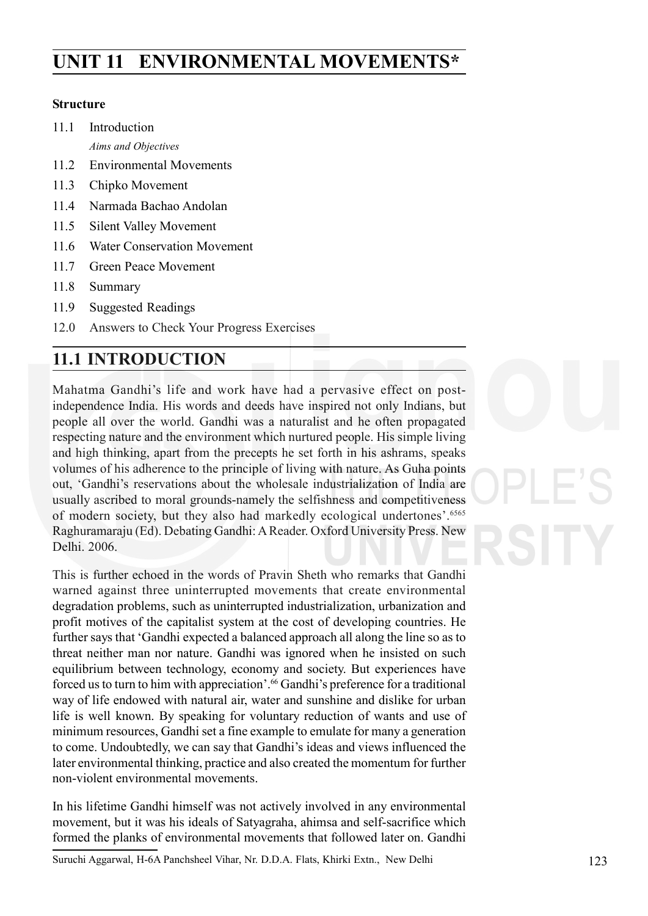# UNIT 11 ENVIRONMENTAL MOVEMENTS*

**Structure**

11.1 Introduction

*Aims and Objectives*

11.2 Environmental Movements

11.3 Chipko Movement

11.4 Narmada Bachao Andolan

11.5 Silent Valley Movement

11.6 Water Conservation Movement

11.7 Green Peace Movement

11.8 Summary

11.9 Suggested Readings

12.0 Answers to Check Your Progress Exercises

## 11.1 INTRODUCTION

Mahatma Gandhi's life and work have had a pervasive effect on post-independence India. His words and deeds have inspired not only Indians, but people all over the world. Gandhi was a naturalist and he often propagated respecting nature and the environment which nurtured people. His simple living and high thinking, apart from the precepts he set forth in his ashrams, speaks volumes of his adherence to the principle of living with nature. As Guha points out, 'Gandhi's reservations about the wholesale industrialization of India are usually ascribed to moral grounds-namely the selfishness and competitiveness of modern society, but they also had markedly ecological undertones'.[6565] Raghuramaraju (Ed). Debating Gandhi: A Reader. Oxford University Press. New Delhi. 2006.

This is further echoed in the words of Pravin Sheth who remarks that Gandhi warned against three uninterrupted movements that create environmental degradation problems, such as uninterrupted industrialization, urbanization and profit motives of the capitalist system at the cost of developing countries. He further says that 'Gandhi expected a balanced approach all along the line so as to threat neither man nor nature. Gandhi was ignored when he insisted on such equilibrium between technology, economy and society. But experiences have forced us to turn to him with appreciation'.[66] Gandhi's preference for a traditional way of life endowed with natural air, water and sunshine and dislike for urban life is well known. By speaking for voluntary reduction of wants and use of minimum resources, Gandhi set a fine example to emulate for many a generation to come. Undoubtedly, we can say that Gandhi's ideas and views influenced the later environmental thinking, practice and also created the momentum for further non-violent environmental movements.

In his lifetime Gandhi himself was not actively involved in any environmental movement, but it was his ideals of Satyagraha, ahimsa and self-sacrifice which formed the planks of environmental movements that followed later on. Gandhi

---

Suruchi Aggarwal, H-6A Panchsheel Vihar, Nr. D.D.A. Flats, Khirki Extn., New Delhi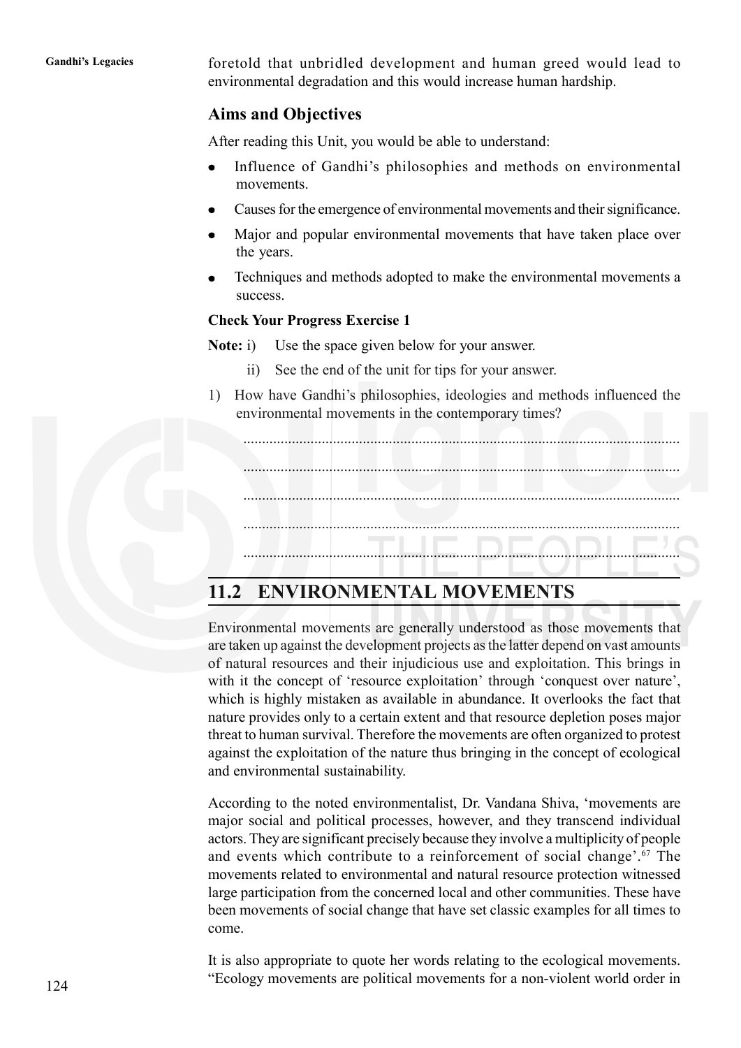foretold that unbridled development and human greed would lead to environmental degradation and this would increase human hardship.

## Aims and Objectives

After reading this Unit, you would be able to understand:

- Influence of Gandhi's philosophies and methods on environmental movements.
- Causes for the emergence of environmental movements and their significance.
- Major and popular environmental movements that have taken place over the years.
- Techniques and methods adopted to make the environmental movements a success.

**Check Your Progress Exercise 1**

**Note:** i) Use the space given below for your answer.

ii) See the end of the unit for tips for your answer.

1) How have Gandhi's philosophies, ideologies and methods influenced the environmental movements in the contemporary times?

.....................................................................................................................

.....................................................................................................................

.....................................................................................................................

.....................................................................................................................

.....................................................................................................................

## 11.2 ENVIRONMENTAL MOVEMENTS

Environmental movements are generally understood as those movements that are taken up against the development projects as the latter depend on vast amounts of natural resources and their injudicious use and exploitation. This brings in with it the concept of 'resource exploitation' through 'conquest over nature', which is highly mistaken as available in abundance. It overlooks the fact that nature provides only to a certain extent and that resource depletion poses major threat to human survival. Therefore the movements are often organized to protest against the exploitation of the nature thus bringing in the concept of ecological and environmental sustainability.

According to the noted environmentalist, Dr. Vandana Shiva, 'movements are major social and political processes, however, and they transcend individual actors. They are significant precisely because they involve a multiplicity of people and events which contribute to a reinforcement of social change'.[67] The movements related to environmental and natural resource protection witnessed large participation from the concerned local and other communities. These have been movements of social change that have set classic examples for all times to come.

It is also appropriate to quote her words relating to the ecological movements. "Ecology movements are political movements for a non-violent world order in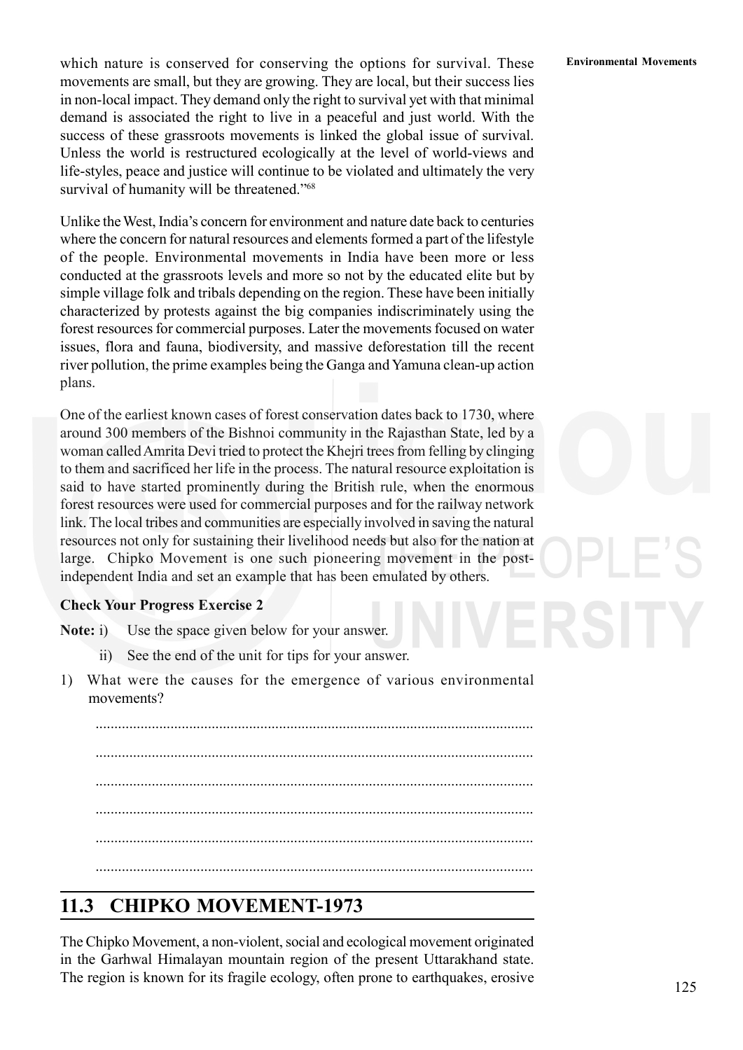which nature is conserved for conserving the options for survival. These movements are small, but they are growing. They are local, but their success lies in non-local impact. They demand only the right to survival yet with that minimal demand is associated the right to live in a peaceful and just world. With the success of these grassroots movements is linked the global issue of survival. Unless the world is restructured ecologically at the level of world-views and life-styles, peace and justice will continue to be violated and ultimately the very survival of humanity will be threatened."[68]

Unlike the West, India's concern for environment and nature date back to centuries where the concern for natural resources and elements formed a part of the lifestyle of the people. Environmental movements in India have been more or less conducted at the grassroots levels and more so not by the educated elite but by simple village folk and tribals depending on the region. These have been initially characterized by protests against the big companies indiscriminately using the forest resources for commercial purposes. Later the movements focused on water issues, flora and fauna, biodiversity, and massive deforestation till the recent river pollution, the prime examples being the Ganga and Yamuna clean-up action plans.

One of the earliest known cases of forest conservation dates back to 1730, where around 300 members of the Bishnoi community in the Rajasthan State, led by a woman called Amrita Devi tried to protect the Khejri trees from felling by clinging to them and sacrificed her life in the process. The natural resource exploitation is said to have started prominently during the British rule, when the enormous forest resources were used for commercial purposes and for the railway network link. The local tribes and communities are especially involved in saving the natural resources not only for sustaining their livelihood needs but also for the nation at large. Chipko Movement is one such pioneering movement in the post-independent India and set an example that has been emulated by others.

**Check Your Progress Exercise 2**

**Note:** i) Use the space given below for your answer.

ii) See the end of the unit for tips for your answer.

1) What were the causes for the emergence of various environmental movements?

.....................................................................................................................

.....................................................................................................................

.....................................................................................................................

.....................................................................................................................

.....................................................................................................................

.....................................................................................................................

## 11.3 CHIPKO MOVEMENT-1973

The Chipko Movement, a non-violent, social and ecological movement originated in the Garhwal Himalayan mountain region of the present Uttarakhand state. The region is known for its fragile ecology, often prone to earthquakes, erosive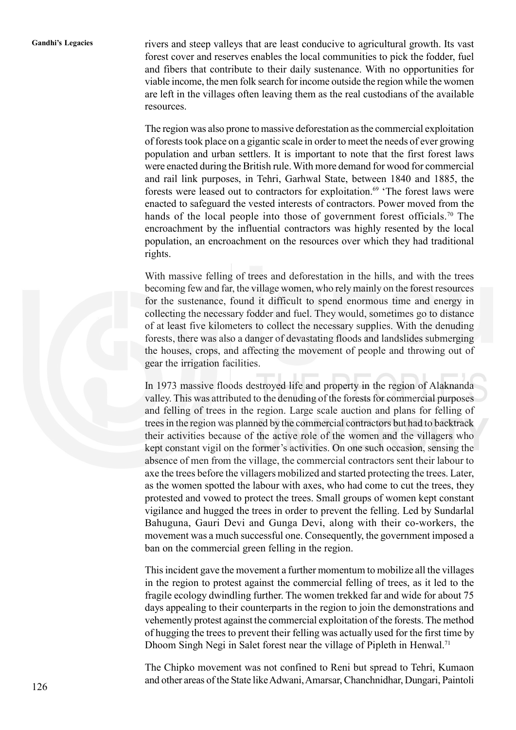rivers and steep valleys that are least conducive to agricultural growth. Its vast forest cover and reserves enables the local communities to pick the fodder, fuel and fibers that contribute to their daily sustenance. With no opportunities for viable income, the men folk search for income outside the region while the women are left in the villages often leaving them as the real custodians of the available resources.

The region was also prone to massive deforestation as the commercial exploitation of forests took place on a gigantic scale in order to meet the needs of ever growing population and urban settlers. It is important to note that the first forest laws were enacted during the British rule. With more demand for wood for commercial and rail link purposes, in Tehri, Garhwal State, between 1840 and 1885, the forests were leased out to contractors for exploitation.[69] 'The forest laws were enacted to safeguard the vested interests of contractors. Power moved from the hands of the local people into those of government forest officials.[70] The encroachment by the influential contractors was highly resented by the local population, an encroachment on the resources over which they had traditional rights.

With massive felling of trees and deforestation in the hills, and with the trees becoming few and far, the village women, who rely mainly on the forest resources for the sustenance, found it difficult to spend enormous time and energy in collecting the necessary fodder and fuel. They would, sometimes go to distance of at least five kilometers to collect the necessary supplies. With the denuding forests, there was also a danger of devastating floods and landslides submerging the houses, crops, and affecting the movement of people and throwing out of gear the irrigation facilities.

In 1973 massive floods destroyed life and property in the region of Alaknanda valley. This was attributed to the denuding of the forests for commercial purposes and felling of trees in the region. Large scale auction and plans for felling of trees in the region was planned by the commercial contractors but had to backtrack their activities because of the active role of the women and the villagers who kept constant vigil on the former's activities. On one such occasion, sensing the absence of men from the village, the commercial contractors sent their labour to axe the trees before the villagers mobilized and started protecting the trees. Later, as the women spotted the labour with axes, who had come to cut the trees, they protested and vowed to protect the trees. Small groups of women kept constant vigilance and hugged the trees in order to prevent the felling. Led by Sundarlal Bahuguna, Gauri Devi and Gunga Devi, along with their co-workers, the movement was a much successful one. Consequently, the government imposed a ban on the commercial green felling in the region.

This incident gave the movement a further momentum to mobilize all the villages in the region to protest against the commercial felling of trees, as it led to the fragile ecology dwindling further. The women trekked far and wide for about 75 days appealing to their counterparts in the region to join the demonstrations and vehemently protest against the commercial exploitation of the forests. The method of hugging the trees to prevent their felling was actually used for the first time by Dhoom Singh Negi in Salet forest near the village of Pipleth in Henwal.[71]

The Chipko movement was not confined to Reni but spread to Tehri, Kumaon and other areas of the State like Adwani, Amarsar, Chanchnidhar, Dungari, Paintoli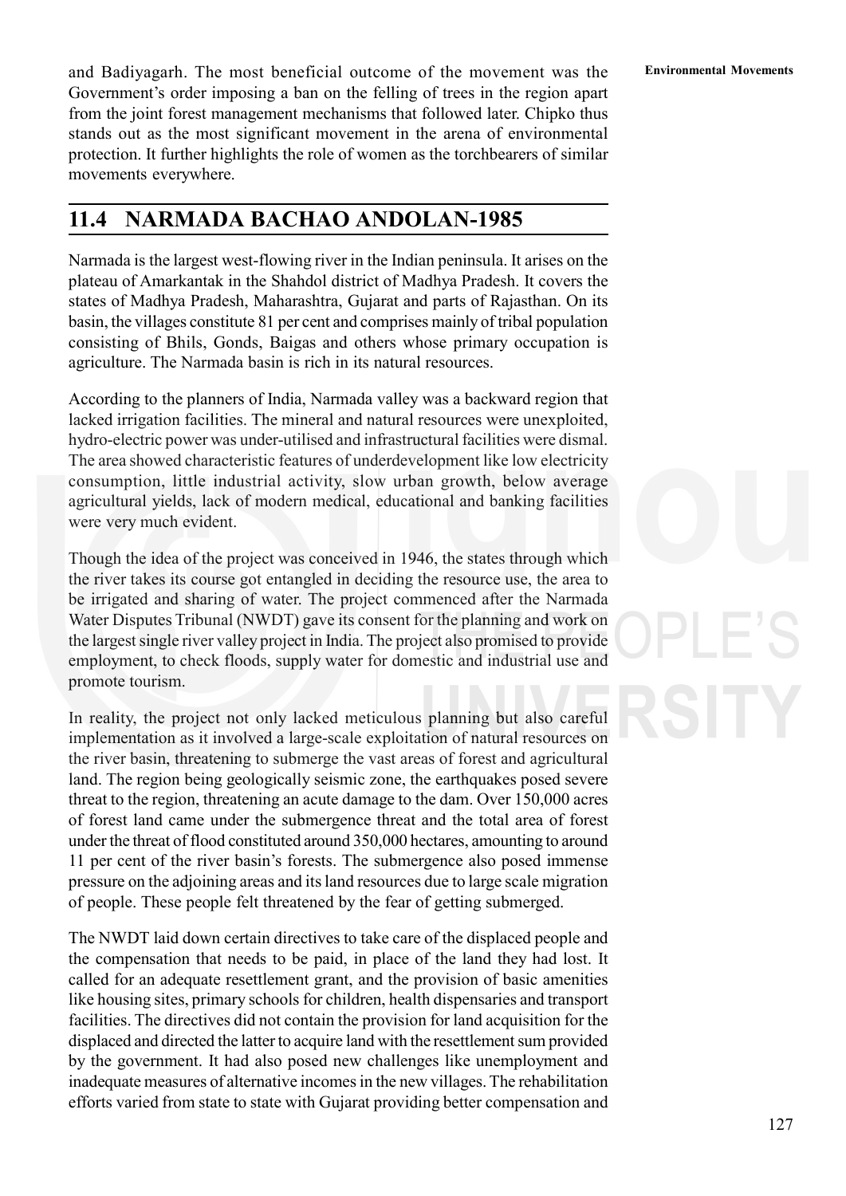and Badiyagarh. The most beneficial outcome of the movement was the Government's order imposing a ban on the felling of trees in the region apart from the joint forest management mechanisms that followed later. Chipko thus stands out as the most significant movement in the arena of environmental protection. It further highlights the role of women as the torchbearers of similar movements everywhere.

## 11.4 NARMADA BACHAO ANDOLAN-1985

Narmada is the largest west-flowing river in the Indian peninsula. It arises on the plateau of Amarkantak in the Shahdol district of Madhya Pradesh. It covers the states of Madhya Pradesh, Maharashtra, Gujarat and parts of Rajasthan. On its basin, the villages constitute 81 per cent and comprises mainly of tribal population consisting of Bhils, Gonds, Baigas and others whose primary occupation is agriculture. The Narmada basin is rich in its natural resources.

According to the planners of India, Narmada valley was a backward region that lacked irrigation facilities. The mineral and natural resources were unexploited, hydro-electric power was under-utilised and infrastructural facilities were dismal. The area showed characteristic features of underdevelopment like low electricity consumption, little industrial activity, slow urban growth, below average agricultural yields, lack of modern medical, educational and banking facilities were very much evident.

Though the idea of the project was conceived in 1946, the states through which the river takes its course got entangled in deciding the resource use, the area to be irrigated and sharing of water. The project commenced after the Narmada Water Disputes Tribunal (NWDT) gave its consent for the planning and work on the largest single river valley project in India. The project also promised to provide employment, to check floods, supply water for domestic and industrial use and promote tourism.

In reality, the project not only lacked meticulous planning but also careful implementation as it involved a large-scale exploitation of natural resources on the river basin, threatening to submerge the vast areas of forest and agricultural land. The region being geologically seismic zone, the earthquakes posed severe threat to the region, threatening an acute damage to the dam. Over 150,000 acres of forest land came under the submergence threat and the total area of forest under the threat of flood constituted around 350,000 hectares, amounting to around 11 per cent of the river basin's forests. The submergence also posed immense pressure on the adjoining areas and its land resources due to large scale migration of people. These people felt threatened by the fear of getting submerged.

The NWDT laid down certain directives to take care of the displaced people and the compensation that needs to be paid, in place of the land they had lost. It called for an adequate resettlement grant, and the provision of basic amenities like housing sites, primary schools for children, health dispensaries and transport facilities. The directives did not contain the provision for land acquisition for the displaced and directed the latter to acquire land with the resettlement sum provided by the government. It had also posed new challenges like unemployment and inadequate measures of alternative incomes in the new villages. The rehabilitation efforts varied from state to state with Gujarat providing better compensation and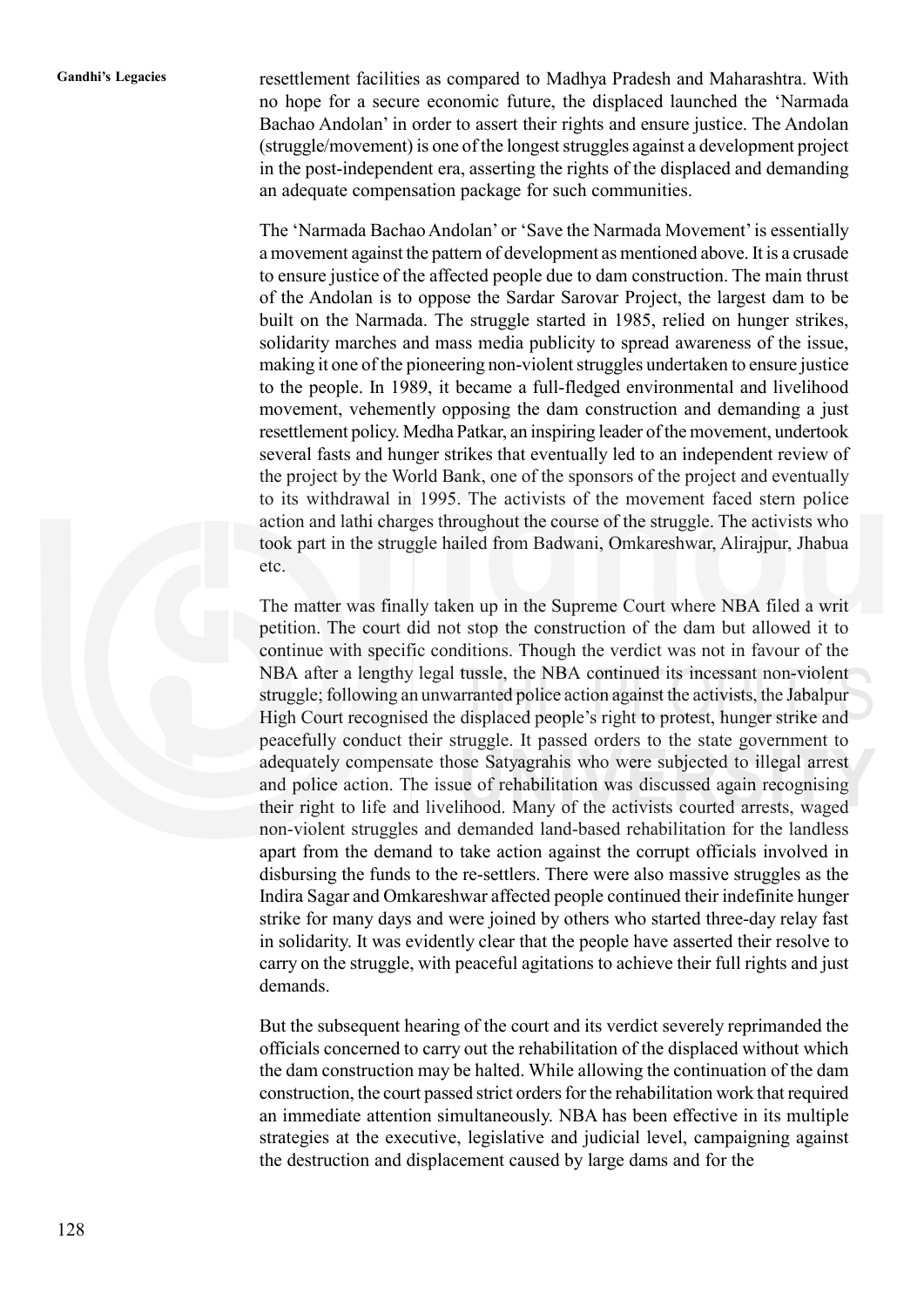resettlement facilities as compared to Madhya Pradesh and Maharashtra. With no hope for a secure economic future, the displaced launched the 'Narmada Bachao Andolan' in order to assert their rights and ensure justice. The Andolan (struggle/movement) is one of the longest struggles against a development project in the post-independent era, asserting the rights of the displaced and demanding an adequate compensation package for such communities.

The 'Narmada Bachao Andolan' or 'Save the Narmada Movement' is essentially a movement against the pattern of development as mentioned above. It is a crusade to ensure justice of the affected people due to dam construction. The main thrust of the Andolan is to oppose the Sardar Sarovar Project, the largest dam to be built on the Narmada. The struggle started in 1985, relied on hunger strikes, solidarity marches and mass media publicity to spread awareness of the issue, making it one of the pioneering non-violent struggles undertaken to ensure justice to the people. In 1989, it became a full-fledged environmental and livelihood movement, vehemently opposing the dam construction and demanding a just resettlement policy. Medha Patkar, an inspiring leader of the movement, undertook several fasts and hunger strikes that eventually led to an independent review of the project by the World Bank, one of the sponsors of the project and eventually to its withdrawal in 1995. The activists of the movement faced stern police action and lathi charges throughout the course of the struggle. The activists who took part in the struggle hailed from Badwani, Omkareshwar, Alirajpur, Jhabua etc.

The matter was finally taken up in the Supreme Court where NBA filed a writ petition. The court did not stop the construction of the dam but allowed it to continue with specific conditions. Though the verdict was not in favour of the NBA after a lengthy legal tussle, the NBA continued its incessant non-violent struggle; following an unwarranted police action against the activists, the Jabalpur High Court recognised the displaced people's right to protest, hunger strike and peacefully conduct their struggle. It passed orders to the state government to adequately compensate those Satyagrahis who were subjected to illegal arrest and police action. The issue of rehabilitation was discussed again recognising their right to life and livelihood. Many of the activists courted arrests, waged non-violent struggles and demanded land-based rehabilitation for the landless apart from the demand to take action against the corrupt officials involved in disbursing the funds to the re-settlers. There were also massive struggles as the Indira Sagar and Omkareshwar affected people continued their indefinite hunger strike for many days and were joined by others who started three-day relay fast in solidarity. It was evidently clear that the people have asserted their resolve to carry on the struggle, with peaceful agitations to achieve their full rights and just demands.

But the subsequent hearing of the court and its verdict severely reprimanded the officials concerned to carry out the rehabilitation of the displaced without which the dam construction may be halted. While allowing the continuation of the dam construction, the court passed strict orders for the rehabilitation work that required an immediate attention simultaneously. NBA has been effective in its multiple strategies at the executive, legislative and judicial level, campaigning against the destruction and displacement caused by large dams and for the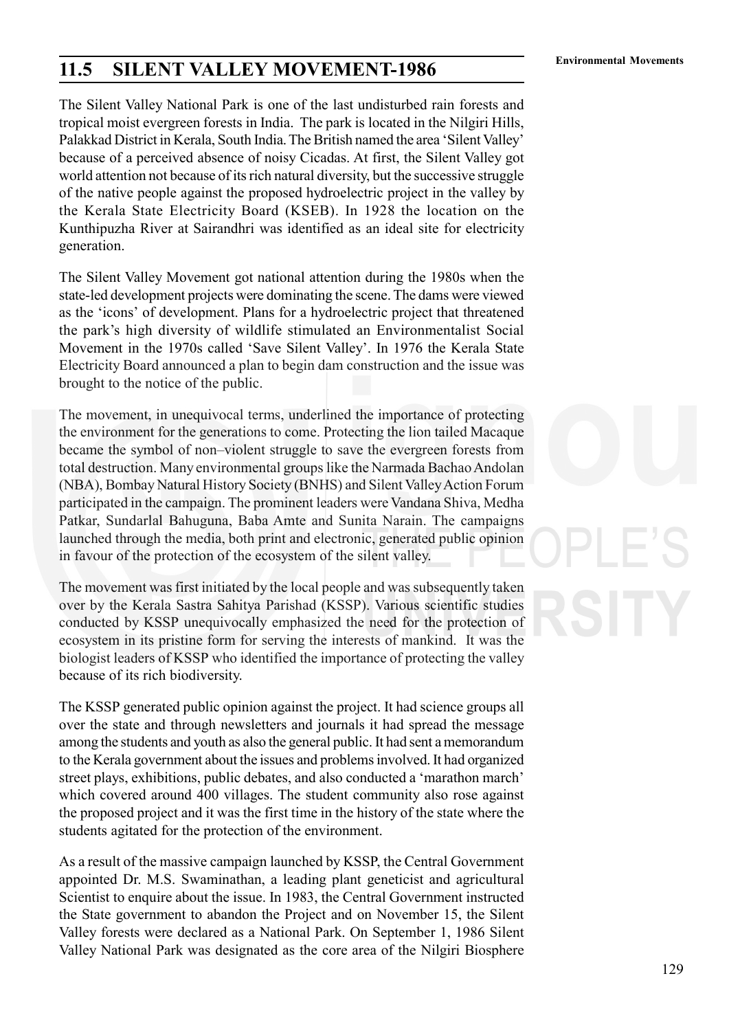## 11.5 SILENT VALLEY MOVEMENT-1986

The Silent Valley National Park is one of the last undisturbed rain forests and tropical moist evergreen forests in India. The park is located in the Nilgiri Hills, Palakkad District in Kerala, South India. The British named the area 'Silent Valley' because of a perceived absence of noisy Cicadas. At first, the Silent Valley got world attention not because of its rich natural diversity, but the successive struggle of the native people against the proposed hydroelectric project in the valley by the Kerala State Electricity Board (KSEB). In 1928 the location on the Kunthipuzha River at Sairandhri was identified as an ideal site for electricity generation.

The Silent Valley Movement got national attention during the 1980s when the state-led development projects were dominating the scene. The dams were viewed as the 'icons' of development. Plans for a hydroelectric project that threatened the park's high diversity of wildlife stimulated an Environmentalist Social Movement in the 1970s called 'Save Silent Valley'. In 1976 the Kerala State Electricity Board announced a plan to begin dam construction and the issue was brought to the notice of the public.

The movement, in unequivocal terms, underlined the importance of protecting the environment for the generations to come. Protecting the lion tailed Macaque became the symbol of non–violent struggle to save the evergreen forests from total destruction. Many environmental groups like the Narmada Bachao Andolan (NBA), Bombay Natural History Society (BNHS) and Silent Valley Action Forum participated in the campaign. The prominent leaders were Vandana Shiva, Medha Patkar, Sundarlal Bahuguna, Baba Amte and Sunita Narain. The campaigns launched through the media, both print and electronic, generated public opinion in favour of the protection of the ecosystem of the silent valley.

The movement was first initiated by the local people and was subsequently taken over by the Kerala Sastra Sahitya Parishad (KSSP). Various scientific studies conducted by KSSP unequivocally emphasized the need for the protection of ecosystem in its pristine form for serving the interests of mankind. It was the biologist leaders of KSSP who identified the importance of protecting the valley because of its rich biodiversity.

The KSSP generated public opinion against the project. It had science groups all over the state and through newsletters and journals it had spread the message among the students and youth as also the general public. It had sent a memorandum to the Kerala government about the issues and problems involved. It had organized street plays, exhibitions, public debates, and also conducted a 'marathon march' which covered around 400 villages. The student community also rose against the proposed project and it was the first time in the history of the state where the students agitated for the protection of the environment.

As a result of the massive campaign launched by KSSP, the Central Government appointed Dr. M.S. Swaminathan, a leading plant geneticist and agricultural Scientist to enquire about the issue. In 1983, the Central Government instructed the State government to abandon the Project and on November 15, the Silent Valley forests were declared as a National Park. On September 1, 1986 Silent Valley National Park was designated as the core area of the Nilgiri Biosphere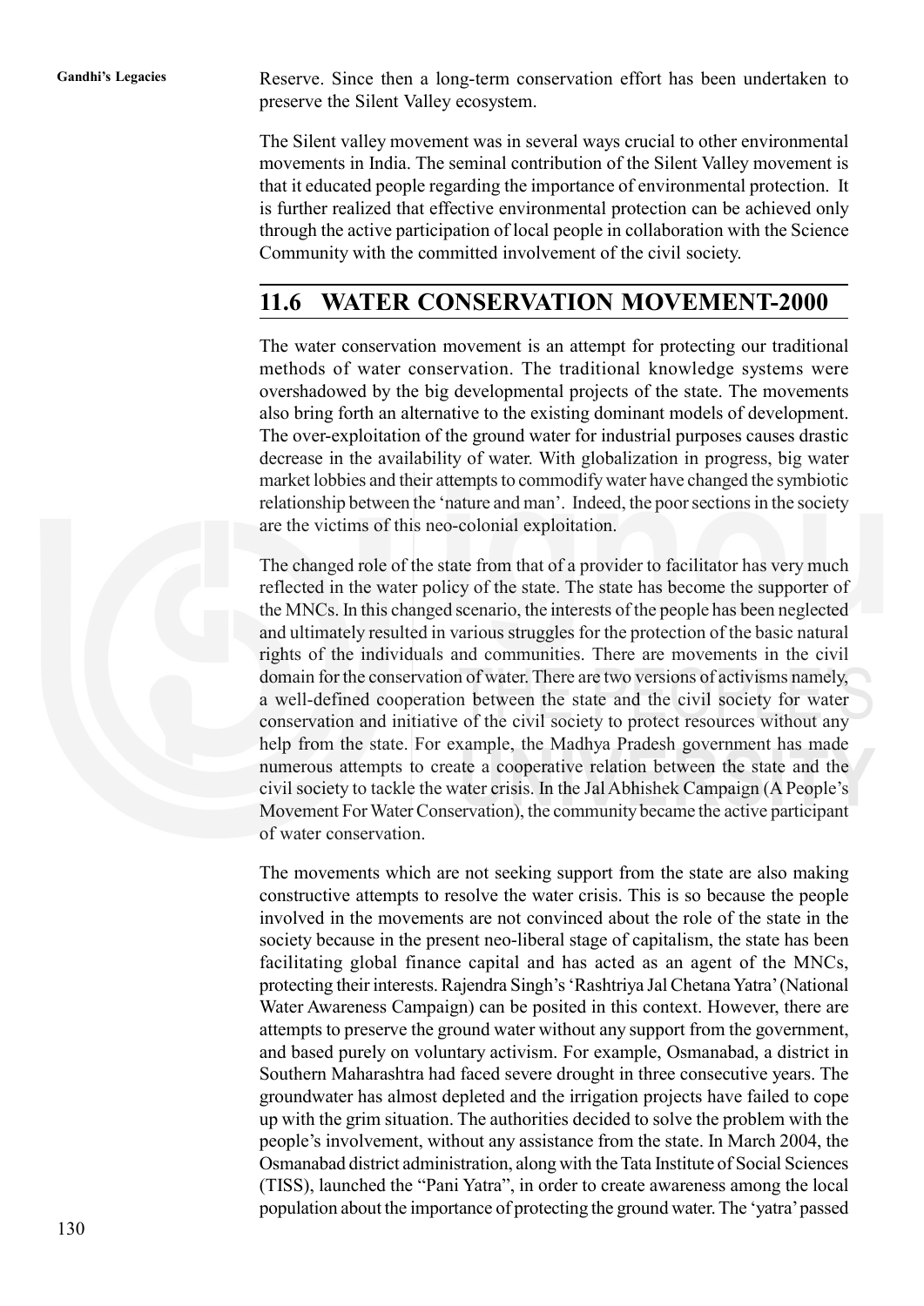Reserve. Since then a long-term conservation effort has been undertaken to preserve the Silent Valley ecosystem.

The Silent valley movement was in several ways crucial to other environmental movements in India. The seminal contribution of the Silent Valley movement is that it educated people regarding the importance of environmental protection. It is further realized that effective environmental protection can be achieved only through the active participation of local people in collaboration with the Science Community with the committed involvement of the civil society.

## 11.6 WATER CONSERVATION MOVEMENT-2000

The water conservation movement is an attempt for protecting our traditional methods of water conservation. The traditional knowledge systems were overshadowed by the big developmental projects of the state. The movements also bring forth an alternative to the existing dominant models of development. The over-exploitation of the ground water for industrial purposes causes drastic decrease in the availability of water. With globalization in progress, big water market lobbies and their attempts to commodify water have changed the symbiotic relationship between the 'nature and man'. Indeed, the poor sections in the society are the victims of this neo-colonial exploitation.

The changed role of the state from that of a provider to facilitator has very much reflected in the water policy of the state. The state has become the supporter of the MNCs. In this changed scenario, the interests of the people has been neglected and ultimately resulted in various struggles for the protection of the basic natural rights of the individuals and communities. There are movements in the civil domain for the conservation of water. There are two versions of activisms namely, a well-defined cooperation between the state and the civil society for water conservation and initiative of the civil society to protect resources without any help from the state. For example, the Madhya Pradesh government has made numerous attempts to create a cooperative relation between the state and the civil society to tackle the water crisis. In the Jal Abhishek Campaign (A People's Movement For Water Conservation), the community became the active participant of water conservation.

The movements which are not seeking support from the state are also making constructive attempts to resolve the water crisis. This is so because the people involved in the movements are not convinced about the role of the state in the society because in the present neo-liberal stage of capitalism, the state has been facilitating global finance capital and has acted as an agent of the MNCs, protecting their interests. Rajendra Singh's 'Rashtriya Jal Chetana Yatra' (National Water Awareness Campaign) can be posited in this context. However, there are attempts to preserve the ground water without any support from the government, and based purely on voluntary activism. For example, Osmanabad, a district in Southern Maharashtra had faced severe drought in three consecutive years. The groundwater has almost depleted and the irrigation projects have failed to cope up with the grim situation. The authorities decided to solve the problem with the people's involvement, without any assistance from the state. In March 2004, the Osmanabad district administration, along with the Tata Institute of Social Sciences (TISS), launched the "Pani Yatra", in order to create awareness among the local population about the importance of protecting the ground water. The 'yatra' passed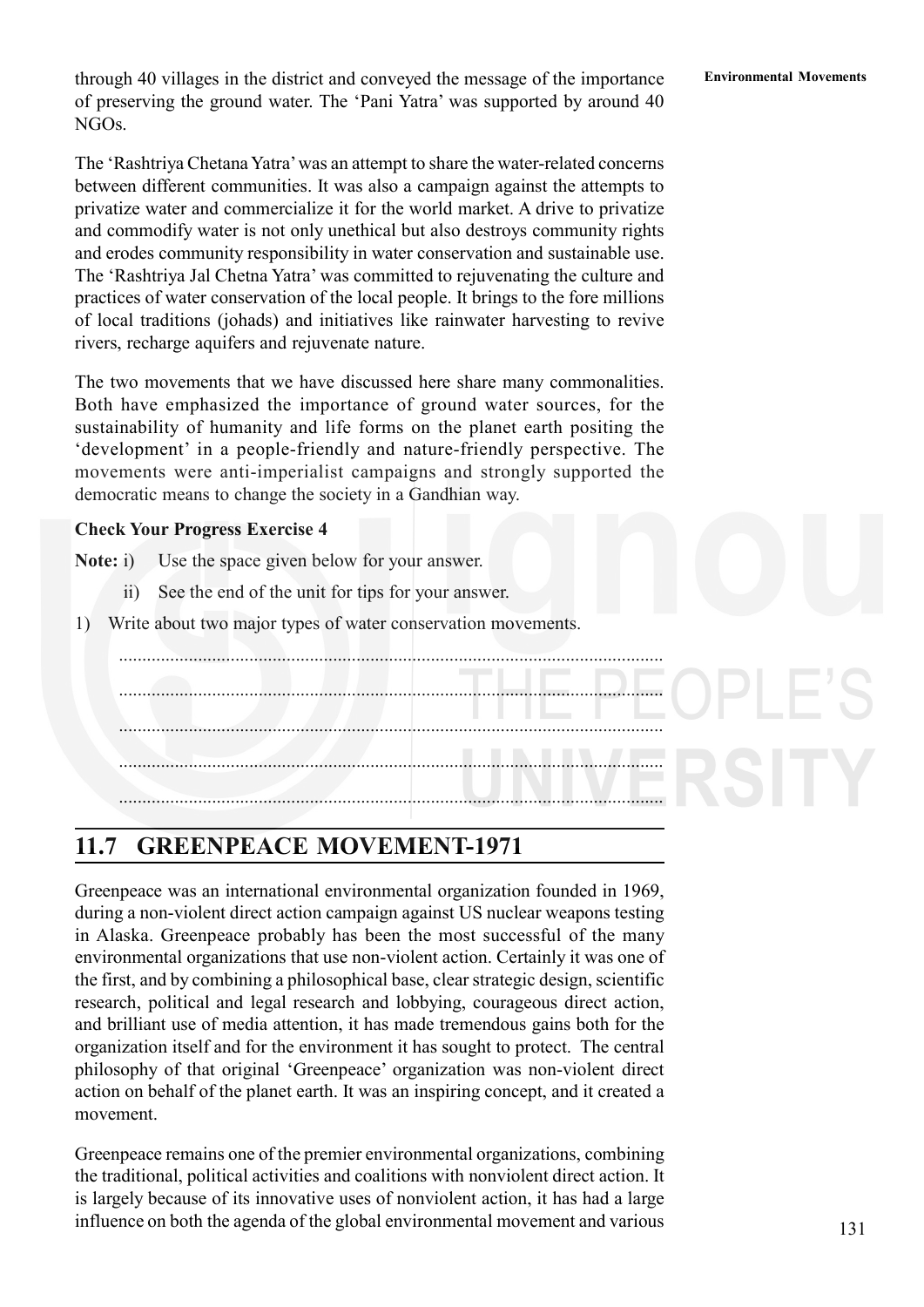through 40 villages in the district and conveyed the message of the importance of preserving the ground water. The 'Pani Yatra' was supported by around 40 NGOs.

The 'Rashtriya Chetana Yatra' was an attempt to share the water-related concerns between different communities. It was also a campaign against the attempts to privatize water and commercialize it for the world market. A drive to privatize and commodify water is not only unethical but also destroys community rights and erodes community responsibility in water conservation and sustainable use. The 'Rashtriya Jal Chetna Yatra' was committed to rejuvenating the culture and practices of water conservation of the local people. It brings to the fore millions of local traditions (johads) and initiatives like rainwater harvesting to revive rivers, recharge aquifers and rejuvenate nature.

The two movements that we have discussed here share many commonalities. Both have emphasized the importance of ground water sources, for the sustainability of humanity and life forms on the planet earth positing the 'development' in a people-friendly and nature-friendly perspective. The movements were anti-imperialist campaigns and strongly supported the democratic means to change the society in a Gandhian way.

**Check Your Progress Exercise 4**

**Note:** i) Use the space given below for your answer.

ii) See the end of the unit for tips for your answer.

1) Write about two major types of water conservation movements.

.....................................................................................................................

.....................................................................................................................

.....................................................................................................................

.....................................................................................................................

.....................................................................................................................

## 11.7 GREENPEACE MOVEMENT-1971

Greenpeace was an international environmental organization founded in 1969, during a non-violent direct action campaign against US nuclear weapons testing in Alaska. Greenpeace probably has been the most successful of the many environmental organizations that use non-violent action. Certainly it was one of the first, and by combining a philosophical base, clear strategic design, scientific research, political and legal research and lobbying, courageous direct action, and brilliant use of media attention, it has made tremendous gains both for the organization itself and for the environment it has sought to protect. The central philosophy of that original 'Greenpeace' organization was non-violent direct action on behalf of the planet earth. It was an inspiring concept, and it created a movement.

Greenpeace remains one of the premier environmental organizations, combining the traditional, political activities and coalitions with nonviolent direct action. It is largely because of its innovative uses of nonviolent action, it has had a large influence on both the agenda of the global environmental movement and various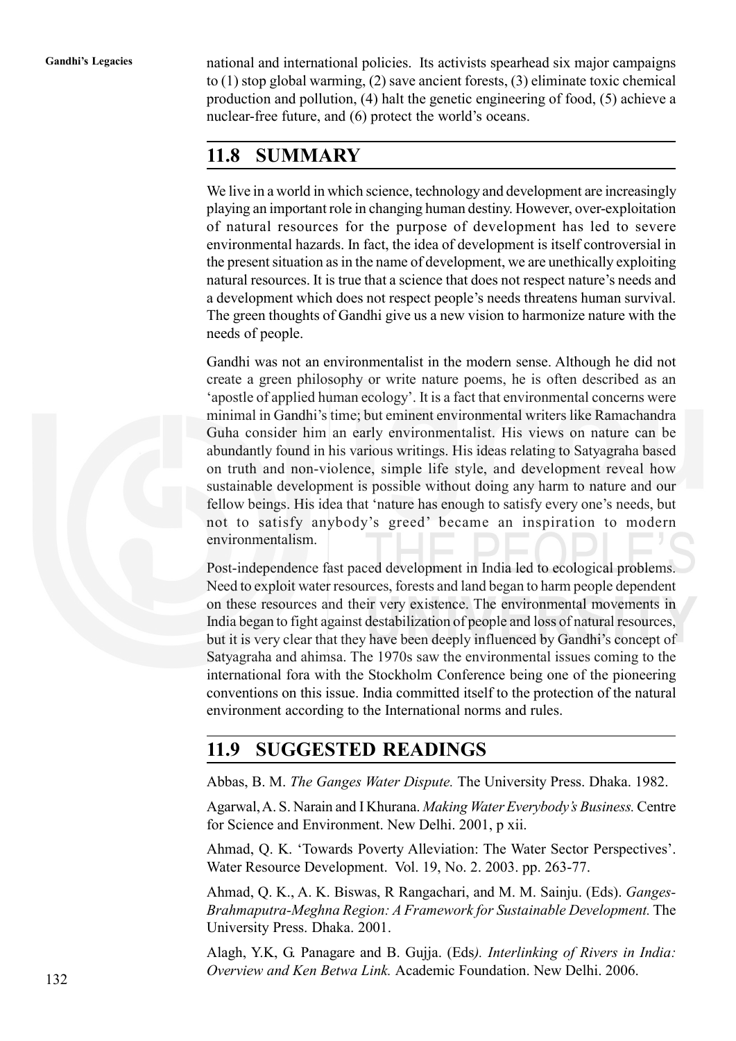national and international policies. Its activists spearhead six major campaigns to (1) stop global warming, (2) save ancient forests, (3) eliminate toxic chemical production and pollution, (4) halt the genetic engineering of food, (5) achieve a nuclear-free future, and (6) protect the world's oceans.

## 11.8 SUMMARY

We live in a world in which science, technology and development are increasingly playing an important role in changing human destiny. However, over-exploitation of natural resources for the purpose of development has led to severe environmental hazards. In fact, the idea of development is itself controversial in the present situation as in the name of development, we are unethically exploiting natural resources. It is true that a science that does not respect nature's needs and a development which does not respect people's needs threatens human survival. The green thoughts of Gandhi give us a new vision to harmonize nature with the needs of people.

Gandhi was not an environmentalist in the modern sense. Although he did not create a green philosophy or write nature poems, he is often described as an 'apostle of applied human ecology'. It is a fact that environmental concerns were minimal in Gandhi's time; but eminent environmental writers like Ramachandra Guha consider him an early environmentalist. His views on nature can be abundantly found in his various writings. His ideas relating to Satyagraha based on truth and non-violence, simple life style, and development reveal how sustainable development is possible without doing any harm to nature and our fellow beings. His idea that 'nature has enough to satisfy every one's needs, but not to satisfy anybody's greed' became an inspiration to modern environmentalism.

Post-independence fast paced development in India led to ecological problems. Need to exploit water resources, forests and land began to harm people dependent on these resources and their very existence. The environmental movements in India began to fight against destabilization of people and loss of natural resources, but it is very clear that they have been deeply influenced by Gandhi's concept of Satyagraha and ahimsa. The 1970s saw the environmental issues coming to the international fora with the Stockholm Conference being one of the pioneering conventions on this issue. India committed itself to the protection of the natural environment according to the International norms and rules.

## 11.9 SUGGESTED READINGS

Abbas, B. M. *The Ganges Water Dispute.* The University Press. Dhaka. 1982.

Agarwal, A. S. Narain and I Khurana. *Making Water Everybody's Business.* Centre for Science and Environment. New Delhi. 2001, p xii.

Ahmad, Q. K. 'Towards Poverty Alleviation: The Water Sector Perspectives'. Water Resource Development. Vol. 19, No. 2. 2003. pp. 263-77.

Ahmad, Q. K., A. K. Biswas, R Rangachari, and M. M. Sainju. (Eds). *Ganges-Brahmaputra-Meghna Region: A Framework for Sustainable Development.* The University Press. Dhaka. 2001.

Alagh, Y.K, G. Panagare and B. Gujja. (Eds*). Interlinking of Rivers in India: Overview and Ken Betwa Link.* Academic Foundation. New Delhi. 2006.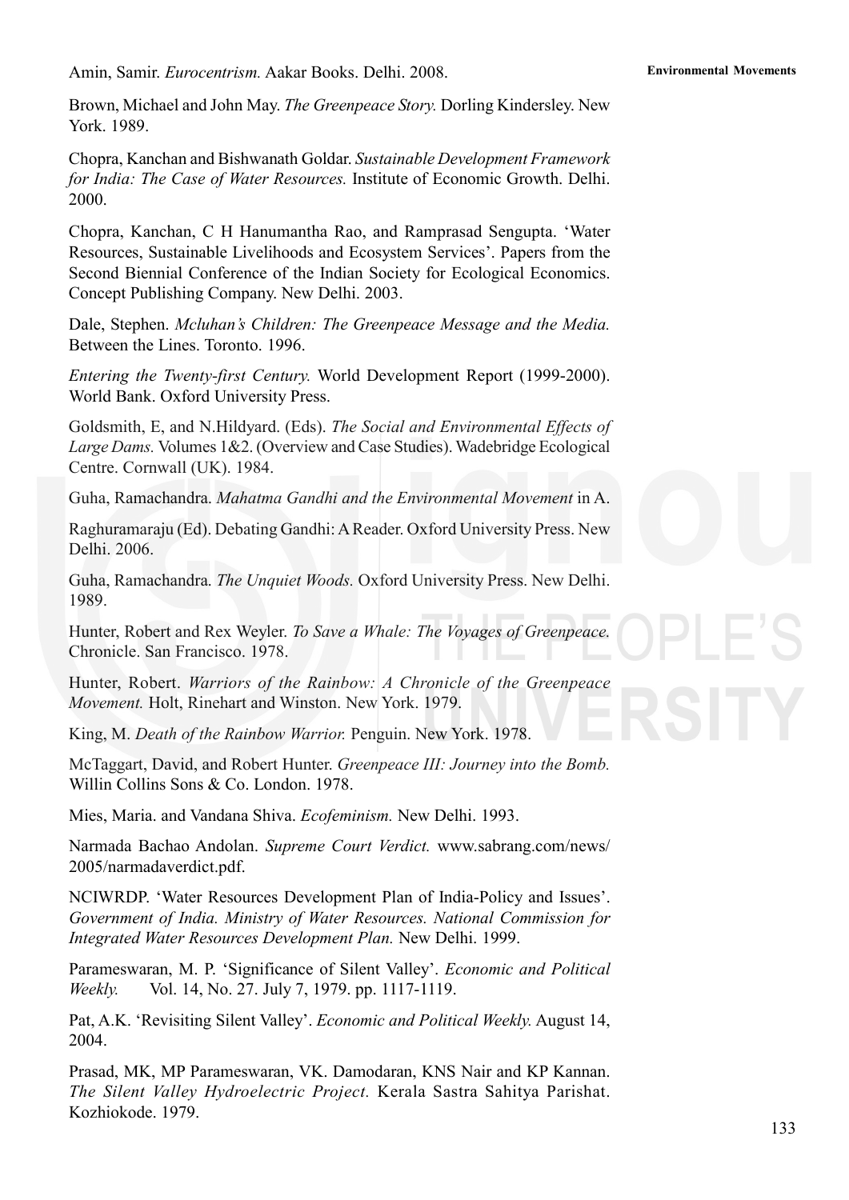Amin, Samir. *Eurocentrism.* Aakar Books. Delhi. 2008.

Brown, Michael and John May. *The Greenpeace Story.* Dorling Kindersley. New York. 1989.

Chopra, Kanchan and Bishwanath Goldar. *Sustainable Development Framework for India: The Case of Water Resources.* Institute of Economic Growth. Delhi. 2000.

Chopra, Kanchan, C H Hanumantha Rao, and Ramprasad Sengupta. 'Water Resources, Sustainable Livelihoods and Ecosystem Services'. Papers from the Second Biennial Conference of the Indian Society for Ecological Economics. Concept Publishing Company. New Delhi. 2003.

Dale, Stephen. *Mcluhan's Children: The Greenpeace Message and the Media.* Between the Lines. Toronto. 1996.

*Entering the Twenty-first Century.* World Development Report (1999-2000). World Bank. Oxford University Press.

Goldsmith, E, and N.Hildyard. (Eds). *The Social and Environmental Effects of Large Dams.* Volumes 1&2. (Overview and Case Studies). Wadebridge Ecological Centre. Cornwall (UK). 1984.

Guha, Ramachandra. *Mahatma Gandhi and the Environmental Movement* in A.

Raghuramaraju (Ed). Debating Gandhi: A Reader. Oxford University Press. New Delhi. 2006.

Guha, Ramachandra. *The Unquiet Woods.* Oxford University Press. New Delhi. 1989.

Hunter, Robert and Rex Weyler. *To Save a Whale: The Voyages of Greenpeace.* Chronicle. San Francisco. 1978.

Hunter, Robert. *Warriors of the Rainbow: A Chronicle of the Greenpeace Movement.* Holt, Rinehart and Winston. New York. 1979.

King, M. *Death of the Rainbow Warrior.* Penguin. New York. 1978.

McTaggart, David, and Robert Hunter. *Greenpeace III: Journey into the Bomb.* Willin Collins Sons & Co. London. 1978.

Mies, Maria. and Vandana Shiva. *Ecofeminism.* New Delhi. 1993.

Narmada Bachao Andolan. *Supreme Court Verdict.* www.sabrang.com/news/2005/narmadaverdict.pdf.

NCIWRDP. 'Water Resources Development Plan of India-Policy and Issues'. *Government of India. Ministry of Water Resources. National Commission for Integrated Water Resources Development Plan.* New Delhi. 1999.

Parameswaran, M. P. 'Significance of Silent Valley'. *Economic and Political Weekly.* Vol. 14, No. 27. July 7, 1979. pp. 1117-1119.

Pat, A.K. 'Revisiting Silent Valley'. *Economic and Political Weekly.* August 14, 2004.

Prasad, MK, MP Parameswaran, VK. Damodaran, KNS Nair and KP Kannan. *The Silent Valley Hydroelectric Project.* Kerala Sastra Sahitya Parishat. Kozhiokode. 1979.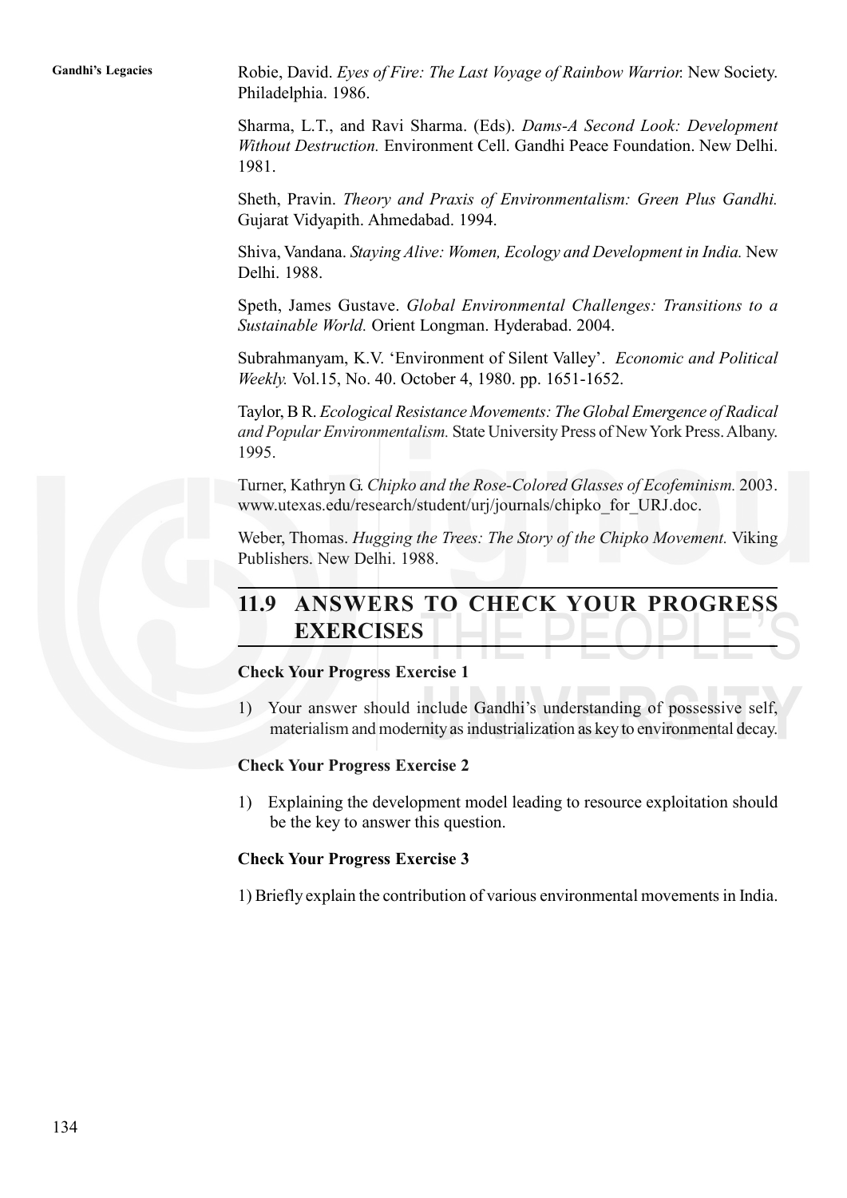Robie, David. *Eyes of Fire: The Last Voyage of Rainbow Warrior.* New Society. Philadelphia. 1986.

Sharma, L.T., and Ravi Sharma. (Eds). *Dams-A Second Look: Development Without Destruction.* Environment Cell. Gandhi Peace Foundation. New Delhi. 1981.

Sheth, Pravin. *Theory and Praxis of Environmentalism: Green Plus Gandhi.* Gujarat Vidyapith. Ahmedabad. 1994.

Shiva, Vandana. *Staying Alive: Women, Ecology and Development in India.* New Delhi. 1988.

Speth, James Gustave. *Global Environmental Challenges: Transitions to a Sustainable World.* Orient Longman. Hyderabad. 2004.

Subrahmanyam, K.V. 'Environment of Silent Valley'. *Economic and Political Weekly.* Vol.15, No. 40. October 4, 1980. pp. 1651-1652.

Taylor, B R. *Ecological Resistance Movements: The Global Emergence of Radical and Popular Environmentalism.* State University Press of New York Press. Albany. 1995.

Turner, Kathryn G. *Chipko and the Rose-Colored Glasses of Ecofeminism.* 2003. www.utexas.edu/research/student/urj/journals/chipko_for_URJ.doc.

Weber, Thomas. *Hugging the Trees: The Story of the Chipko Movement.* Viking Publishers. New Delhi. 1988.

## 11.9 ANSWERS TO CHECK YOUR PROGRESS EXERCISES

**Check Your Progress Exercise 1**

1) Your answer should include Gandhi's understanding of possessive self, materialism and modernity as industrialization as key to environmental decay.

**Check Your Progress Exercise 2**

1) Explaining the development model leading to resource exploitation should be the key to answer this question.

**Check Your Progress Exercise 3**

1) Briefly explain the contribution of various environmental movements in India.